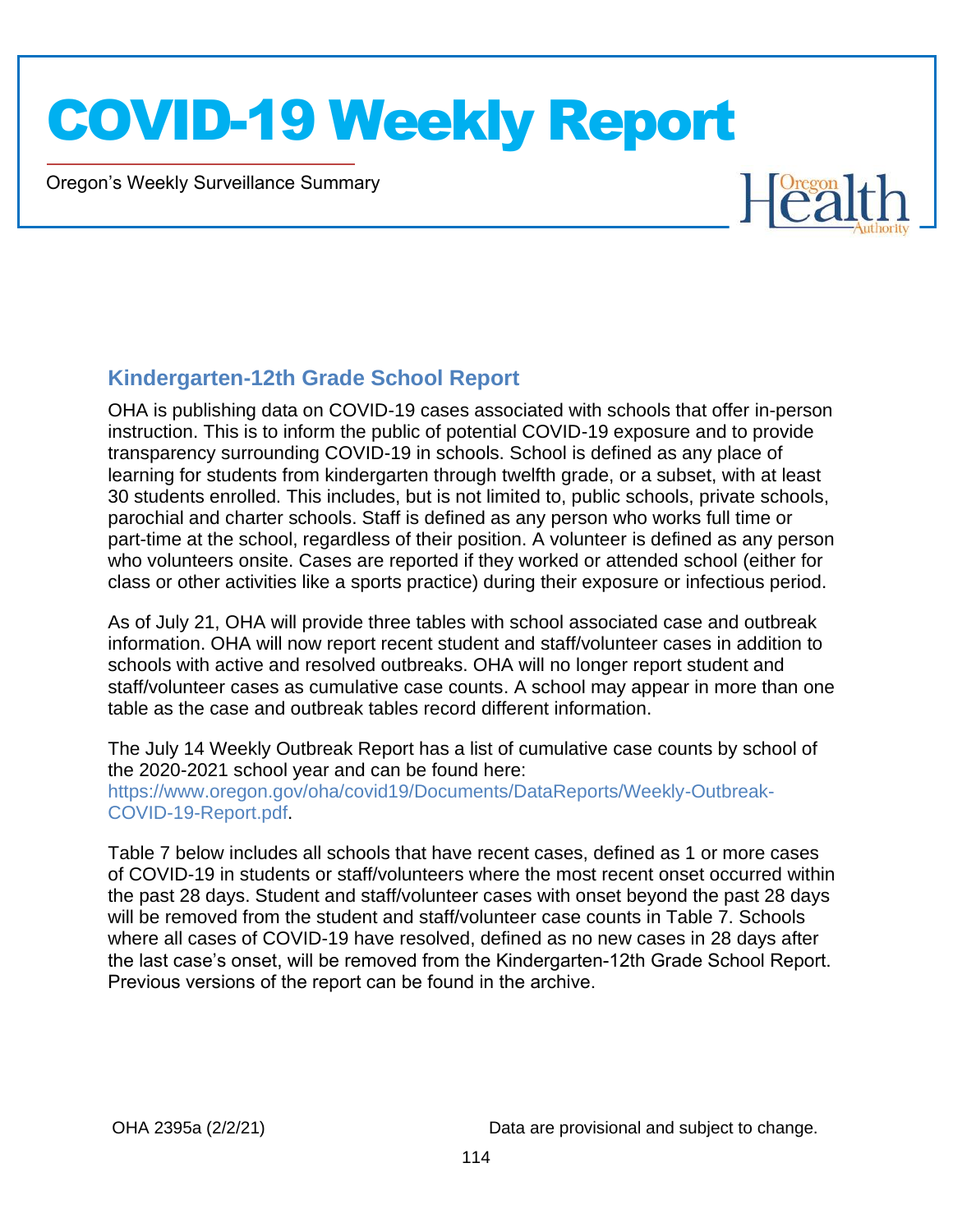## Kindergarten-12th Grade School Report

OHA is publishing data on COVID-19 cases associated with schools that offer in-person instruction. This is to inform the public of potential COVID-19 exposure and to provide transparency surrounding COVID-19 in schools. School is defined as any place of learning for students from kindergarten through twelfth grade, or a subset, with at least 30 students enrolled. This includes, but is not limited to, public schools, private schools, parochial and charter schools. Staff is defined as any person who works full time or part-time at the school, regardless of their position. A volunteer is defined as any person who volunteers onsite. Cases are reported if they worked or attended school (either for class or other activities like a sports practice) during their exposure or infectious period.

As of July 21, OHA will provide three tables with school associated case and outbreak information. OHA will now report recent student and staff/volunteer cases in addition to schools with active and resolved outbreaks. OHA will no longer report student and staff/volunteer cases as cumulative case counts. A school may appear in more than one table as the case and outbreak tables record different information.

The July 14 Weekly Outbreak Report has a list of cumulative case counts by school of the 2020-2021 school year and can be found here: https://www.oregon.gov/oha/covid19/Documents/DataReports/Weekly-Outbreak-COVID-19-Report.pdf.

Table 7 below includes all schools that have recent cases, defined as 1 or more cases of COVID-19 in students or staff/volunteers where the most recent onset occurred within the past 28 days. Student and staff/volunteer cases with onset beyond the past 28 days will be removed from the student and staff/volunteer case counts in Table 7. Schools where all cases of COVID-19 have resolved, defined as no new cases in 28 days after the last case's onset, will be removed from the Kindergarten-12th Grade School Report. Previous versions of the report can be found in the archive.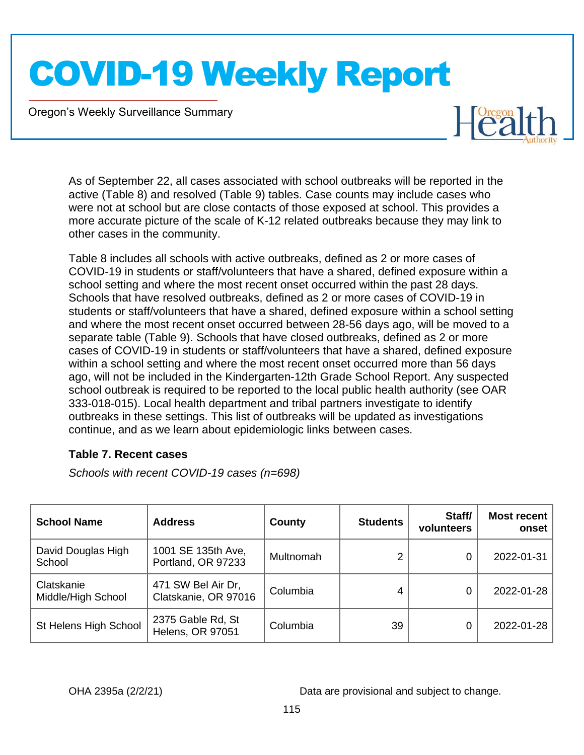As of September 22, all cases associated with school outbreaks will be reported in the active (Table 8) and resolved (Table 9) tables. Case counts may include cases who were not at school but are close contacts of those exposed at school. This provides a more accurate picture of the scale of K-12 related outbreaks because they may link to other cases in the community.

Table 8 includes all schools with active outbreaks, defined as 2 or more cases of COVID-19 in students or staff/volunteers that have a shared, defined exposure within a school setting and where the most recent onset occurred within the past 28 days. Schools that have resolved outbreaks, defined as 2 or more cases of COVID-19 in students or staff/volunteers that have a shared, defined exposure within a school setting and where the most recent onset occurred between 28-56 days ago, will be moved to a separate table (Table 9). Schools that have closed outbreaks, defined as 2 or more cases of COVID-19 in students or staff/volunteers that have a shared, defined exposure within a school setting and where the most recent onset occurred more than 56 days ago, will not be included in the Kindergarten-12th Grade School Report. Any suspected school outbreak is required to be reported to the local public health authority (see OAR 333-018-015). Local health department and tribal partners investigate to identify outbreaks in these settings. This list of outbreaks will be updated as investigations continue, and as we learn about epidemiologic links between cases.

**Table 7. Recent cases**

*Schools with recent COVID-19 cases (n=698)*

| School Name | Address | County | Students | Staff/ volunteers | Most recent onset |
|---|---|---|---|---|---|
| David Douglas High School | 1001 SE 135th Ave, Portland, OR 97233 | Multnomah | 2 | 0 | 2022-01-31 |
| Clatskanie Middle/High School | 471 SW Bel Air Dr, Clatskanie, OR 97016 | Columbia | 4 | 0 | 2022-01-28 |
| St Helens High School | 2375 Gable Rd, St Helens, OR 97051 | Columbia | 39 | 0 | 2022-01-28 |

OHA 2395a (2/2/21) Data are provisional and subject to change.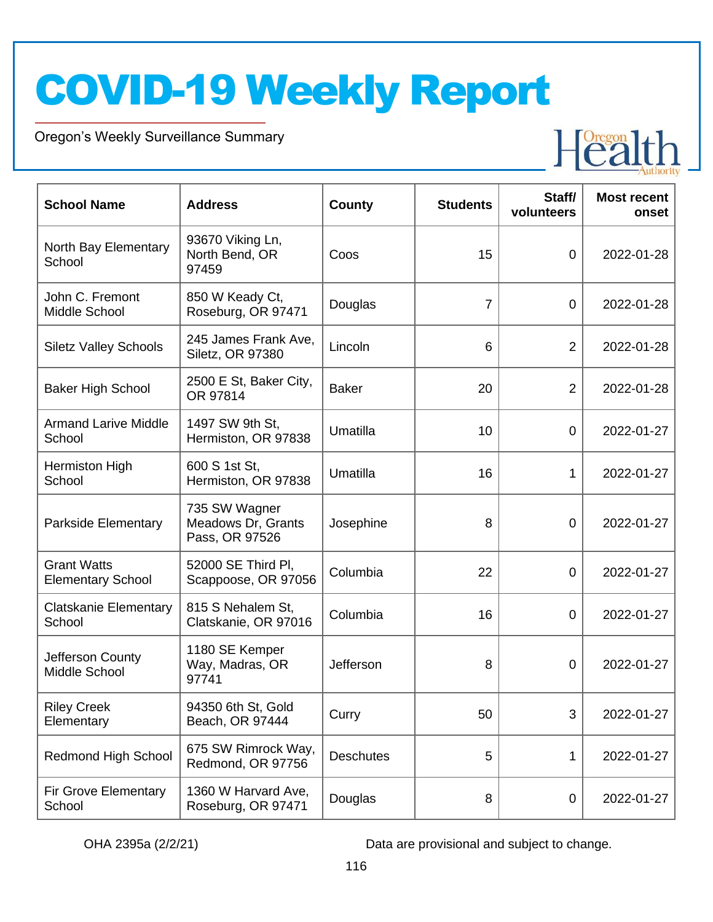# COVID-19 Weekly Report

Oregon's Weekly Surveillance Summary

| School Name | Address | County | Students | Staff/ volunteers | Most recent onset |
|---|---|---|---|---|---|
| North Bay Elementary School | 93670 Viking Ln, North Bend, OR 97459 | Coos | 15 | 0 | 2022-01-28 |
| John C. Fremont Middle School | 850 W Keady Ct, Roseburg, OR 97471 | Douglas | 7 | 0 | 2022-01-28 |
| Siletz Valley Schools | 245 James Frank Ave, Siletz, OR 97380 | Lincoln | 6 | 2 | 2022-01-28 |
| Baker High School | 2500 E St, Baker City, OR 97814 | Baker | 20 | 2 | 2022-01-28 |
| Armand Larive Middle School | 1497 SW 9th St, Hermiston, OR 97838 | Umatilla | 10 | 0 | 2022-01-27 |
| Hermiston High School | 600 S 1st St, Hermiston, OR 97838 | Umatilla | 16 | 1 | 2022-01-27 |
| Parkside Elementary | 735 SW Wagner Meadows Dr, Grants Pass, OR 97526 | Josephine | 8 | 0 | 2022-01-27 |
| Grant Watts Elementary School | 52000 SE Third Pl, Scappoose, OR 97056 | Columbia | 22 | 0 | 2022-01-27 |
| Clatskanie Elementary School | 815 S Nehalem St, Clatskanie, OR 97016 | Columbia | 16 | 0 | 2022-01-27 |
| Jefferson County Middle School | 1180 SE Kemper Way, Madras, OR 97741 | Jefferson | 8 | 0 | 2022-01-27 |
| Riley Creek Elementary | 94350 6th St, Gold Beach, OR 97444 | Curry | 50 | 3 | 2022-01-27 |
| Redmond High School | 675 SW Rimrock Way, Redmond, OR 97756 | Deschutes | 5 | 1 | 2022-01-27 |
| Fir Grove Elementary School | 1360 W Harvard Ave, Roseburg, OR 97471 | Douglas | 8 | 0 | 2022-01-27 |

OHA 2395a (2/2/21)

Data are provisional and subject to change.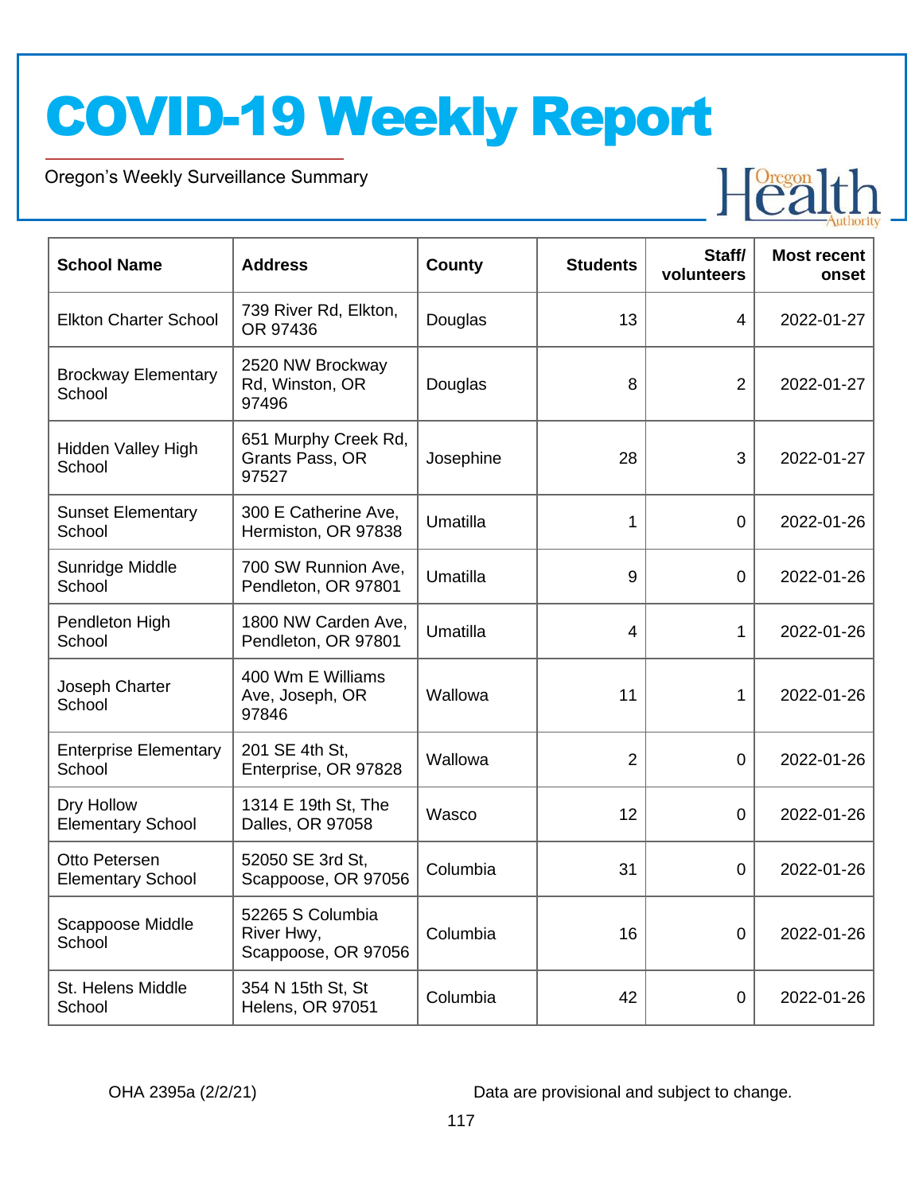# COVID-19 Weekly Report

Oregon's Weekly Surveillance Summary

| School Name | Address | County | Students | Staff/ volunteers | Most recent onset |
|---|---|---|---|---|---|
| Elkton Charter School | 739 River Rd, Elkton, OR 97436 | Douglas | 13 | 4 | 2022-01-27 |
| Brockway Elementary School | 2520 NW Brockway Rd, Winston, OR 97496 | Douglas | 8 | 2 | 2022-01-27 |
| Hidden Valley High School | 651 Murphy Creek Rd, Grants Pass, OR 97527 | Josephine | 28 | 3 | 2022-01-27 |
| Sunset Elementary School | 300 E Catherine Ave, Hermiston, OR 97838 | Umatilla | 1 | 0 | 2022-01-26 |
| Sunridge Middle School | 700 SW Runnion Ave, Pendleton, OR 97801 | Umatilla | 9 | 0 | 2022-01-26 |
| Pendleton High School | 1800 NW Carden Ave, Pendleton, OR 97801 | Umatilla | 4 | 1 | 2022-01-26 |
| Joseph Charter School | 400 Wm E Williams Ave, Joseph, OR 97846 | Wallowa | 11 | 1 | 2022-01-26 |
| Enterprise Elementary School | 201 SE 4th St, Enterprise, OR 97828 | Wallowa | 2 | 0 | 2022-01-26 |
| Dry Hollow Elementary School | 1314 E 19th St, The Dalles, OR 97058 | Wasco | 12 | 0 | 2022-01-26 |
| Otto Petersen Elementary School | 52050 SE 3rd St, Scappoose, OR 97056 | Columbia | 31 | 0 | 2022-01-26 |
| Scappoose Middle School | 52265 S Columbia River Hwy, Scappoose, OR 97056 | Columbia | 16 | 0 | 2022-01-26 |
| St. Helens Middle School | 354 N 15th St, St Helens, OR 97051 | Columbia | 42 | 0 | 2022-01-26 |

OHA 2395a (2/2/21)

Data are provisional and subject to change.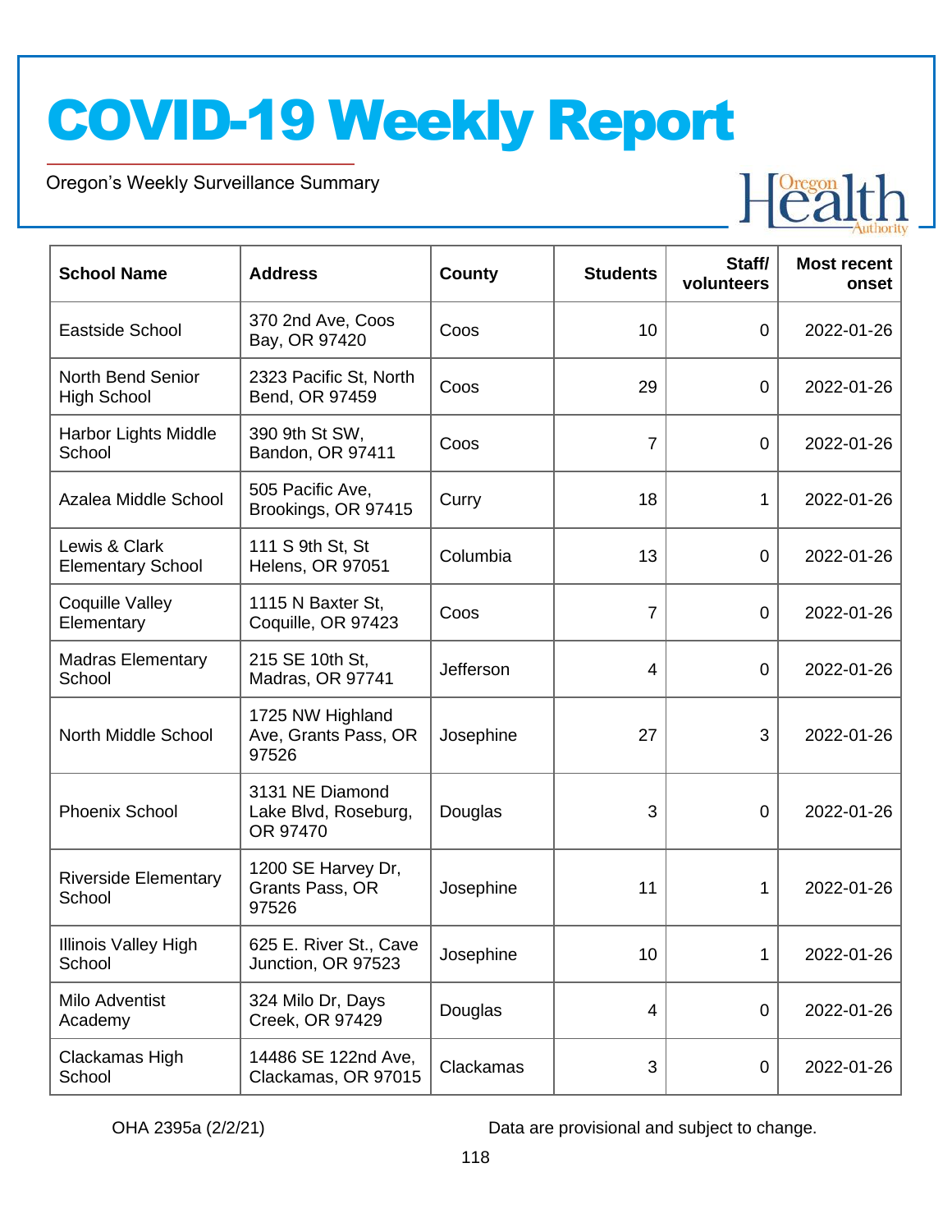# COVID-19 Weekly Report

Oregon's Weekly Surveillance Summary

| School Name | Address | County | Students | Staff/ volunteers | Most recent onset |
|---|---|---|---|---|---|
| Eastside School | 370 2nd Ave, Coos Bay, OR 97420 | Coos | 10 | 0 | 2022-01-26 |
| North Bend Senior High School | 2323 Pacific St, North Bend, OR 97459 | Coos | 29 | 0 | 2022-01-26 |
| Harbor Lights Middle School | 390 9th St SW, Bandon, OR 97411 | Coos | 7 | 0 | 2022-01-26 |
| Azalea Middle School | 505 Pacific Ave, Brookings, OR 97415 | Curry | 18 | 1 | 2022-01-26 |
| Lewis & Clark Elementary School | 111 S 9th St, St Helens, OR 97051 | Columbia | 13 | 0 | 2022-01-26 |
| Coquille Valley Elementary | 1115 N Baxter St, Coquille, OR 97423 | Coos | 7 | 0 | 2022-01-26 |
| Madras Elementary School | 215 SE 10th St, Madras, OR 97741 | Jefferson | 4 | 0 | 2022-01-26 |
| North Middle School | 1725 NW Highland Ave, Grants Pass, OR 97526 | Josephine | 27 | 3 | 2022-01-26 |
| Phoenix School | 3131 NE Diamond Lake Blvd, Roseburg, OR 97470 | Douglas | 3 | 0 | 2022-01-26 |
| Riverside Elementary School | 1200 SE Harvey Dr, Grants Pass, OR 97526 | Josephine | 11 | 1 | 2022-01-26 |
| Illinois Valley High School | 625 E. River St., Cave Junction, OR 97523 | Josephine | 10 | 1 | 2022-01-26 |
| Milo Adventist Academy | 324 Milo Dr, Days Creek, OR 97429 | Douglas | 4 | 0 | 2022-01-26 |
| Clackamas High School | 14486 SE 122nd Ave, Clackamas, OR 97015 | Clackamas | 3 | 0 | 2022-01-26 |

OHA 2395a (2/2/21)

Data are provisional and subject to change.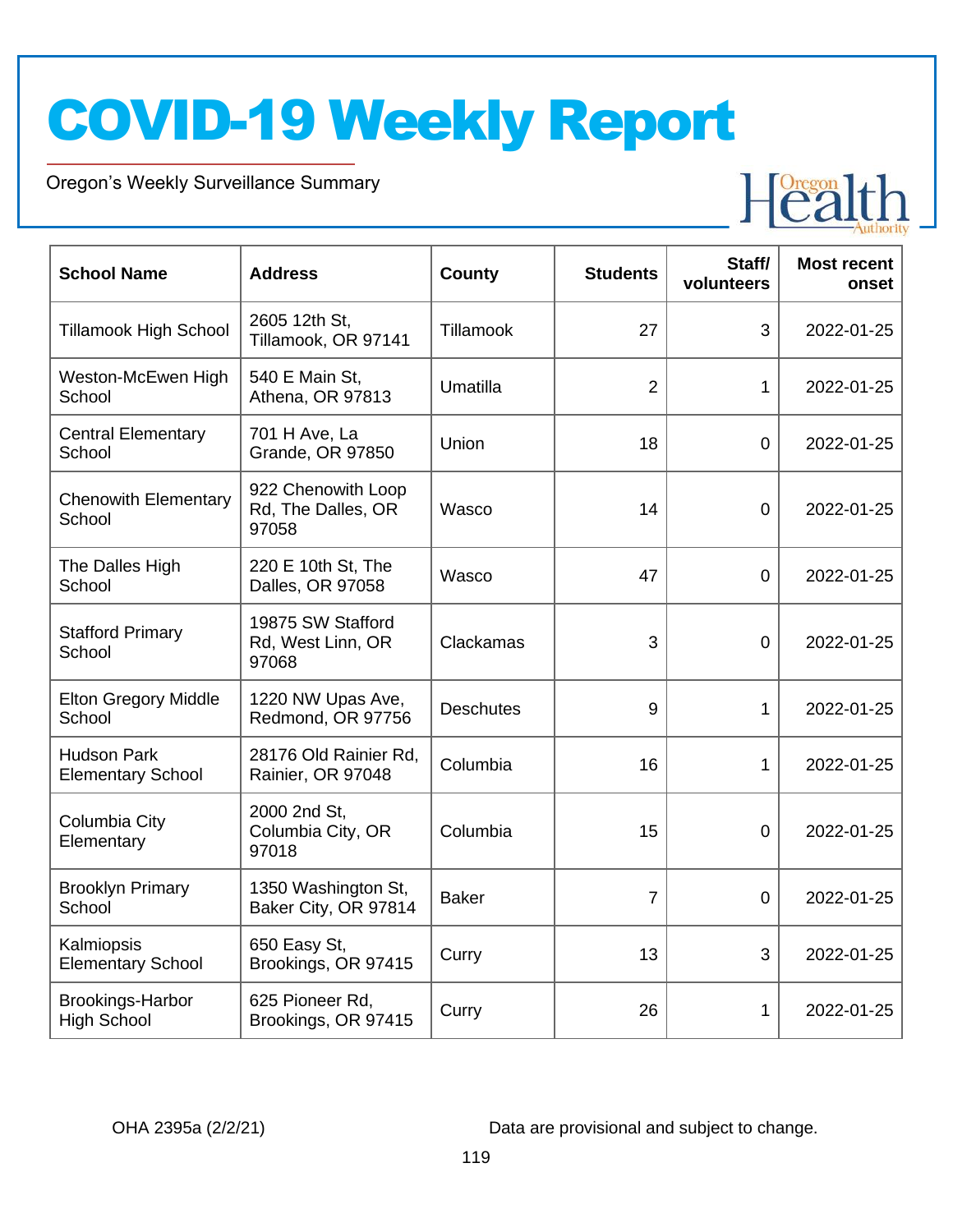# COVID-19 Weekly Report

Oregon's Weekly Surveillance Summary

| School Name | Address | County | Students | Staff/ volunteers | Most recent onset |
|---|---|---|---|---|---|
| Tillamook High School | 2605 12th St, Tillamook, OR 97141 | Tillamook | 27 | 3 | 2022-01-25 |
| Weston-McEwen High School | 540 E Main St, Athena, OR 97813 | Umatilla | 2 | 1 | 2022-01-25 |
| Central Elementary School | 701 H Ave, La Grande, OR 97850 | Union | 18 | 0 | 2022-01-25 |
| Chenowith Elementary School | 922 Chenowith Loop Rd, The Dalles, OR 97058 | Wasco | 14 | 0 | 2022-01-25 |
| The Dalles High School | 220 E 10th St, The Dalles, OR 97058 | Wasco | 47 | 0 | 2022-01-25 |
| Stafford Primary School | 19875 SW Stafford Rd, West Linn, OR 97068 | Clackamas | 3 | 0 | 2022-01-25 |
| Elton Gregory Middle School | 1220 NW Upas Ave, Redmond, OR 97756 | Deschutes | 9 | 1 | 2022-01-25 |
| Hudson Park Elementary School | 28176 Old Rainier Rd, Rainier, OR 97048 | Columbia | 16 | 1 | 2022-01-25 |
| Columbia City Elementary | 2000 2nd St, Columbia City, OR 97018 | Columbia | 15 | 0 | 2022-01-25 |
| Brooklyn Primary School | 1350 Washington St, Baker City, OR 97814 | Baker | 7 | 0 | 2022-01-25 |
| Kalmiopsis Elementary School | 650 Easy St, Brookings, OR 97415 | Curry | 13 | 3 | 2022-01-25 |
| Brookings-Harbor High School | 625 Pioneer Rd, Brookings, OR 97415 | Curry | 26 | 1 | 2022-01-25 |

OHA 2395a (2/2/21)

Data are provisional and subject to change.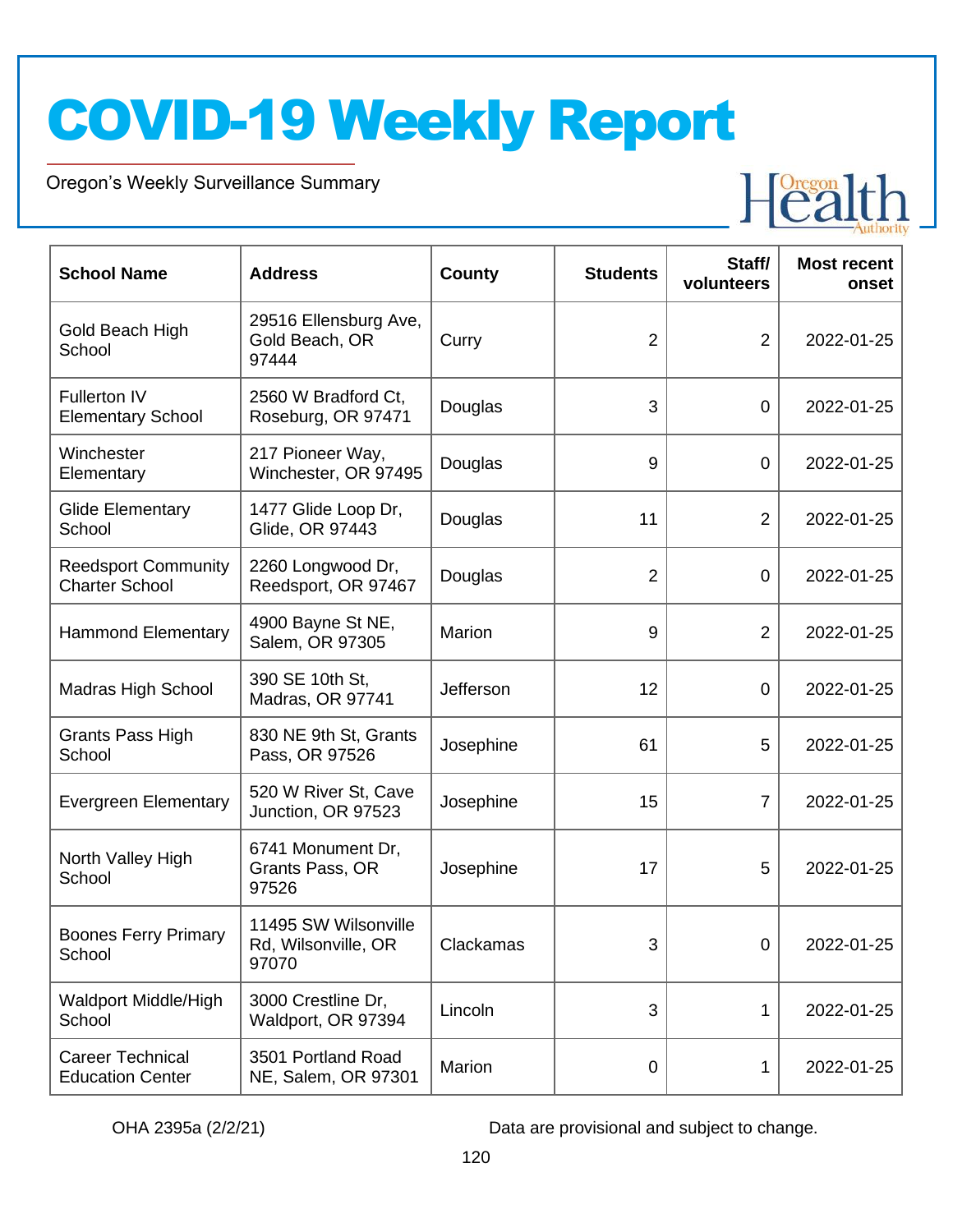# COVID-19 Weekly Report

Oregon's Weekly Surveillance Summary

| School Name | Address | County | Students | Staff/ volunteers | Most recent onset |
|---|---|---|---|---|---|
| Gold Beach High School | 29516 Ellensburg Ave, Gold Beach, OR 97444 | Curry | 2 | 2 | 2022-01-25 |
| Fullerton IV Elementary School | 2560 W Bradford Ct, Roseburg, OR 97471 | Douglas | 3 | 0 | 2022-01-25 |
| Winchester Elementary | 217 Pioneer Way, Winchester, OR 97495 | Douglas | 9 | 0 | 2022-01-25 |
| Glide Elementary School | 1477 Glide Loop Dr, Glide, OR 97443 | Douglas | 11 | 2 | 2022-01-25 |
| Reedsport Community Charter School | 2260 Longwood Dr, Reedsport, OR 97467 | Douglas | 2 | 0 | 2022-01-25 |
| Hammond Elementary | 4900 Bayne St NE, Salem, OR 97305 | Marion | 9 | 2 | 2022-01-25 |
| Madras High School | 390 SE 10th St, Madras, OR 97741 | Jefferson | 12 | 0 | 2022-01-25 |
| Grants Pass High School | 830 NE 9th St, Grants Pass, OR 97526 | Josephine | 61 | 5 | 2022-01-25 |
| Evergreen Elementary | 520 W River St, Cave Junction, OR 97523 | Josephine | 15 | 7 | 2022-01-25 |
| North Valley High School | 6741 Monument Dr, Grants Pass, OR 97526 | Josephine | 17 | 5 | 2022-01-25 |
| Boones Ferry Primary School | 11495 SW Wilsonville Rd, Wilsonville, OR 97070 | Clackamas | 3 | 0 | 2022-01-25 |
| Waldport Middle/High School | 3000 Crestline Dr, Waldport, OR 97394 | Lincoln | 3 | 1 | 2022-01-25 |
| Career Technical Education Center | 3501 Portland Road NE, Salem, OR 97301 | Marion | 0 | 1 | 2022-01-25 |

OHA 2395a (2/2/21)

Data are provisional and subject to change.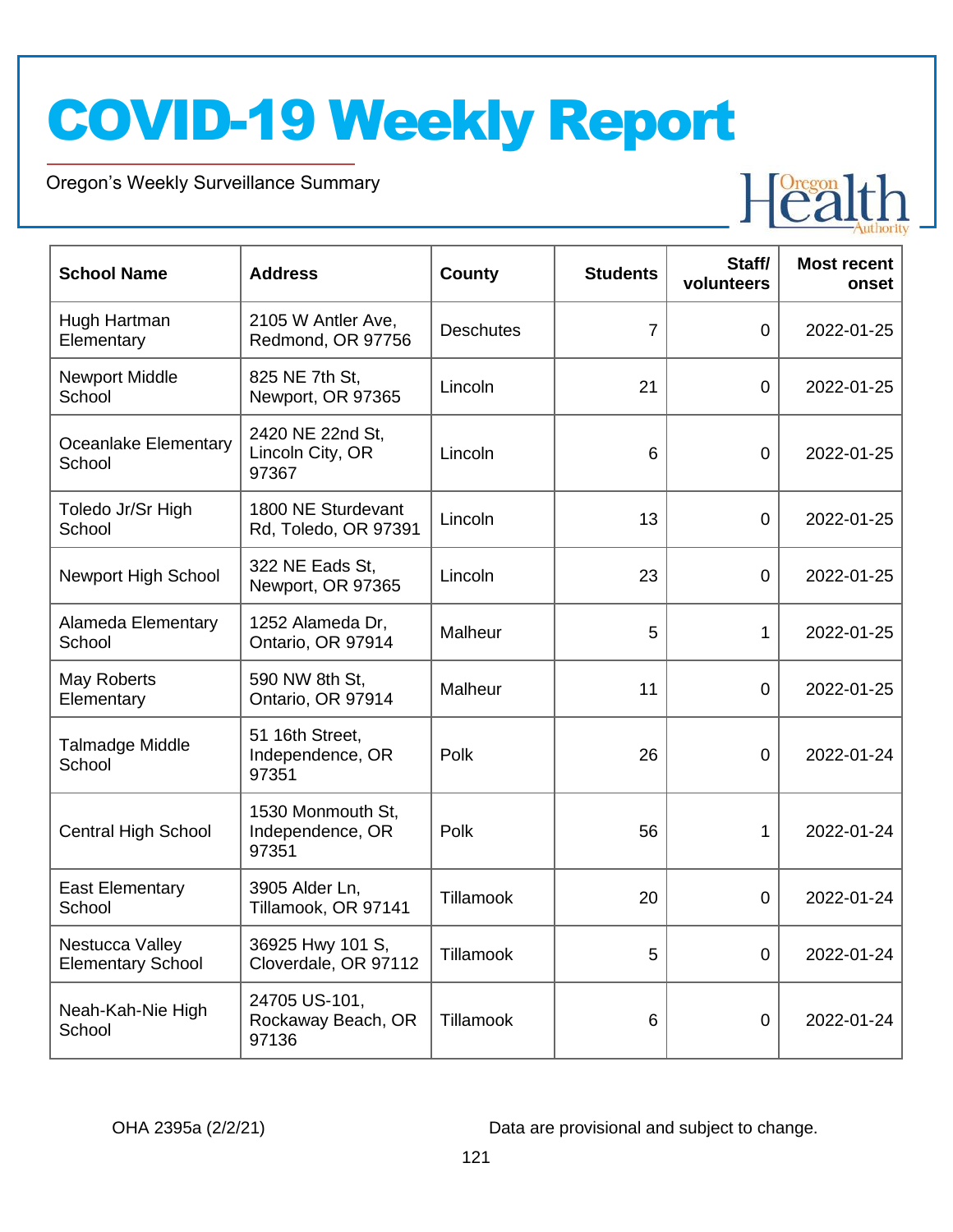# COVID-19 Weekly Report

Oregon's Weekly Surveillance Summary

| School Name | Address | County | Students | Staff/ volunteers | Most recent onset |
|---|---|---|---|---|---|
| Hugh Hartman Elementary | 2105 W Antler Ave, Redmond, OR 97756 | Deschutes | 7 | 0 | 2022-01-25 |
| Newport Middle School | 825 NE 7th St, Newport, OR 97365 | Lincoln | 21 | 0 | 2022-01-25 |
| Oceanlake Elementary School | 2420 NE 22nd St, Lincoln City, OR 97367 | Lincoln | 6 | 0 | 2022-01-25 |
| Toledo Jr/Sr High School | 1800 NE Sturdevant Rd, Toledo, OR 97391 | Lincoln | 13 | 0 | 2022-01-25 |
| Newport High School | 322 NE Eads St, Newport, OR 97365 | Lincoln | 23 | 0 | 2022-01-25 |
| Alameda Elementary School | 1252 Alameda Dr, Ontario, OR 97914 | Malheur | 5 | 1 | 2022-01-25 |
| May Roberts Elementary | 590 NW 8th St, Ontario, OR 97914 | Malheur | 11 | 0 | 2022-01-25 |
| Talmadge Middle School | 51 16th Street, Independence, OR 97351 | Polk | 26 | 0 | 2022-01-24 |
| Central High School | 1530 Monmouth St, Independence, OR 97351 | Polk | 56 | 1 | 2022-01-24 |
| East Elementary School | 3905 Alder Ln, Tillamook, OR 97141 | Tillamook | 20 | 0 | 2022-01-24 |
| Nestucca Valley Elementary School | 36925 Hwy 101 S, Cloverdale, OR 97112 | Tillamook | 5 | 0 | 2022-01-24 |
| Neah-Kah-Nie High School | 24705 US-101, Rockaway Beach, OR 97136 | Tillamook | 6 | 0 | 2022-01-24 |

OHA 2395a (2/2/21)

Data are provisional and subject to change.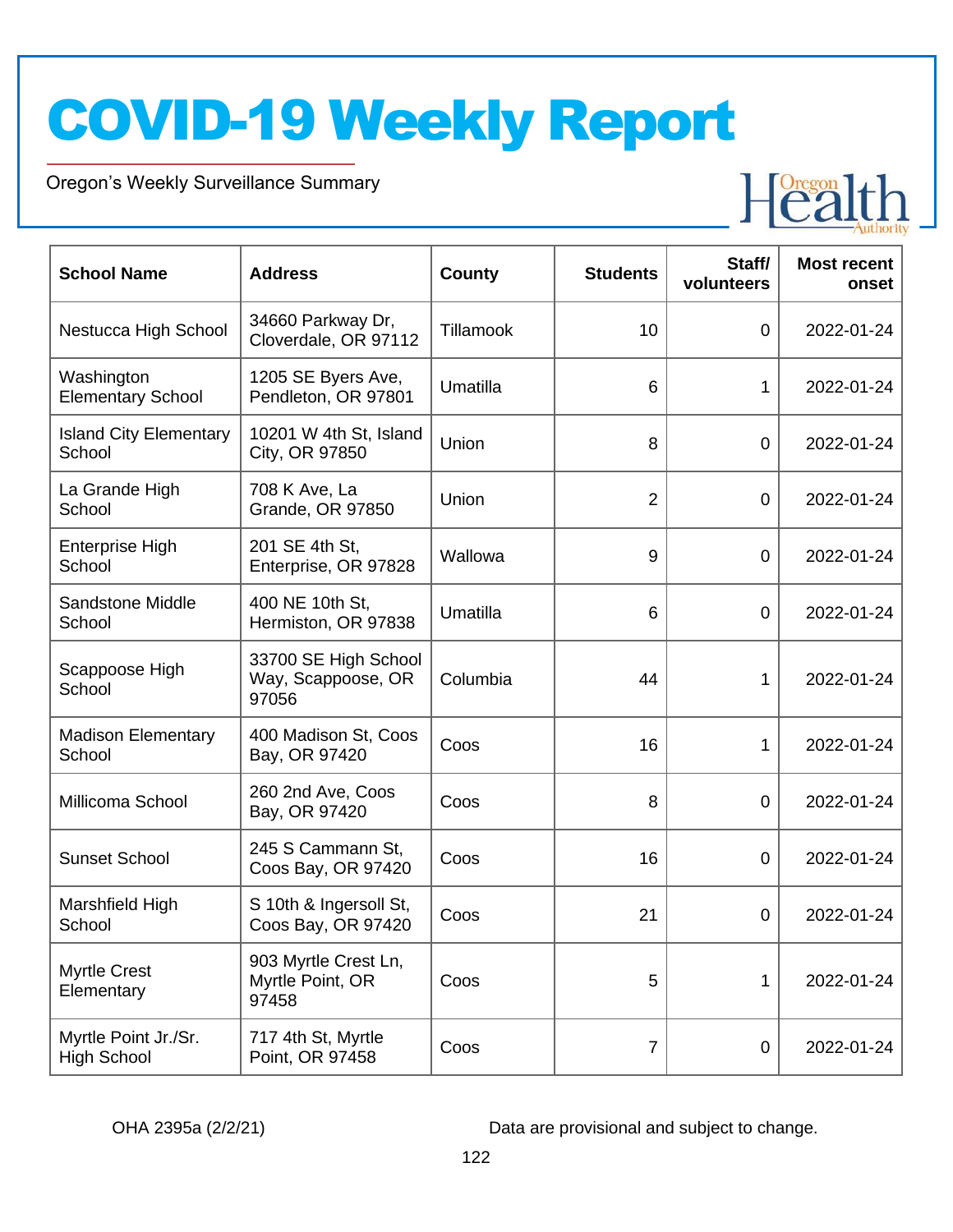# COVID-19 Weekly Report

Oregon's Weekly Surveillance Summary

| School Name | Address | County | Students | Staff/ volunteers | Most recent onset |
|---|---|---|---|---|---|
| Nestucca High School | 34660 Parkway Dr, Cloverdale, OR 97112 | Tillamook | 10 | 0 | 2022-01-24 |
| Washington Elementary School | 1205 SE Byers Ave, Pendleton, OR 97801 | Umatilla | 6 | 1 | 2022-01-24 |
| Island City Elementary School | 10201 W 4th St, Island City, OR 97850 | Union | 8 | 0 | 2022-01-24 |
| La Grande High School | 708 K Ave, La Grande, OR 97850 | Union | 2 | 0 | 2022-01-24 |
| Enterprise High School | 201 SE 4th St, Enterprise, OR 97828 | Wallowa | 9 | 0 | 2022-01-24 |
| Sandstone Middle School | 400 NE 10th St, Hermiston, OR 97838 | Umatilla | 6 | 0 | 2022-01-24 |
| Scappoose High School | 33700 SE High School Way, Scappoose, OR 97056 | Columbia | 44 | 1 | 2022-01-24 |
| Madison Elementary School | 400 Madison St, Coos Bay, OR 97420 | Coos | 16 | 1 | 2022-01-24 |
| Millicoma School | 260 2nd Ave, Coos Bay, OR 97420 | Coos | 8 | 0 | 2022-01-24 |
| Sunset School | 245 S Cammann St, Coos Bay, OR 97420 | Coos | 16 | 0 | 2022-01-24 |
| Marshfield High School | S 10th & Ingersoll St, Coos Bay, OR 97420 | Coos | 21 | 0 | 2022-01-24 |
| Myrtle Crest Elementary | 903 Myrtle Crest Ln, Myrtle Point, OR 97458 | Coos | 5 | 1 | 2022-01-24 |
| Myrtle Point Jr./Sr. High School | 717 4th St, Myrtle Point, OR 97458 | Coos | 7 | 0 | 2022-01-24 |

OHA 2395a (2/2/21)

Data are provisional and subject to change.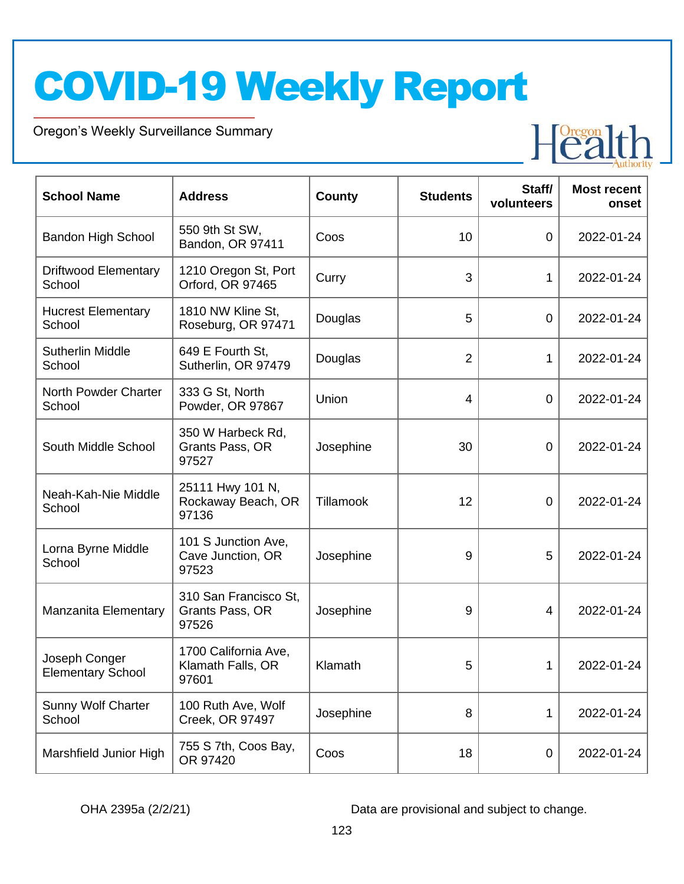# COVID-19 Weekly Report

Oregon's Weekly Surveillance Summary

| School Name | Address | County | Students | Staff/ volunteers | Most recent onset |
|---|---|---|---|---|---|
| Bandon High School | 550 9th St SW, Bandon, OR 97411 | Coos | 10 | 0 | 2022-01-24 |
| Driftwood Elementary School | 1210 Oregon St, Port Orford, OR 97465 | Curry | 3 | 1 | 2022-01-24 |
| Hucrest Elementary School | 1810 NW Kline St, Roseburg, OR 97471 | Douglas | 5 | 0 | 2022-01-24 |
| Sutherlin Middle School | 649 E Fourth St, Sutherlin, OR 97479 | Douglas | 2 | 1 | 2022-01-24 |
| North Powder Charter School | 333 G St, North Powder, OR 97867 | Union | 4 | 0 | 2022-01-24 |
| South Middle School | 350 W Harbeck Rd, Grants Pass, OR 97527 | Josephine | 30 | 0 | 2022-01-24 |
| Neah-Kah-Nie Middle School | 25111 Hwy 101 N, Rockaway Beach, OR 97136 | Tillamook | 12 | 0 | 2022-01-24 |
| Lorna Byrne Middle School | 101 S Junction Ave, Cave Junction, OR 97523 | Josephine | 9 | 5 | 2022-01-24 |
| Manzanita Elementary | 310 San Francisco St, Grants Pass, OR 97526 | Josephine | 9 | 4 | 2022-01-24 |
| Joseph Conger Elementary School | 1700 California Ave, Klamath Falls, OR 97601 | Klamath | 5 | 1 | 2022-01-24 |
| Sunny Wolf Charter School | 100 Ruth Ave, Wolf Creek, OR 97497 | Josephine | 8 | 1 | 2022-01-24 |
| Marshfield Junior High | 755 S 7th, Coos Bay, OR 97420 | Coos | 18 | 0 | 2022-01-24 |

OHA 2395a (2/2/21)

Data are provisional and subject to change.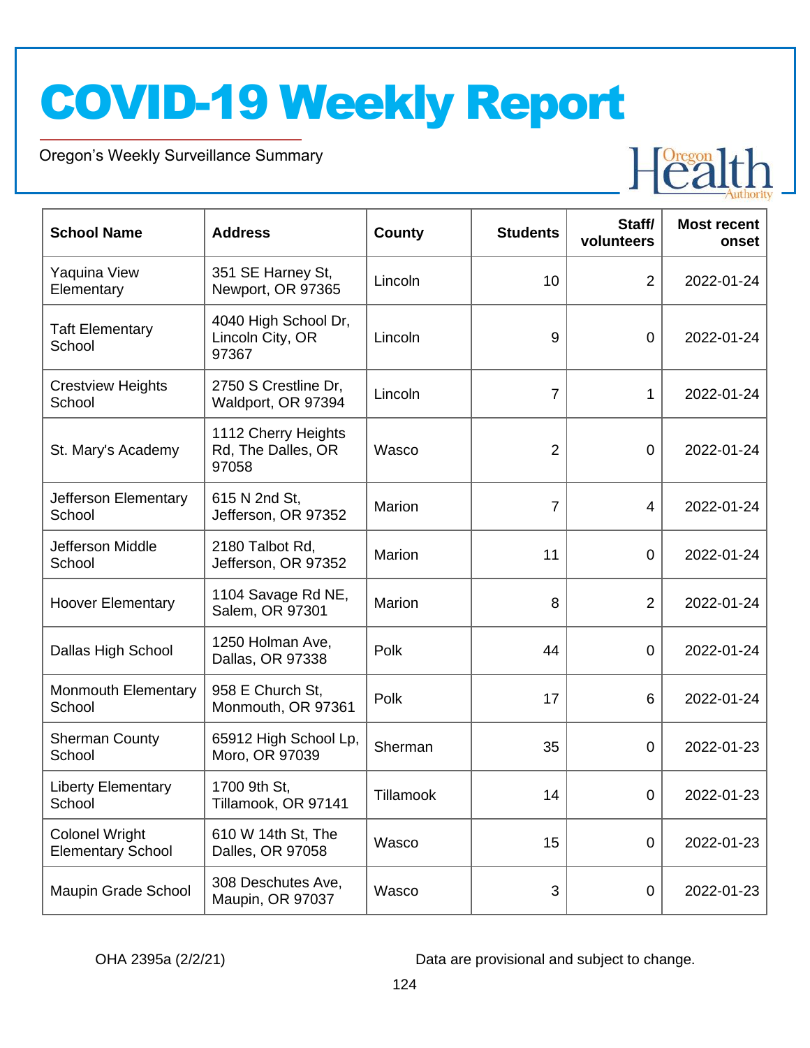# COVID-19 Weekly Report

Oregon's Weekly Surveillance Summary

| School Name | Address | County | Students | Staff/ volunteers | Most recent onset |
|---|---|---|---|---|---|
| Yaquina View Elementary | 351 SE Harney St, Newport, OR 97365 | Lincoln | 10 | 2 | 2022-01-24 |
| Taft Elementary School | 4040 High School Dr, Lincoln City, OR 97367 | Lincoln | 9 | 0 | 2022-01-24 |
| Crestview Heights School | 2750 S Crestline Dr, Waldport, OR 97394 | Lincoln | 7 | 1 | 2022-01-24 |
| St. Mary's Academy | 1112 Cherry Heights Rd, The Dalles, OR 97058 | Wasco | 2 | 0 | 2022-01-24 |
| Jefferson Elementary School | 615 N 2nd St, Jefferson, OR 97352 | Marion | 7 | 4 | 2022-01-24 |
| Jefferson Middle School | 2180 Talbot Rd, Jefferson, OR 97352 | Marion | 11 | 0 | 2022-01-24 |
| Hoover Elementary | 1104 Savage Rd NE, Salem, OR 97301 | Marion | 8 | 2 | 2022-01-24 |
| Dallas High School | 1250 Holman Ave, Dallas, OR 97338 | Polk | 44 | 0 | 2022-01-24 |
| Monmouth Elementary School | 958 E Church St, Monmouth, OR 97361 | Polk | 17 | 6 | 2022-01-24 |
| Sherman County School | 65912 High School Lp, Moro, OR 97039 | Sherman | 35 | 0 | 2022-01-23 |
| Liberty Elementary School | 1700 9th St, Tillamook, OR 97141 | Tillamook | 14 | 0 | 2022-01-23 |
| Colonel Wright Elementary School | 610 W 14th St, The Dalles, OR 97058 | Wasco | 15 | 0 | 2022-01-23 |
| Maupin Grade School | 308 Deschutes Ave, Maupin, OR 97037 | Wasco | 3 | 0 | 2022-01-23 |

OHA 2395a (2/2/21)

Data are provisional and subject to change.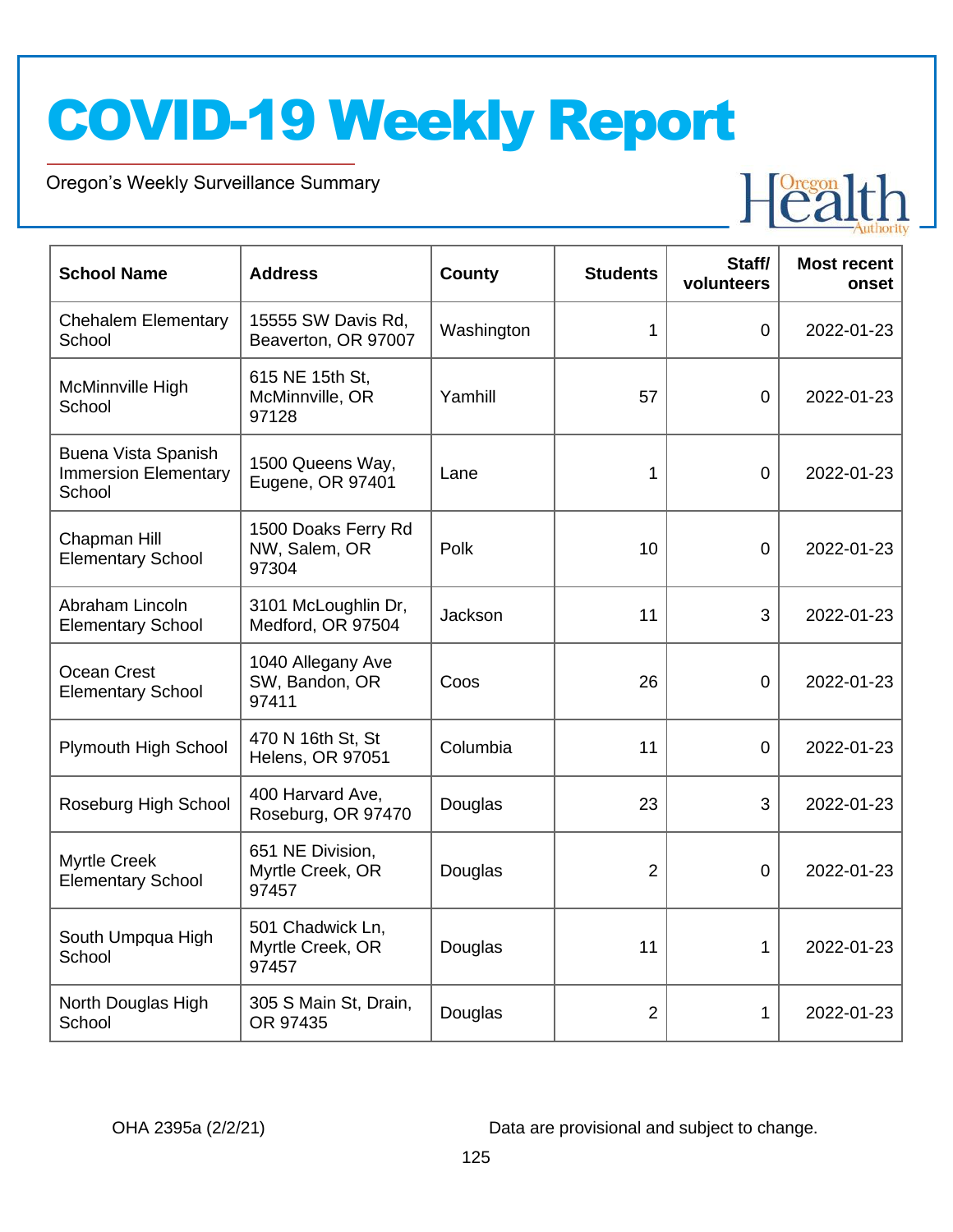# COVID-19 Weekly Report

Oregon's Weekly Surveillance Summary

| School Name | Address | County | Students | Staff/ volunteers | Most recent onset |
|---|---|---|---|---|---|
| Chehalem Elementary School | 15555 SW Davis Rd, Beaverton, OR 97007 | Washington | 1 | 0 | 2022-01-23 |
| McMinnville High School | 615 NE 15th St, McMinnville, OR 97128 | Yamhill | 57 | 0 | 2022-01-23 |
| Buena Vista Spanish Immersion Elementary School | 1500 Queens Way, Eugene, OR 97401 | Lane | 1 | 0 | 2022-01-23 |
| Chapman Hill Elementary School | 1500 Doaks Ferry Rd NW, Salem, OR 97304 | Polk | 10 | 0 | 2022-01-23 |
| Abraham Lincoln Elementary School | 3101 McLoughlin Dr, Medford, OR 97504 | Jackson | 11 | 3 | 2022-01-23 |
| Ocean Crest Elementary School | 1040 Allegany Ave SW, Bandon, OR 97411 | Coos | 26 | 0 | 2022-01-23 |
| Plymouth High School | 470 N 16th St, St Helens, OR 97051 | Columbia | 11 | 0 | 2022-01-23 |
| Roseburg High School | 400 Harvard Ave, Roseburg, OR 97470 | Douglas | 23 | 3 | 2022-01-23 |
| Myrtle Creek Elementary School | 651 NE Division, Myrtle Creek, OR 97457 | Douglas | 2 | 0 | 2022-01-23 |
| South Umpqua High School | 501 Chadwick Ln, Myrtle Creek, OR 97457 | Douglas | 11 | 1 | 2022-01-23 |
| North Douglas High School | 305 S Main St, Drain, OR 97435 | Douglas | 2 | 1 | 2022-01-23 |

OHA 2395a (2/2/21)

Data are provisional and subject to change.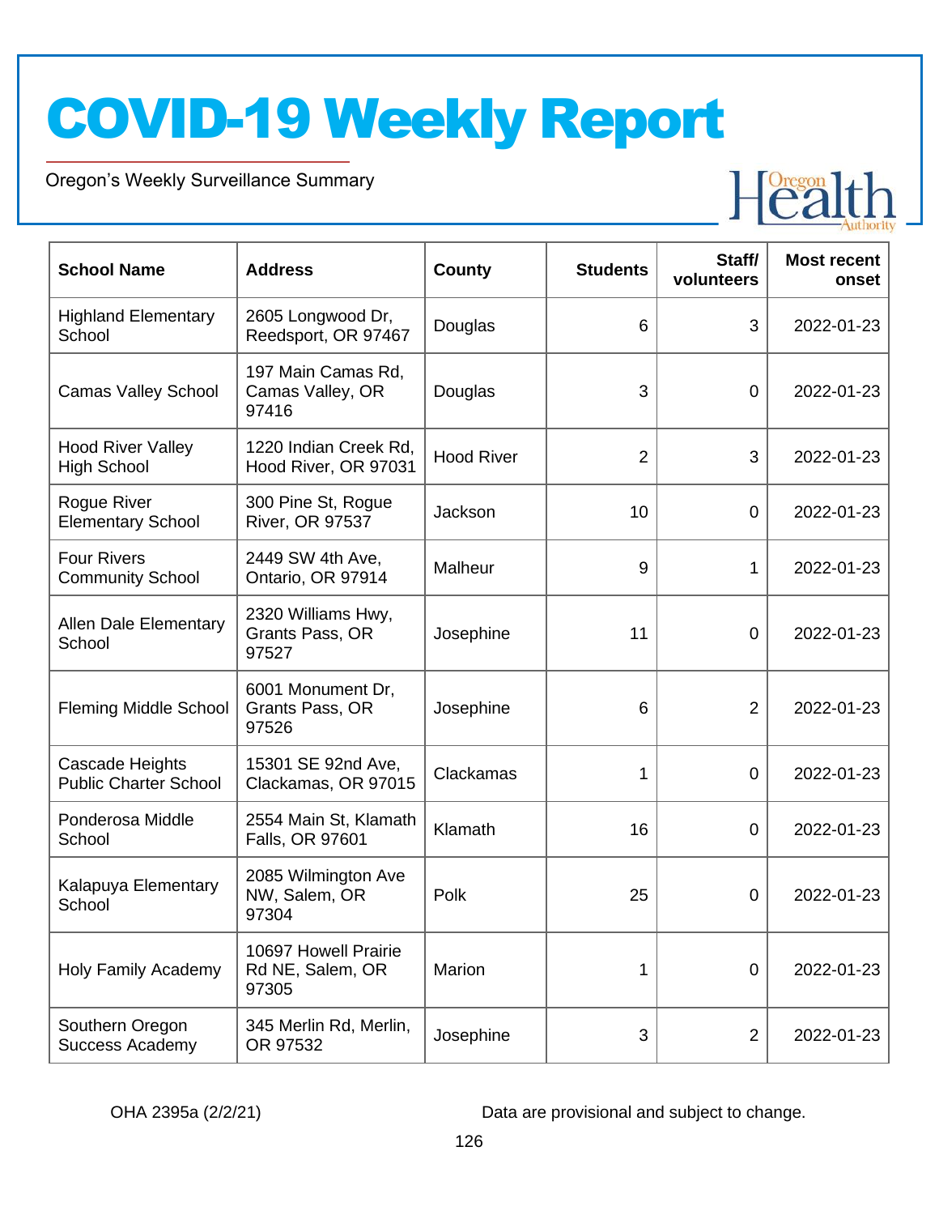# COVID-19 Weekly Report

Oregon's Weekly Surveillance Summary

| School Name | Address | County | Students | Staff/ volunteers | Most recent onset |
|---|---|---|---|---|---|
| Highland Elementary School | 2605 Longwood Dr, Reedsport, OR 97467 | Douglas | 6 | 3 | 2022-01-23 |
| Camas Valley School | 197 Main Camas Rd, Camas Valley, OR 97416 | Douglas | 3 | 0 | 2022-01-23 |
| Hood River Valley High School | 1220 Indian Creek Rd, Hood River, OR 97031 | Hood River | 2 | 3 | 2022-01-23 |
| Rogue River Elementary School | 300 Pine St, Rogue River, OR 97537 | Jackson | 10 | 0 | 2022-01-23 |
| Four Rivers Community School | 2449 SW 4th Ave, Ontario, OR 97914 | Malheur | 9 | 1 | 2022-01-23 |
| Allen Dale Elementary School | 2320 Williams Hwy, Grants Pass, OR 97527 | Josephine | 11 | 0 | 2022-01-23 |
| Fleming Middle School | 6001 Monument Dr, Grants Pass, OR 97526 | Josephine | 6 | 2 | 2022-01-23 |
| Cascade Heights Public Charter School | 15301 SE 92nd Ave, Clackamas, OR 97015 | Clackamas | 1 | 0 | 2022-01-23 |
| Ponderosa Middle School | 2554 Main St, Klamath Falls, OR 97601 | Klamath | 16 | 0 | 2022-01-23 |
| Kalapuya Elementary School | 2085 Wilmington Ave NW, Salem, OR 97304 | Polk | 25 | 0 | 2022-01-23 |
| Holy Family Academy | 10697 Howell Prairie Rd NE, Salem, OR 97305 | Marion | 1 | 0 | 2022-01-23 |
| Southern Oregon Success Academy | 345 Merlin Rd, Merlin, OR 97532 | Josephine | 3 | 2 | 2022-01-23 |

OHA 2395a (2/2/21)

Data are provisional and subject to change.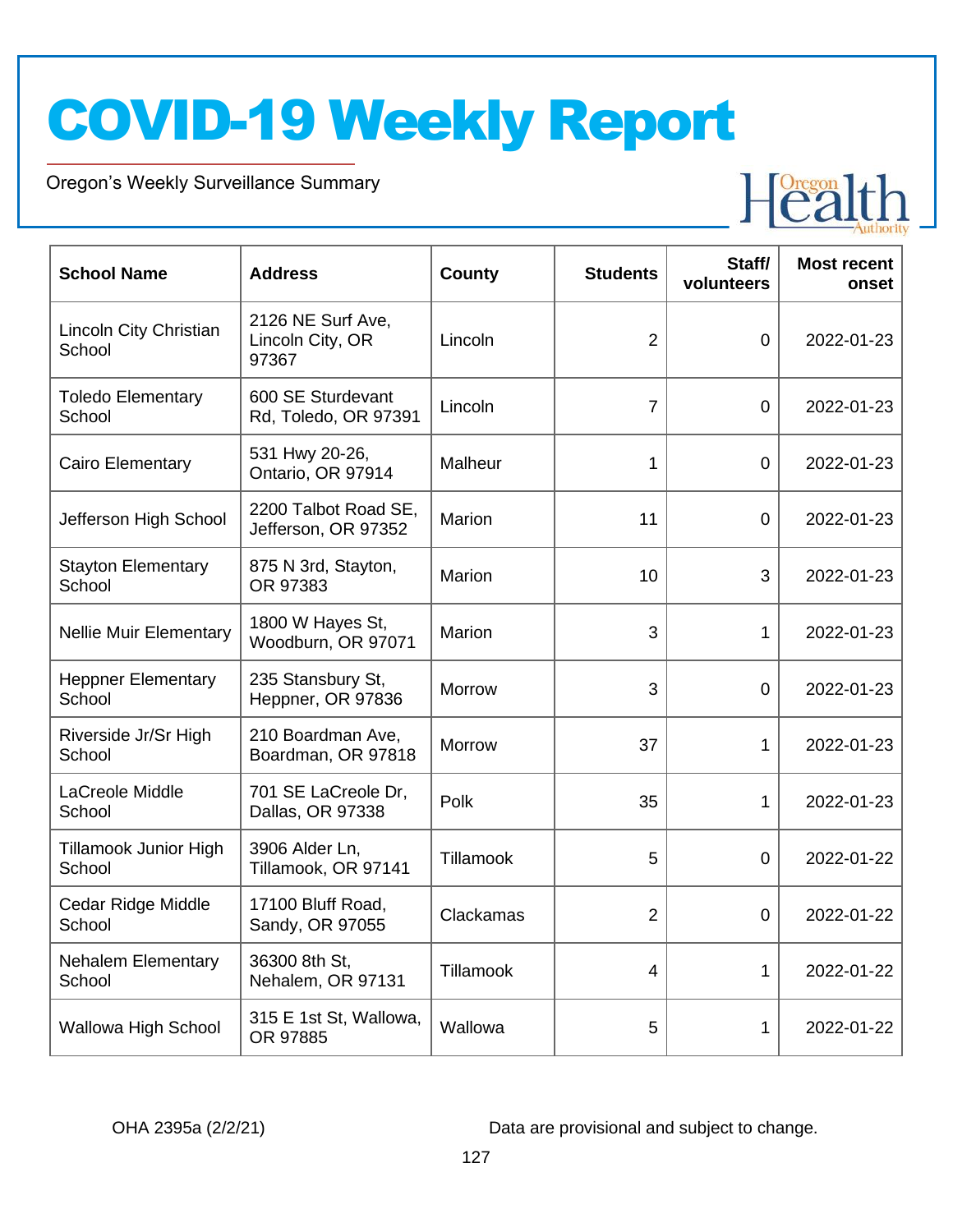# COVID-19 Weekly Report

Oregon's Weekly Surveillance Summary

| School Name | Address | County | Students | Staff/ volunteers | Most recent onset |
|---|---|---|---|---|---|
| Lincoln City Christian School | 2126 NE Surf Ave, Lincoln City, OR 97367 | Lincoln | 2 | 0 | 2022-01-23 |
| Toledo Elementary School | 600 SE Sturdevant Rd, Toledo, OR 97391 | Lincoln | 7 | 0 | 2022-01-23 |
| Cairo Elementary | 531 Hwy 20-26, Ontario, OR 97914 | Malheur | 1 | 0 | 2022-01-23 |
| Jefferson High School | 2200 Talbot Road SE, Jefferson, OR 97352 | Marion | 11 | 0 | 2022-01-23 |
| Stayton Elementary School | 875 N 3rd, Stayton, OR 97383 | Marion | 10 | 3 | 2022-01-23 |
| Nellie Muir Elementary | 1800 W Hayes St, Woodburn, OR 97071 | Marion | 3 | 1 | 2022-01-23 |
| Heppner Elementary School | 235 Stansbury St, Heppner, OR 97836 | Morrow | 3 | 0 | 2022-01-23 |
| Riverside Jr/Sr High School | 210 Boardman Ave, Boardman, OR 97818 | Morrow | 37 | 1 | 2022-01-23 |
| LaCreole Middle School | 701 SE LaCreole Dr, Dallas, OR 97338 | Polk | 35 | 1 | 2022-01-23 |
| Tillamook Junior High School | 3906 Alder Ln, Tillamook, OR 97141 | Tillamook | 5 | 0 | 2022-01-22 |
| Cedar Ridge Middle School | 17100 Bluff Road, Sandy, OR 97055 | Clackamas | 2 | 0 | 2022-01-22 |
| Nehalem Elementary School | 36300 8th St, Nehalem, OR 97131 | Tillamook | 4 | 1 | 2022-01-22 |
| Wallowa High School | 315 E 1st St, Wallowa, OR 97885 | Wallowa | 5 | 1 | 2022-01-22 |

OHA 2395a (2/2/21)

Data are provisional and subject to change.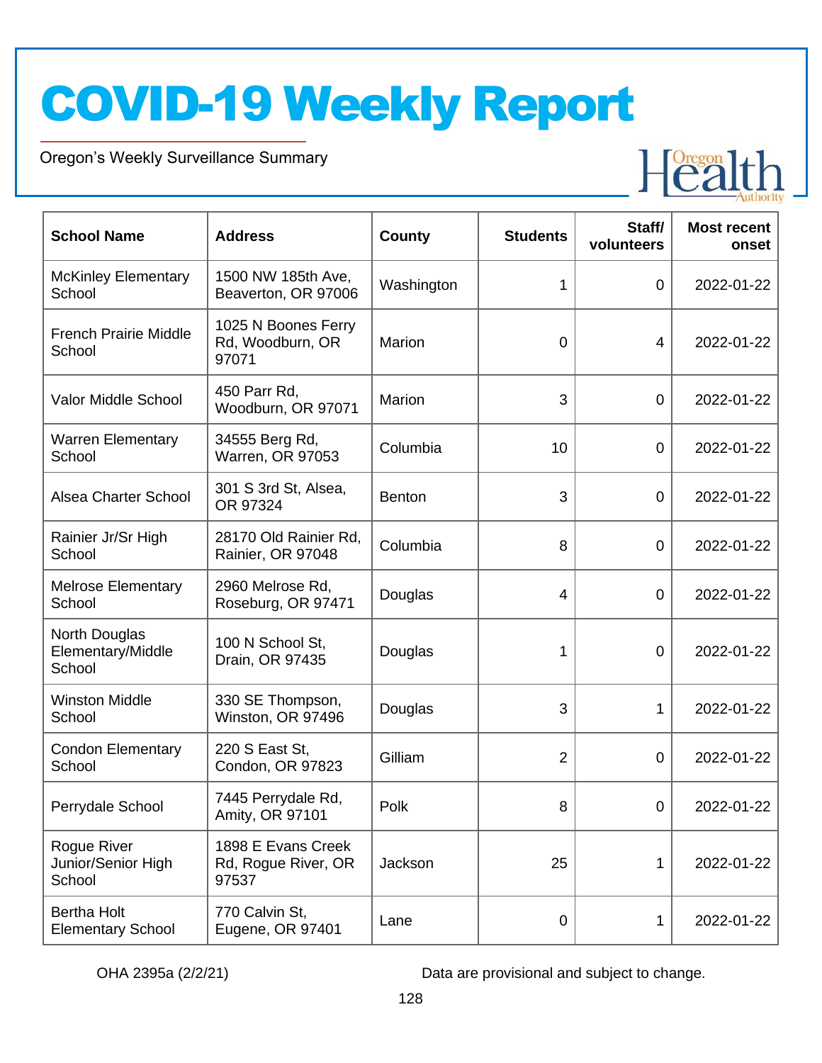# COVID-19 Weekly Report

Oregon's Weekly Surveillance Summary

| School Name | Address | County | Students | Staff/ volunteers | Most recent onset |
|---|---|---|---|---|---|
| McKinley Elementary School | 1500 NW 185th Ave, Beaverton, OR 97006 | Washington | 1 | 0 | 2022-01-22 |
| French Prairie Middle School | 1025 N Boones Ferry Rd, Woodburn, OR 97071 | Marion | 0 | 4 | 2022-01-22 |
| Valor Middle School | 450 Parr Rd, Woodburn, OR 97071 | Marion | 3 | 0 | 2022-01-22 |
| Warren Elementary School | 34555 Berg Rd, Warren, OR 97053 | Columbia | 10 | 0 | 2022-01-22 |
| Alsea Charter School | 301 S 3rd St, Alsea, OR 97324 | Benton | 3 | 0 | 2022-01-22 |
| Rainier Jr/Sr High School | 28170 Old Rainier Rd, Rainier, OR 97048 | Columbia | 8 | 0 | 2022-01-22 |
| Melrose Elementary School | 2960 Melrose Rd, Roseburg, OR 97471 | Douglas | 4 | 0 | 2022-01-22 |
| North Douglas Elementary/Middle School | 100 N School St, Drain, OR 97435 | Douglas | 1 | 0 | 2022-01-22 |
| Winston Middle School | 330 SE Thompson, Winston, OR 97496 | Douglas | 3 | 1 | 2022-01-22 |
| Condon Elementary School | 220 S East St, Condon, OR 97823 | Gilliam | 2 | 0 | 2022-01-22 |
| Perrydale School | 7445 Perrydale Rd, Amity, OR 97101 | Polk | 8 | 0 | 2022-01-22 |
| Rogue River Junior/Senior High School | 1898 E Evans Creek Rd, Rogue River, OR 97537 | Jackson | 25 | 1 | 2022-01-22 |
| Bertha Holt Elementary School | 770 Calvin St, Eugene, OR 97401 | Lane | 0 | 1 | 2022-01-22 |

OHA 2395a (2/2/21)

Data are provisional and subject to change.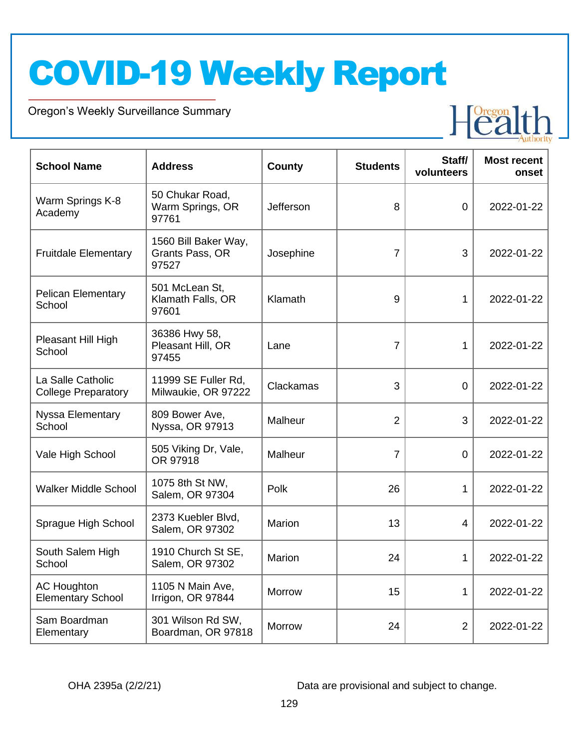# COVID-19 Weekly Report

Oregon's Weekly Surveillance Summary

| School Name | Address | County | Students | Staff/ volunteers | Most recent onset |
|---|---|---|---|---|---|
| Warm Springs K-8 Academy | 50 Chukar Road, Warm Springs, OR 97761 | Jefferson | 8 | 0 | 2022-01-22 |
| Fruitdale Elementary | 1560 Bill Baker Way, Grants Pass, OR 97527 | Josephine | 7 | 3 | 2022-01-22 |
| Pelican Elementary School | 501 McLean St, Klamath Falls, OR 97601 | Klamath | 9 | 1 | 2022-01-22 |
| Pleasant Hill High School | 36386 Hwy 58, Pleasant Hill, OR 97455 | Lane | 7 | 1 | 2022-01-22 |
| La Salle Catholic College Preparatory | 11999 SE Fuller Rd, Milwaukie, OR 97222 | Clackamas | 3 | 0 | 2022-01-22 |
| Nyssa Elementary School | 809 Bower Ave, Nyssa, OR 97913 | Malheur | 2 | 3 | 2022-01-22 |
| Vale High School | 505 Viking Dr, Vale, OR 97918 | Malheur | 7 | 0 | 2022-01-22 |
| Walker Middle School | 1075 8th St NW, Salem, OR 97304 | Polk | 26 | 1 | 2022-01-22 |
| Sprague High School | 2373 Kuebler Blvd, Salem, OR 97302 | Marion | 13 | 4 | 2022-01-22 |
| South Salem High School | 1910 Church St SE, Salem, OR 97302 | Marion | 24 | 1 | 2022-01-22 |
| AC Houghton Elementary School | 1105 N Main Ave, Irrigon, OR 97844 | Morrow | 15 | 1 | 2022-01-22 |
| Sam Boardman Elementary | 301 Wilson Rd SW, Boardman, OR 97818 | Morrow | 24 | 2 | 2022-01-22 |

OHA 2395a (2/2/21)

Data are provisional and subject to change.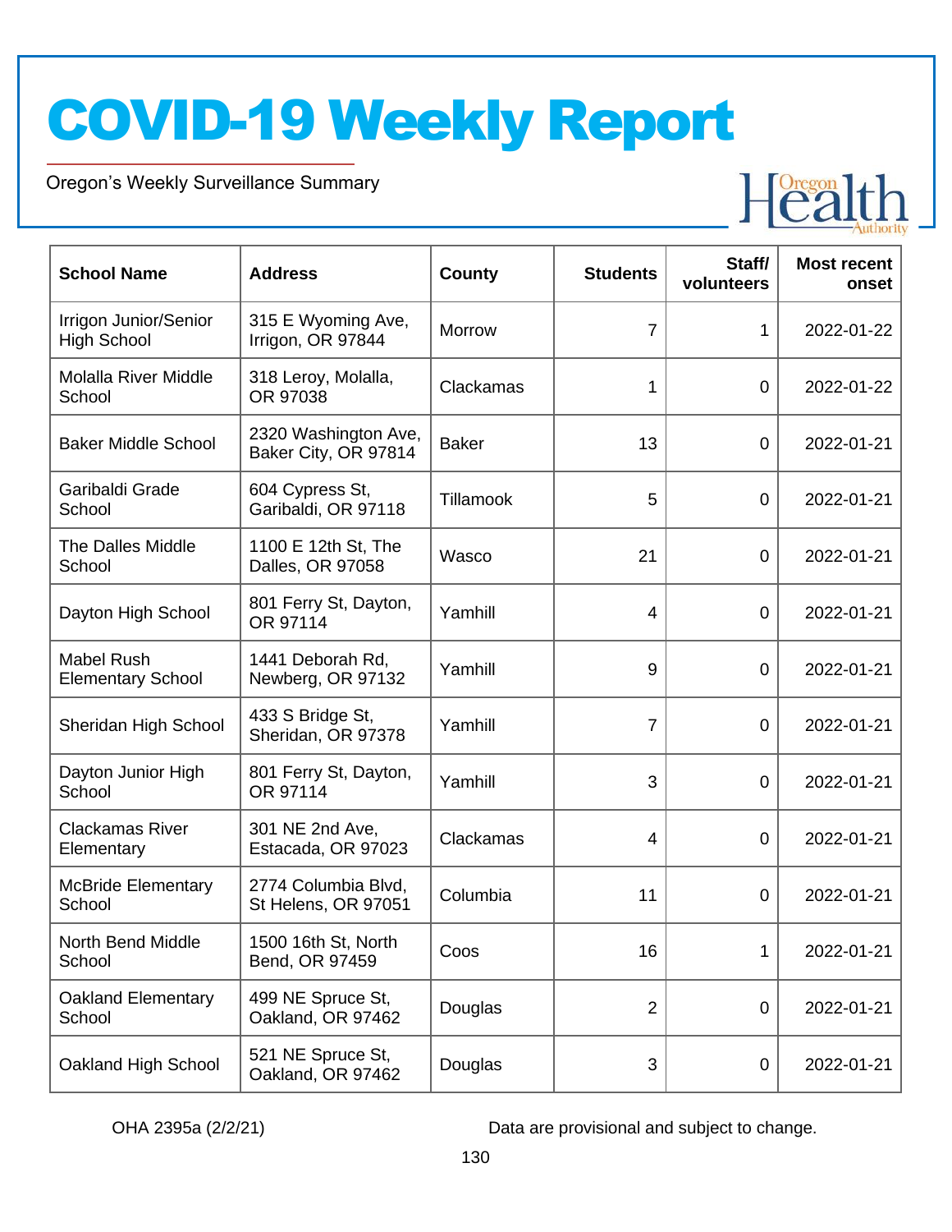| School Name | Address | County | Students | Staff/ volunteers | Most recent onset |
|---|---|---|---|---|---|
| Irrigon Junior/Senior High School | 315 E Wyoming Ave, Irrigon, OR 97844 | Morrow | 7 | 1 | 2022-01-22 |
| Molalla River Middle School | 318 Leroy, Molalla, OR 97038 | Clackamas | 1 | 0 | 2022-01-22 |
| Baker Middle School | 2320 Washington Ave, Baker City, OR 97814 | Baker | 13 | 0 | 2022-01-21 |
| Garibaldi Grade School | 604 Cypress St, Garibaldi, OR 97118 | Tillamook | 5 | 0 | 2022-01-21 |
| The Dalles Middle School | 1100 E 12th St, The Dalles, OR 97058 | Wasco | 21 | 0 | 2022-01-21 |
| Dayton High School | 801 Ferry St, Dayton, OR 97114 | Yamhill | 4 | 0 | 2022-01-21 |
| Mabel Rush Elementary School | 1441 Deborah Rd, Newberg, OR 97132 | Yamhill | 9 | 0 | 2022-01-21 |
| Sheridan High School | 433 S Bridge St, Sheridan, OR 97378 | Yamhill | 7 | 0 | 2022-01-21 |
| Dayton Junior High School | 801 Ferry St, Dayton, OR 97114 | Yamhill | 3 | 0 | 2022-01-21 |
| Clackamas River Elementary | 301 NE 2nd Ave, Estacada, OR 97023 | Clackamas | 4 | 0 | 2022-01-21 |
| McBride Elementary School | 2774 Columbia Blvd, St Helens, OR 97051 | Columbia | 11 | 0 | 2022-01-21 |
| North Bend Middle School | 1500 16th St, North Bend, OR 97459 | Coos | 16 | 1 | 2022-01-21 |
| Oakland Elementary School | 499 NE Spruce St, Oakland, OR 97462 | Douglas | 2 | 0 | 2022-01-21 |
| Oakland High School | 521 NE Spruce St, Oakland, OR 97462 | Douglas | 3 | 0 | 2022-01-21 |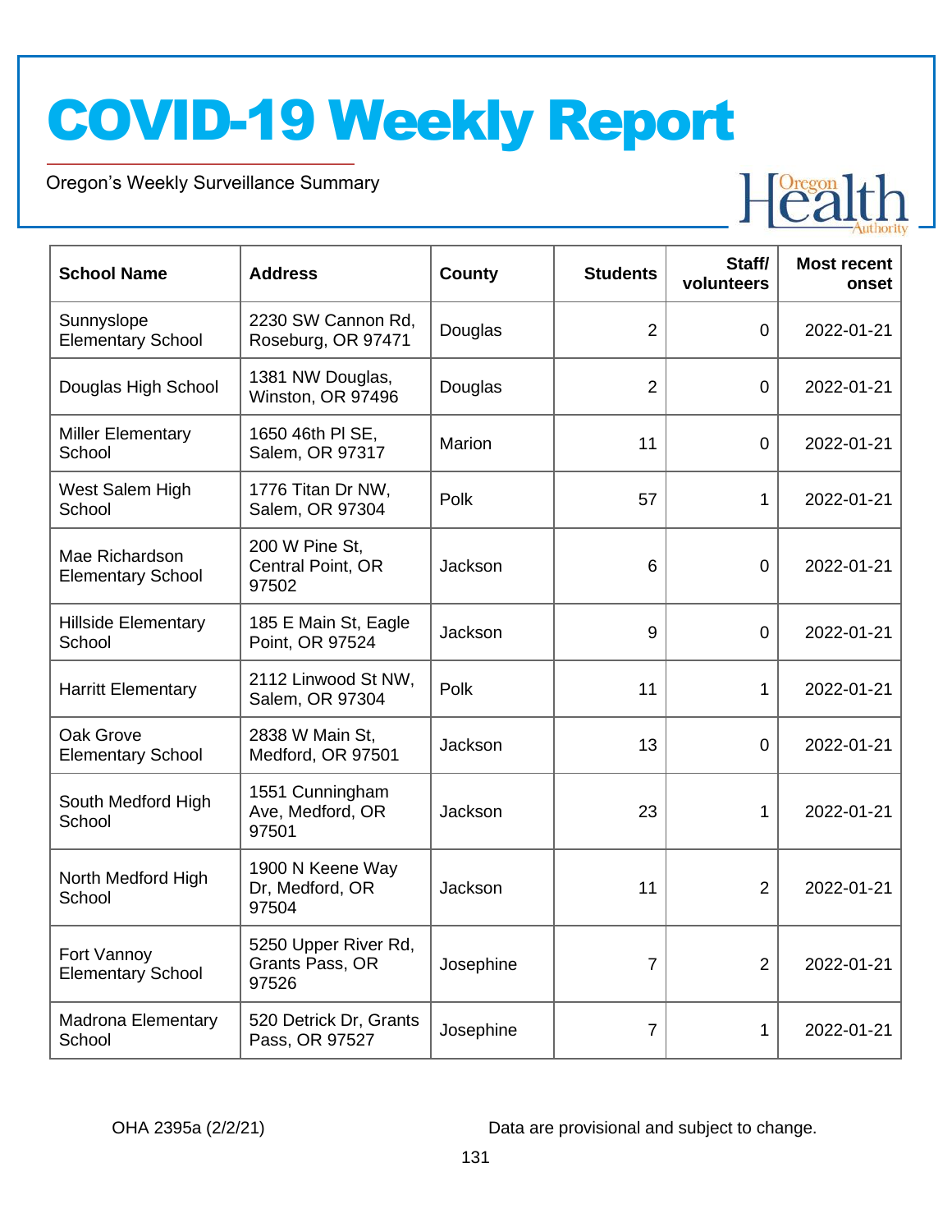# COVID-19 Weekly Report

Oregon's Weekly Surveillance Summary

| School Name | Address | County | Students | Staff/ volunteers | Most recent onset |
|---|---|---|---|---|---|
| Sunnyslope Elementary School | 2230 SW Cannon Rd, Roseburg, OR 97471 | Douglas | 2 | 0 | 2022-01-21 |
| Douglas High School | 1381 NW Douglas, Winston, OR 97496 | Douglas | 2 | 0 | 2022-01-21 |
| Miller Elementary School | 1650 46th Pl SE, Salem, OR 97317 | Marion | 11 | 0 | 2022-01-21 |
| West Salem High School | 1776 Titan Dr NW, Salem, OR 97304 | Polk | 57 | 1 | 2022-01-21 |
| Mae Richardson Elementary School | 200 W Pine St, Central Point, OR 97502 | Jackson | 6 | 0 | 2022-01-21 |
| Hillside Elementary School | 185 E Main St, Eagle Point, OR 97524 | Jackson | 9 | 0 | 2022-01-21 |
| Harritt Elementary | 2112 Linwood St NW, Salem, OR 97304 | Polk | 11 | 1 | 2022-01-21 |
| Oak Grove Elementary School | 2838 W Main St, Medford, OR 97501 | Jackson | 13 | 0 | 2022-01-21 |
| South Medford High School | 1551 Cunningham Ave, Medford, OR 97501 | Jackson | 23 | 1 | 2022-01-21 |
| North Medford High School | 1900 N Keene Way Dr, Medford, OR 97504 | Jackson | 11 | 2 | 2022-01-21 |
| Fort Vannoy Elementary School | 5250 Upper River Rd, Grants Pass, OR 97526 | Josephine | 7 | 2 | 2022-01-21 |
| Madrona Elementary School | 520 Detrick Dr, Grants Pass, OR 97527 | Josephine | 7 | 1 | 2022-01-21 |

OHA 2395a (2/2/21)

Data are provisional and subject to change.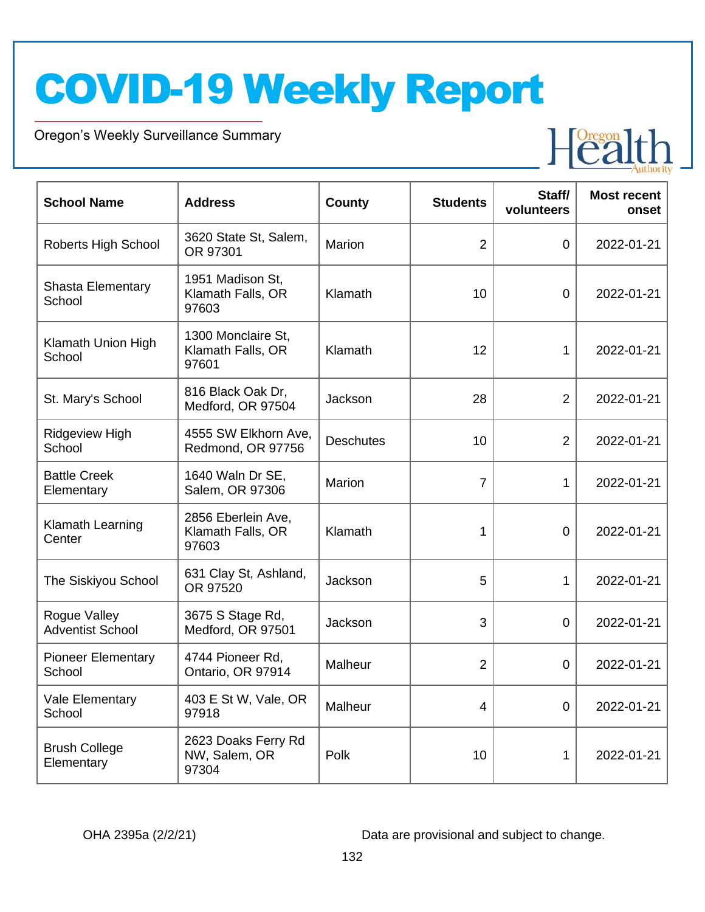# COVID-19 Weekly Report

Oregon's Weekly Surveillance Summary

| School Name | Address | County | Students | Staff/ volunteers | Most recent onset |
|---|---|---|---|---|---|
| Roberts High School | 3620 State St, Salem, OR 97301 | Marion | 2 | 0 | 2022-01-21 |
| Shasta Elementary School | 1951 Madison St, Klamath Falls, OR 97603 | Klamath | 10 | 0 | 2022-01-21 |
| Klamath Union High School | 1300 Monclaire St, Klamath Falls, OR 97601 | Klamath | 12 | 1 | 2022-01-21 |
| St. Mary's School | 816 Black Oak Dr, Medford, OR 97504 | Jackson | 28 | 2 | 2022-01-21 |
| Ridgeview High School | 4555 SW Elkhorn Ave, Redmond, OR 97756 | Deschutes | 10 | 2 | 2022-01-21 |
| Battle Creek Elementary | 1640 Waln Dr SE, Salem, OR 97306 | Marion | 7 | 1 | 2022-01-21 |
| Klamath Learning Center | 2856 Eberlein Ave, Klamath Falls, OR 97603 | Klamath | 1 | 0 | 2022-01-21 |
| The Siskiyou School | 631 Clay St, Ashland, OR 97520 | Jackson | 5 | 1 | 2022-01-21 |
| Rogue Valley Adventist School | 3675 S Stage Rd, Medford, OR 97501 | Jackson | 3 | 0 | 2022-01-21 |
| Pioneer Elementary School | 4744 Pioneer Rd, Ontario, OR 97914 | Malheur | 2 | 0 | 2022-01-21 |
| Vale Elementary School | 403 E St W, Vale, OR 97918 | Malheur | 4 | 0 | 2022-01-21 |
| Brush College Elementary | 2623 Doaks Ferry Rd NW, Salem, OR 97304 | Polk | 10 | 1 | 2022-01-21 |

OHA 2395a (2/2/21)

Data are provisional and subject to change.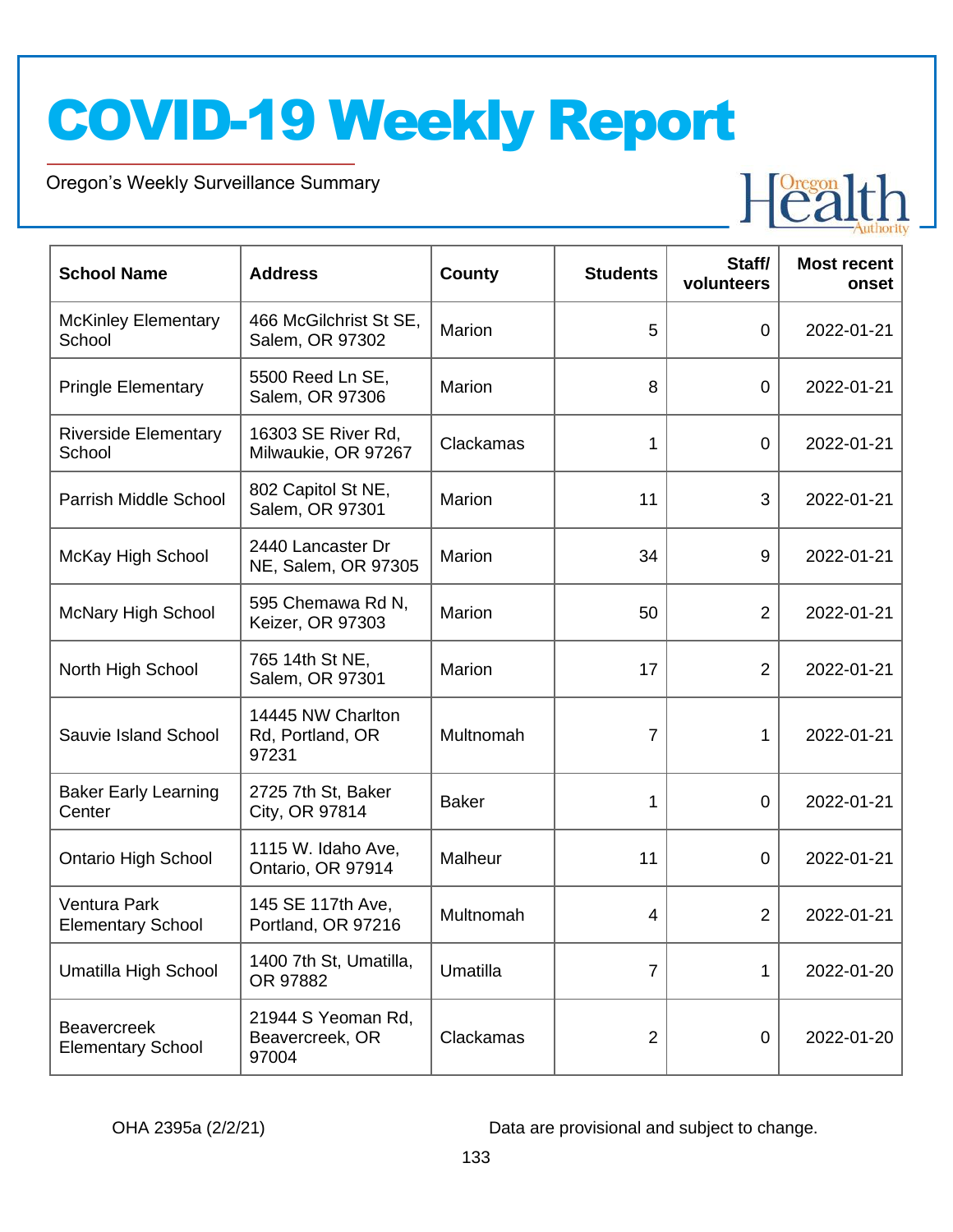# COVID-19 Weekly Report

Oregon's Weekly Surveillance Summary

| School Name | Address | County | Students | Staff/ volunteers | Most recent onset |
|---|---|---|---|---|---|
| McKinley Elementary School | 466 McGilchrist St SE, Salem, OR 97302 | Marion | 5 | 0 | 2022-01-21 |
| Pringle Elementary | 5500 Reed Ln SE, Salem, OR 97306 | Marion | 8 | 0 | 2022-01-21 |
| Riverside Elementary School | 16303 SE River Rd, Milwaukie, OR 97267 | Clackamas | 1 | 0 | 2022-01-21 |
| Parrish Middle School | 802 Capitol St NE, Salem, OR 97301 | Marion | 11 | 3 | 2022-01-21 |
| McKay High School | 2440 Lancaster Dr NE, Salem, OR 97305 | Marion | 34 | 9 | 2022-01-21 |
| McNary High School | 595 Chemawa Rd N, Keizer, OR 97303 | Marion | 50 | 2 | 2022-01-21 |
| North High School | 765 14th St NE, Salem, OR 97301 | Marion | 17 | 2 | 2022-01-21 |
| Sauvie Island School | 14445 NW Charlton Rd, Portland, OR 97231 | Multnomah | 7 | 1 | 2022-01-21 |
| Baker Early Learning Center | 2725 7th St, Baker City, OR 97814 | Baker | 1 | 0 | 2022-01-21 |
| Ontario High School | 1115 W. Idaho Ave, Ontario, OR 97914 | Malheur | 11 | 0 | 2022-01-21 |
| Ventura Park Elementary School | 145 SE 117th Ave, Portland, OR 97216 | Multnomah | 4 | 2 | 2022-01-21 |
| Umatilla High School | 1400 7th St, Umatilla, OR 97882 | Umatilla | 7 | 1 | 2022-01-20 |
| Beavercreek Elementary School | 21944 S Yeoman Rd, Beavercreek, OR 97004 | Clackamas | 2 | 0 | 2022-01-20 |

OHA 2395a (2/2/21)

Data are provisional and subject to change.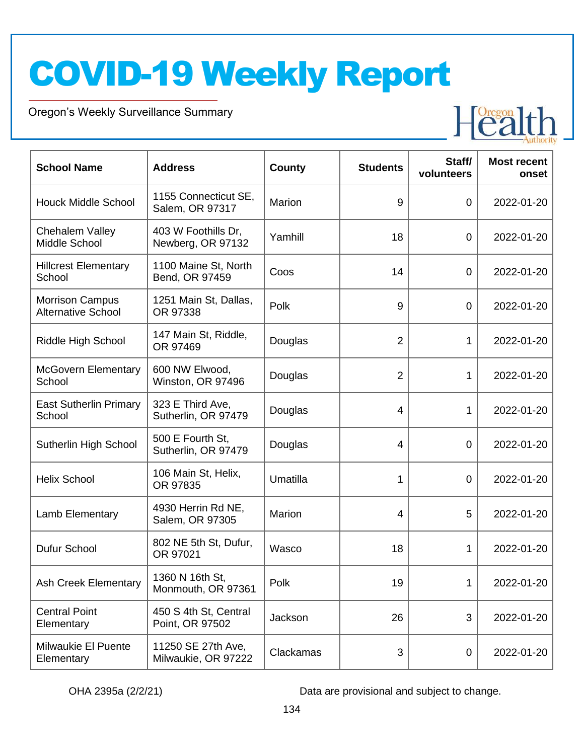# COVID-19 Weekly Report

Oregon's Weekly Surveillance Summary

| School Name | Address | County | Students | Staff/ volunteers | Most recent onset |
|---|---|---|---|---|---|
| Houck Middle School | 1155 Connecticut SE, Salem, OR 97317 | Marion | 9 | 0 | 2022-01-20 |
| Chehalem Valley Middle School | 403 W Foothills Dr, Newberg, OR 97132 | Yamhill | 18 | 0 | 2022-01-20 |
| Hillcrest Elementary School | 1100 Maine St, North Bend, OR 97459 | Coos | 14 | 0 | 2022-01-20 |
| Morrison Campus Alternative School | 1251 Main St, Dallas, OR 97338 | Polk | 9 | 0 | 2022-01-20 |
| Riddle High School | 147 Main St, Riddle, OR 97469 | Douglas | 2 | 1 | 2022-01-20 |
| McGovern Elementary School | 600 NW Elwood, Winston, OR 97496 | Douglas | 2 | 1 | 2022-01-20 |
| East Sutherlin Primary School | 323 E Third Ave, Sutherlin, OR 97479 | Douglas | 4 | 1 | 2022-01-20 |
| Sutherlin High School | 500 E Fourth St, Sutherlin, OR 97479 | Douglas | 4 | 0 | 2022-01-20 |
| Helix School | 106 Main St, Helix, OR 97835 | Umatilla | 1 | 0 | 2022-01-20 |
| Lamb Elementary | 4930 Herrin Rd NE, Salem, OR 97305 | Marion | 4 | 5 | 2022-01-20 |
| Dufur School | 802 NE 5th St, Dufur, OR 97021 | Wasco | 18 | 1 | 2022-01-20 |
| Ash Creek Elementary | 1360 N 16th St, Monmouth, OR 97361 | Polk | 19 | 1 | 2022-01-20 |
| Central Point Elementary | 450 S 4th St, Central Point, OR 97502 | Jackson | 26 | 3 | 2022-01-20 |
| Milwaukie El Puente Elementary | 11250 SE 27th Ave, Milwaukie, OR 97222 | Clackamas | 3 | 0 | 2022-01-20 |

OHA 2395a (2/2/21)

Data are provisional and subject to change.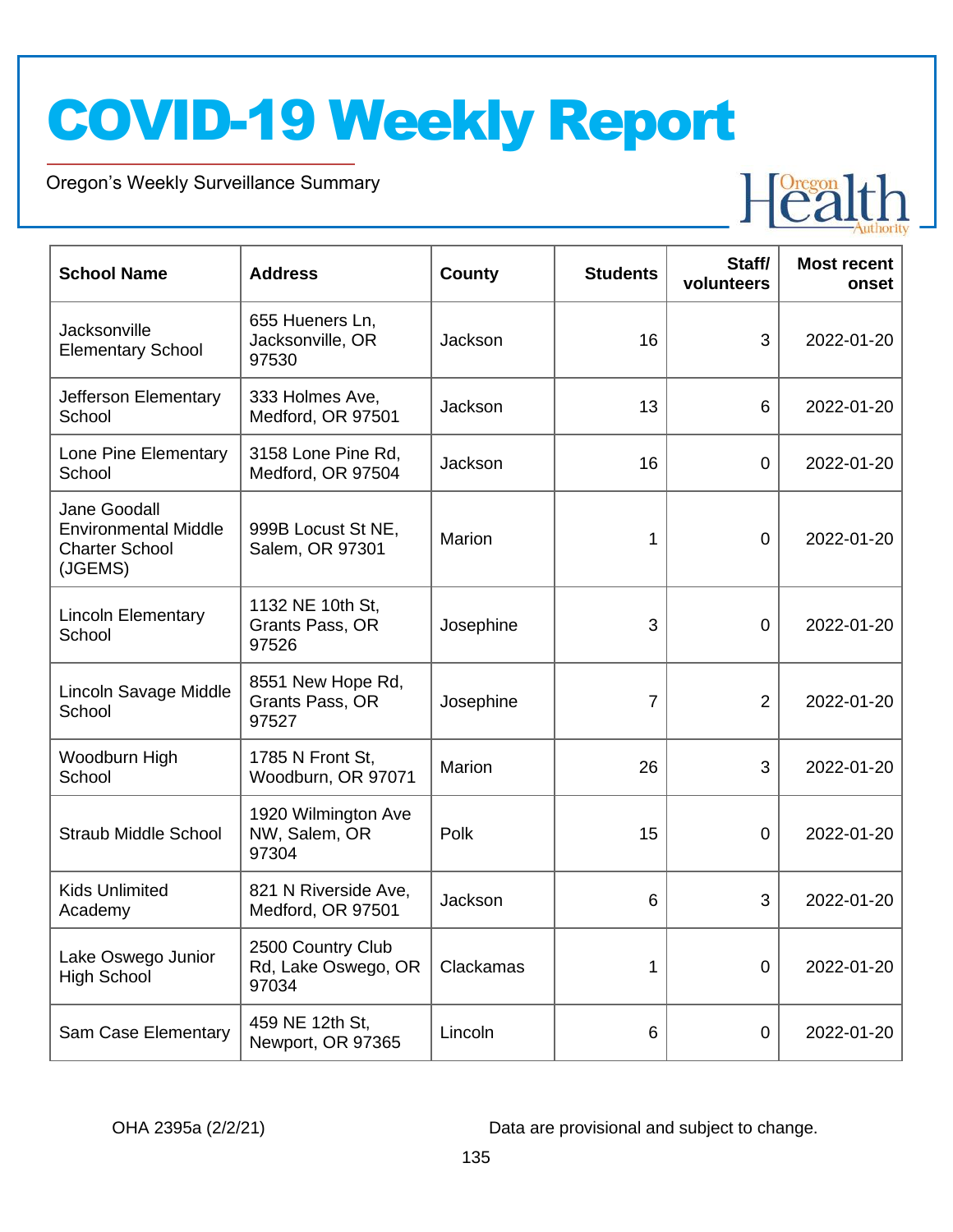# COVID-19 Weekly Report

Oregon's Weekly Surveillance Summary

| School Name | Address | County | Students | Staff/ volunteers | Most recent onset |
|---|---|---|---|---|---|
| Jacksonville Elementary School | 655 Hueners Ln, Jacksonville, OR 97530 | Jackson | 16 | 3 | 2022-01-20 |
| Jefferson Elementary School | 333 Holmes Ave, Medford, OR 97501 | Jackson | 13 | 6 | 2022-01-20 |
| Lone Pine Elementary School | 3158 Lone Pine Rd, Medford, OR 97504 | Jackson | 16 | 0 | 2022-01-20 |
| Jane Goodall Environmental Middle Charter School (JGEMS) | 999B Locust St NE, Salem, OR 97301 | Marion | 1 | 0 | 2022-01-20 |
| Lincoln Elementary School | 1132 NE 10th St, Grants Pass, OR 97526 | Josephine | 3 | 0 | 2022-01-20 |
| Lincoln Savage Middle School | 8551 New Hope Rd, Grants Pass, OR 97527 | Josephine | 7 | 2 | 2022-01-20 |
| Woodburn High School | 1785 N Front St, Woodburn, OR 97071 | Marion | 26 | 3 | 2022-01-20 |
| Straub Middle School | 1920 Wilmington Ave NW, Salem, OR 97304 | Polk | 15 | 0 | 2022-01-20 |
| Kids Unlimited Academy | 821 N Riverside Ave, Medford, OR 97501 | Jackson | 6 | 3 | 2022-01-20 |
| Lake Oswego Junior High School | 2500 Country Club Rd, Lake Oswego, OR 97034 | Clackamas | 1 | 0 | 2022-01-20 |
| Sam Case Elementary | 459 NE 12th St, Newport, OR 97365 | Lincoln | 6 | 0 | 2022-01-20 |

OHA 2395a (2/2/21)

Data are provisional and subject to change.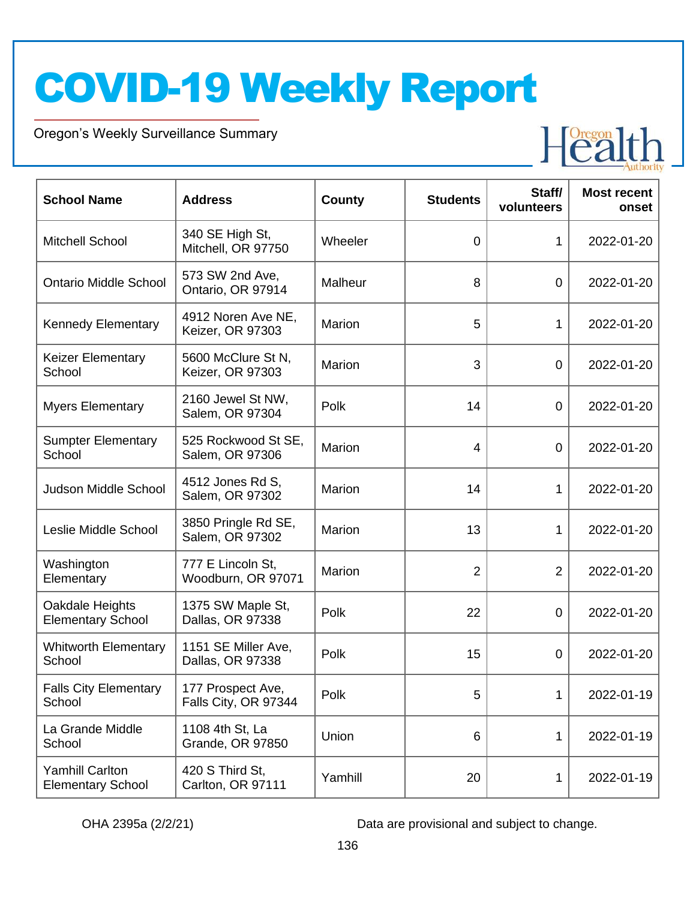# COVID-19 Weekly Report

Oregon's Weekly Surveillance Summary

| School Name | Address | County | Students | Staff/ volunteers | Most recent onset |
|---|---|---|---|---|---|
| Mitchell School | 340 SE High St, Mitchell, OR 97750 | Wheeler | 0 | 1 | 2022-01-20 |
| Ontario Middle School | 573 SW 2nd Ave, Ontario, OR 97914 | Malheur | 8 | 0 | 2022-01-20 |
| Kennedy Elementary | 4912 Noren Ave NE, Keizer, OR 97303 | Marion | 5 | 1 | 2022-01-20 |
| Keizer Elementary School | 5600 McClure St N, Keizer, OR 97303 | Marion | 3 | 0 | 2022-01-20 |
| Myers Elementary | 2160 Jewel St NW, Salem, OR 97304 | Polk | 14 | 0 | 2022-01-20 |
| Sumpter Elementary School | 525 Rockwood St SE, Salem, OR 97306 | Marion | 4 | 0 | 2022-01-20 |
| Judson Middle School | 4512 Jones Rd S, Salem, OR 97302 | Marion | 14 | 1 | 2022-01-20 |
| Leslie Middle School | 3850 Pringle Rd SE, Salem, OR 97302 | Marion | 13 | 1 | 2022-01-20 |
| Washington Elementary | 777 E Lincoln St, Woodburn, OR 97071 | Marion | 2 | 2 | 2022-01-20 |
| Oakdale Heights Elementary School | 1375 SW Maple St, Dallas, OR 97338 | Polk | 22 | 0 | 2022-01-20 |
| Whitworth Elementary School | 1151 SE Miller Ave, Dallas, OR 97338 | Polk | 15 | 0 | 2022-01-20 |
| Falls City Elementary School | 177 Prospect Ave, Falls City, OR 97344 | Polk | 5 | 1 | 2022-01-19 |
| La Grande Middle School | 1108 4th St, La Grande, OR 97850 | Union | 6 | 1 | 2022-01-19 |
| Yamhill Carlton Elementary School | 420 S Third St, Carlton, OR 97111 | Yamhill | 20 | 1 | 2022-01-19 |

OHA 2395a (2/2/21)

Data are provisional and subject to change.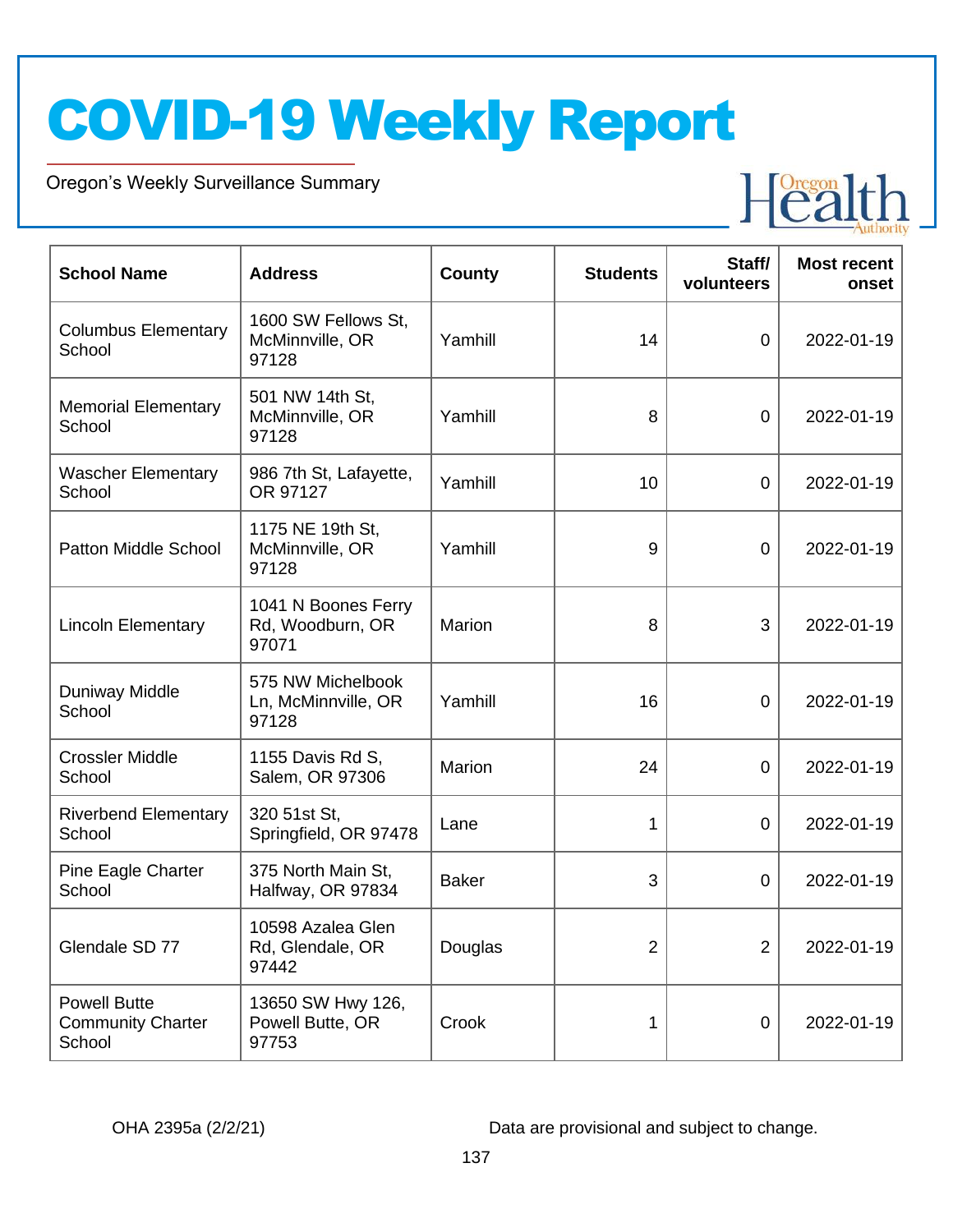# COVID-19 Weekly Report

Oregon's Weekly Surveillance Summary

| School Name | Address | County | Students | Staff/ volunteers | Most recent onset |
|---|---|---|---|---|---|
| Columbus Elementary School | 1600 SW Fellows St, McMinnville, OR 97128 | Yamhill | 14 | 0 | 2022-01-19 |
| Memorial Elementary School | 501 NW 14th St, McMinnville, OR 97128 | Yamhill | 8 | 0 | 2022-01-19 |
| Wascher Elementary School | 986 7th St, Lafayette, OR 97127 | Yamhill | 10 | 0 | 2022-01-19 |
| Patton Middle School | 1175 NE 19th St, McMinnville, OR 97128 | Yamhill | 9 | 0 | 2022-01-19 |
| Lincoln Elementary | 1041 N Boones Ferry Rd, Woodburn, OR 97071 | Marion | 8 | 3 | 2022-01-19 |
| Duniway Middle School | 575 NW Michelbook Ln, McMinnville, OR 97128 | Yamhill | 16 | 0 | 2022-01-19 |
| Crossler Middle School | 1155 Davis Rd S, Salem, OR 97306 | Marion | 24 | 0 | 2022-01-19 |
| Riverbend Elementary School | 320 51st St, Springfield, OR 97478 | Lane | 1 | 0 | 2022-01-19 |
| Pine Eagle Charter School | 375 North Main St, Halfway, OR 97834 | Baker | 3 | 0 | 2022-01-19 |
| Glendale SD 77 | 10598 Azalea Glen Rd, Glendale, OR 97442 | Douglas | 2 | 2 | 2022-01-19 |
| Powell Butte Community Charter School | 13650 SW Hwy 126, Powell Butte, OR 97753 | Crook | 1 | 0 | 2022-01-19 |

OHA 2395a (2/2/21)

Data are provisional and subject to change.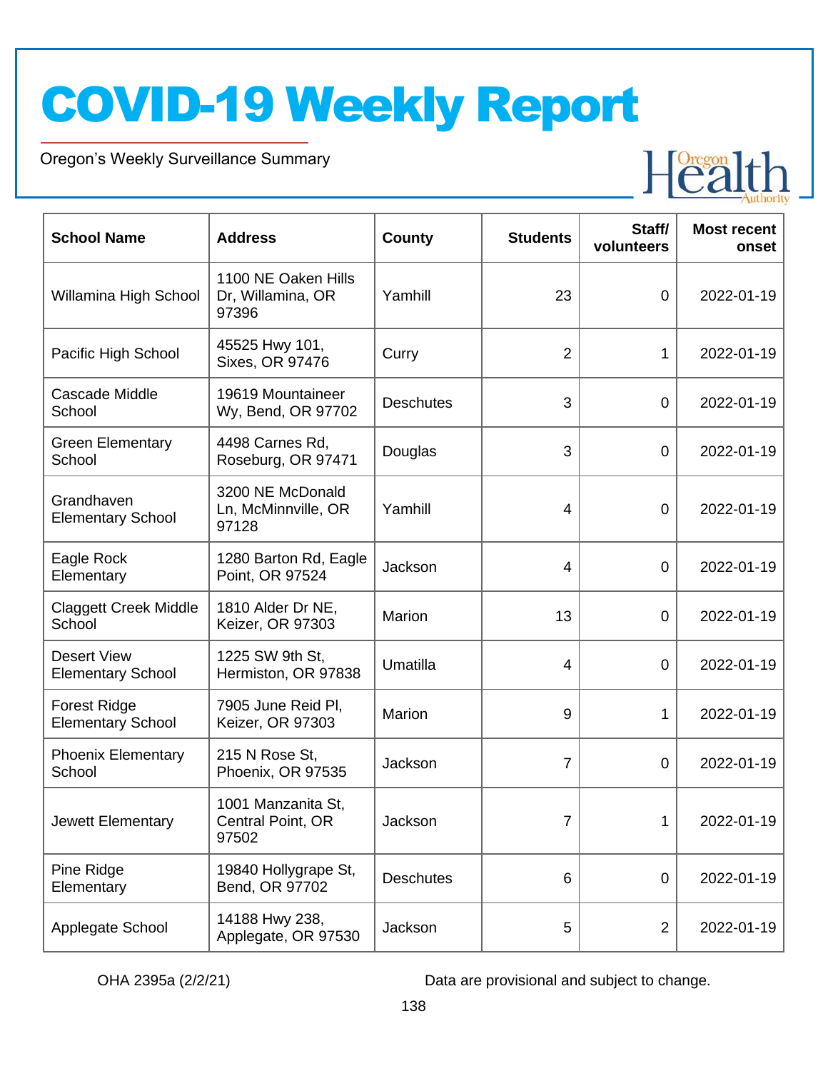# COVID-19 Weekly Report

Oregon's Weekly Surveillance Summary

| School Name | Address | County | Students | Staff/ volunteers | Most recent onset |
|---|---|---|---|---|---|
| Willamina High School | 1100 NE Oaken Hills Dr, Willamina, OR 97396 | Yamhill | 23 | 0 | 2022-01-19 |
| Pacific High School | 45525 Hwy 101, Sixes, OR 97476 | Curry | 2 | 1 | 2022-01-19 |
| Cascade Middle School | 19619 Mountaineer Wy, Bend, OR 97702 | Deschutes | 3 | 0 | 2022-01-19 |
| Green Elementary School | 4498 Carnes Rd, Roseburg, OR 97471 | Douglas | 3 | 0 | 2022-01-19 |
| Grandhaven Elementary School | 3200 NE McDonald Ln, McMinnville, OR 97128 | Yamhill | 4 | 0 | 2022-01-19 |
| Eagle Rock Elementary | 1280 Barton Rd, Eagle Point, OR 97524 | Jackson | 4 | 0 | 2022-01-19 |
| Claggett Creek Middle School | 1810 Alder Dr NE, Keizer, OR 97303 | Marion | 13 | 0 | 2022-01-19 |
| Desert View Elementary School | 1225 SW 9th St, Hermiston, OR 97838 | Umatilla | 4 | 0 | 2022-01-19 |
| Forest Ridge Elementary School | 7905 June Reid Pl, Keizer, OR 97303 | Marion | 9 | 1 | 2022-01-19 |
| Phoenix Elementary School | 215 N Rose St, Phoenix, OR 97535 | Jackson | 7 | 0 | 2022-01-19 |
| Jewett Elementary | 1001 Manzanita St, Central Point, OR 97502 | Jackson | 7 | 1 | 2022-01-19 |
| Pine Ridge Elementary | 19840 Hollygrape St, Bend, OR 97702 | Deschutes | 6 | 0 | 2022-01-19 |
| Applegate School | 14188 Hwy 238, Applegate, OR 97530 | Jackson | 5 | 2 | 2022-01-19 |

OHA 2395a (2/2/21)

Data are provisional and subject to change.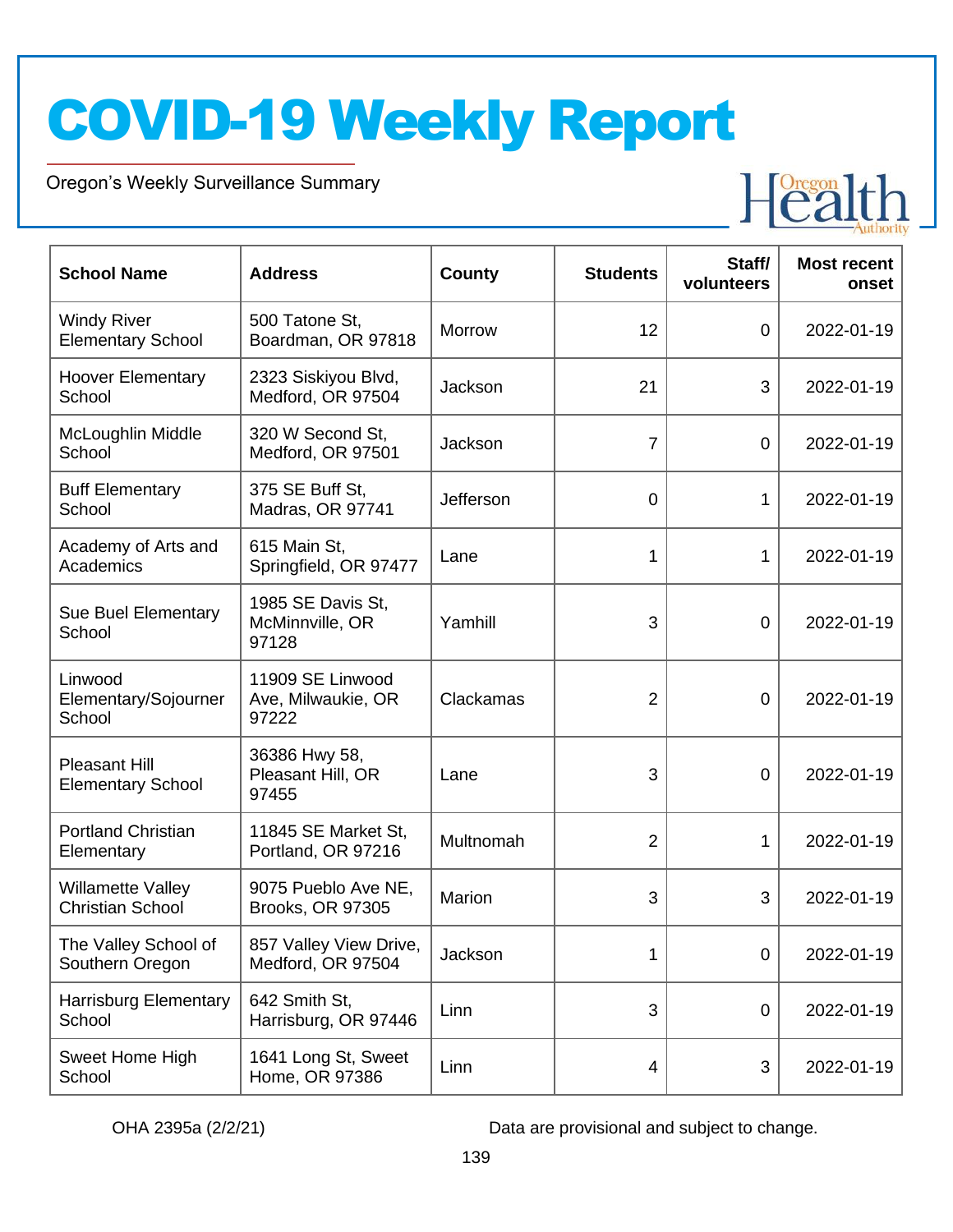# COVID-19 Weekly Report

Oregon's Weekly Surveillance Summary

| School Name | Address | County | Students | Staff/ volunteers | Most recent onset |
|---|---|---|---|---|---|
| Windy River Elementary School | 500 Tatone St, Boardman, OR 97818 | Morrow | 12 | 0 | 2022-01-19 |
| Hoover Elementary School | 2323 Siskiyou Blvd, Medford, OR 97504 | Jackson | 21 | 3 | 2022-01-19 |
| McLoughlin Middle School | 320 W Second St, Medford, OR 97501 | Jackson | 7 | 0 | 2022-01-19 |
| Buff Elementary School | 375 SE Buff St, Madras, OR 97741 | Jefferson | 0 | 1 | 2022-01-19 |
| Academy of Arts and Academics | 615 Main St, Springfield, OR 97477 | Lane | 1 | 1 | 2022-01-19 |
| Sue Buel Elementary School | 1985 SE Davis St, McMinnville, OR 97128 | Yamhill | 3 | 0 | 2022-01-19 |
| Linwood Elementary/Sojourner School | 11909 SE Linwood Ave, Milwaukie, OR 97222 | Clackamas | 2 | 0 | 2022-01-19 |
| Pleasant Hill Elementary School | 36386 Hwy 58, Pleasant Hill, OR 97455 | Lane | 3 | 0 | 2022-01-19 |
| Portland Christian Elementary | 11845 SE Market St, Portland, OR 97216 | Multnomah | 2 | 1 | 2022-01-19 |
| Willamette Valley Christian School | 9075 Pueblo Ave NE, Brooks, OR 97305 | Marion | 3 | 3 | 2022-01-19 |
| The Valley School of Southern Oregon | 857 Valley View Drive, Medford, OR 97504 | Jackson | 1 | 0 | 2022-01-19 |
| Harrisburg Elementary School | 642 Smith St, Harrisburg, OR 97446 | Linn | 3 | 0 | 2022-01-19 |
| Sweet Home High School | 1641 Long St, Sweet Home, OR 97386 | Linn | 4 | 3 | 2022-01-19 |

OHA 2395a (2/2/21)

Data are provisional and subject to change.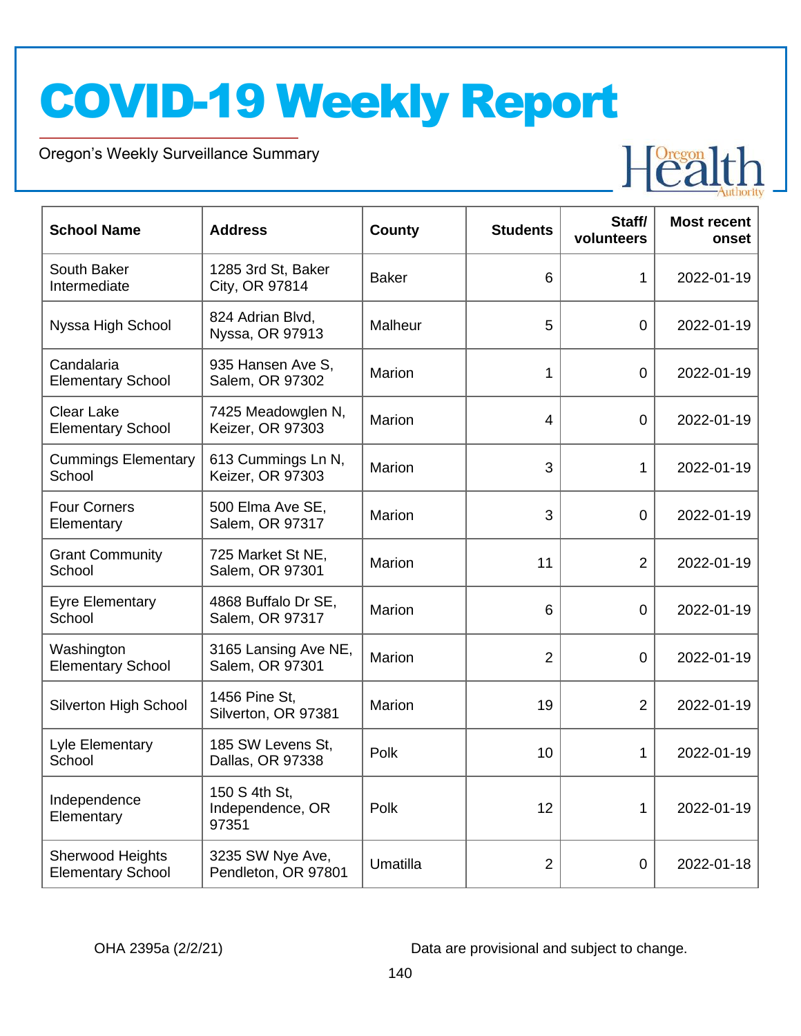# COVID-19 Weekly Report

Oregon's Weekly Surveillance Summary

| School Name | Address | County | Students | Staff/ volunteers | Most recent onset |
|---|---|---|---|---|---|
| South Baker Intermediate | 1285 3rd St, Baker City, OR 97814 | Baker | 6 | 1 | 2022-01-19 |
| Nyssa High School | 824 Adrian Blvd, Nyssa, OR 97913 | Malheur | 5 | 0 | 2022-01-19 |
| Candalaria Elementary School | 935 Hansen Ave S, Salem, OR 97302 | Marion | 1 | 0 | 2022-01-19 |
| Clear Lake Elementary School | 7425 Meadowglen N, Keizer, OR 97303 | Marion | 4 | 0 | 2022-01-19 |
| Cummings Elementary School | 613 Cummings Ln N, Keizer, OR 97303 | Marion | 3 | 1 | 2022-01-19 |
| Four Corners Elementary | 500 Elma Ave SE, Salem, OR 97317 | Marion | 3 | 0 | 2022-01-19 |
| Grant Community School | 725 Market St NE, Salem, OR 97301 | Marion | 11 | 2 | 2022-01-19 |
| Eyre Elementary School | 4868 Buffalo Dr SE, Salem, OR 97317 | Marion | 6 | 0 | 2022-01-19 |
| Washington Elementary School | 3165 Lansing Ave NE, Salem, OR 97301 | Marion | 2 | 0 | 2022-01-19 |
| Silverton High School | 1456 Pine St, Silverton, OR 97381 | Marion | 19 | 2 | 2022-01-19 |
| Lyle Elementary School | 185 SW Levens St, Dallas, OR 97338 | Polk | 10 | 1 | 2022-01-19 |
| Independence Elementary | 150 S 4th St, Independence, OR 97351 | Polk | 12 | 1 | 2022-01-19 |
| Sherwood Heights Elementary School | 3235 SW Nye Ave, Pendleton, OR 97801 | Umatilla | 2 | 0 | 2022-01-18 |

OHA 2395a (2/2/21)

Data are provisional and subject to change.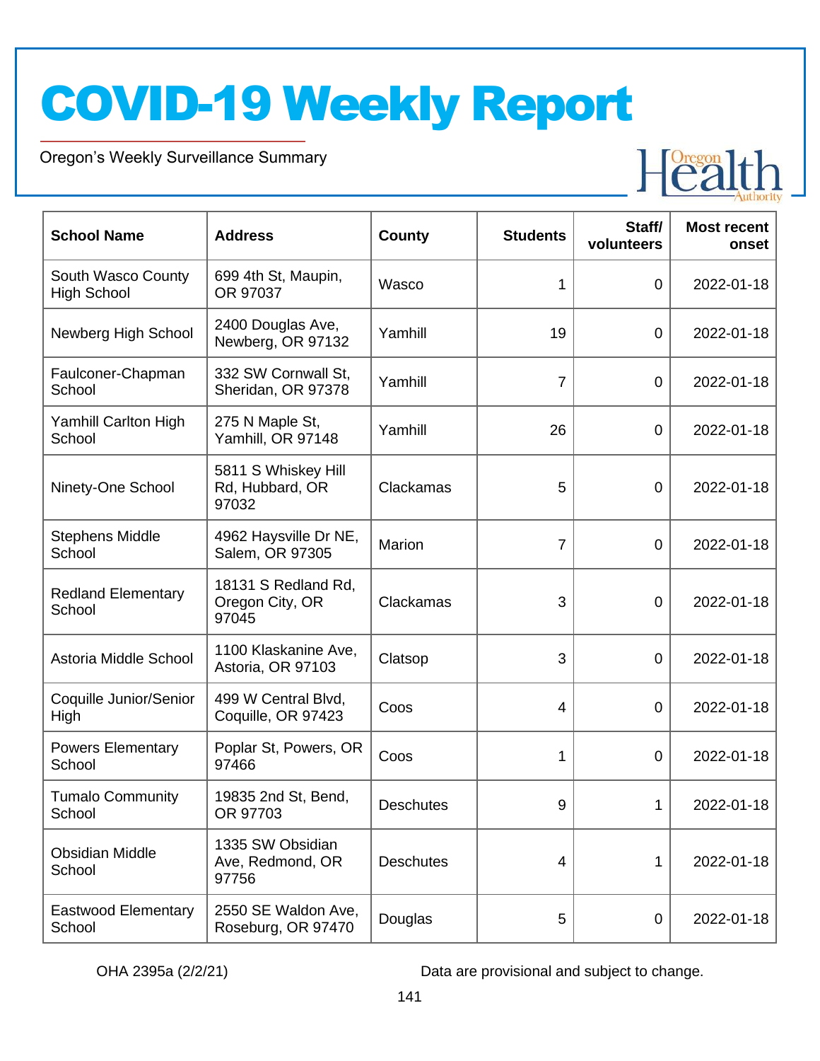# COVID-19 Weekly Report

Oregon's Weekly Surveillance Summary

| School Name | Address | County | Students | Staff/ volunteers | Most recent onset |
|---|---|---|---|---|---|
| South Wasco County High School | 699 4th St, Maupin, OR 97037 | Wasco | 1 | 0 | 2022-01-18 |
| Newberg High School | 2400 Douglas Ave, Newberg, OR 97132 | Yamhill | 19 | 0 | 2022-01-18 |
| Faulconer-Chapman School | 332 SW Cornwall St, Sheridan, OR 97378 | Yamhill | 7 | 0 | 2022-01-18 |
| Yamhill Carlton High School | 275 N Maple St, Yamhill, OR 97148 | Yamhill | 26 | 0 | 2022-01-18 |
| Ninety-One School | 5811 S Whiskey Hill Rd, Hubbard, OR 97032 | Clackamas | 5 | 0 | 2022-01-18 |
| Stephens Middle School | 4962 Haysville Dr NE, Salem, OR 97305 | Marion | 7 | 0 | 2022-01-18 |
| Redland Elementary School | 18131 S Redland Rd, Oregon City, OR 97045 | Clackamas | 3 | 0 | 2022-01-18 |
| Astoria Middle School | 1100 Klaskanine Ave, Astoria, OR 97103 | Clatsop | 3 | 0 | 2022-01-18 |
| Coquille Junior/Senior High | 499 W Central Blvd, Coquille, OR 97423 | Coos | 4 | 0 | 2022-01-18 |
| Powers Elementary School | Poplar St, Powers, OR 97466 | Coos | 1 | 0 | 2022-01-18 |
| Tumalo Community School | 19835 2nd St, Bend, OR 97703 | Deschutes | 9 | 1 | 2022-01-18 |
| Obsidian Middle School | 1335 SW Obsidian Ave, Redmond, OR 97756 | Deschutes | 4 | 1 | 2022-01-18 |
| Eastwood Elementary School | 2550 SE Waldon Ave, Roseburg, OR 97470 | Douglas | 5 | 0 | 2022-01-18 |

OHA 2395a (2/2/21) Data are provisional and subject to change.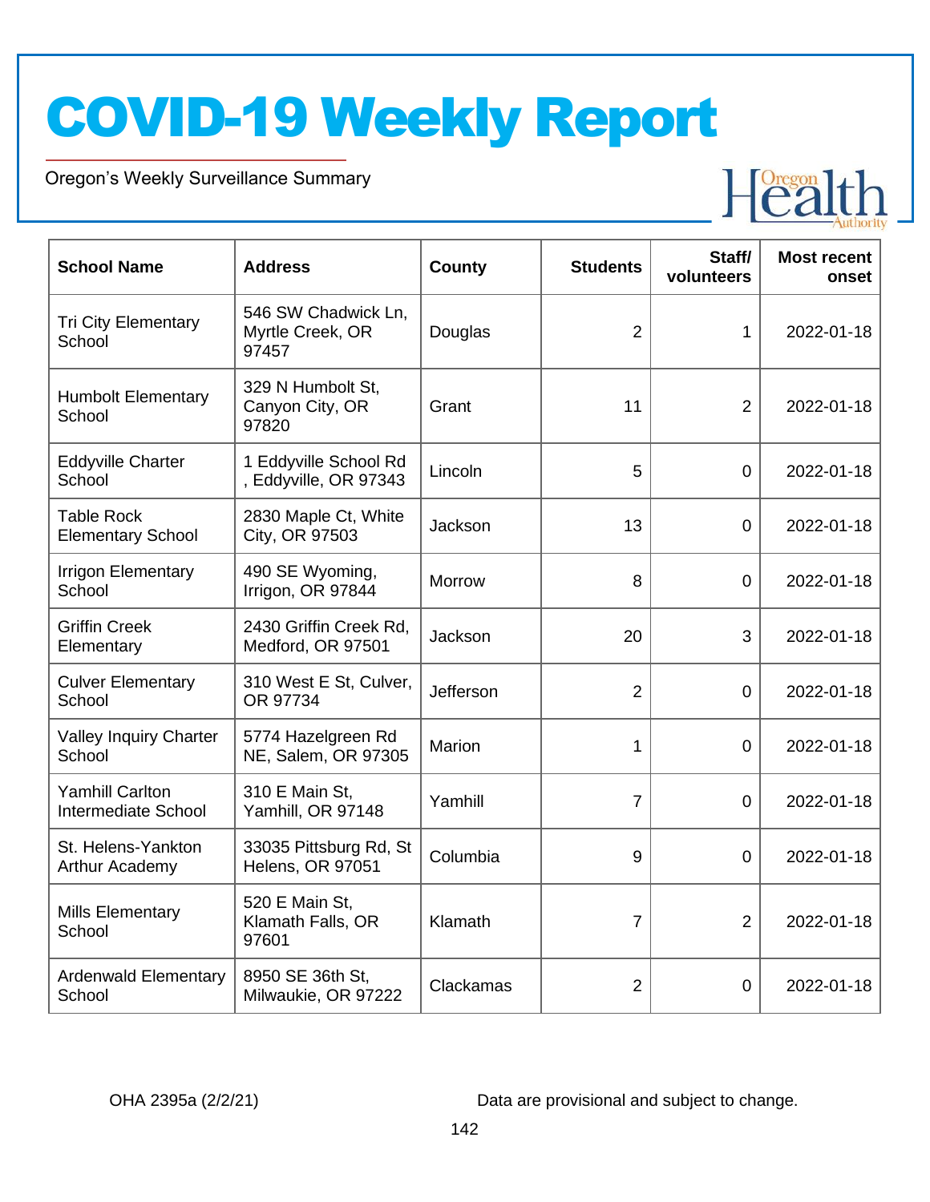# COVID-19 Weekly Report

Oregon's Weekly Surveillance Summary

| School Name | Address | County | Students | Staff/ volunteers | Most recent onset |
|---|---|---|---|---|---|
| Tri City Elementary School | 546 SW Chadwick Ln, Myrtle Creek, OR 97457 | Douglas | 2 | 1 | 2022-01-18 |
| Humbolt Elementary School | 329 N Humbolt St, Canyon City, OR 97820 | Grant | 11 | 2 | 2022-01-18 |
| Eddyville Charter School | 1 Eddyville School Rd , Eddyville, OR 97343 | Lincoln | 5 | 0 | 2022-01-18 |
| Table Rock Elementary School | 2830 Maple Ct, White City, OR 97503 | Jackson | 13 | 0 | 2022-01-18 |
| Irrigon Elementary School | 490 SE Wyoming, Irrigon, OR 97844 | Morrow | 8 | 0 | 2022-01-18 |
| Griffin Creek Elementary | 2430 Griffin Creek Rd, Medford, OR 97501 | Jackson | 20 | 3 | 2022-01-18 |
| Culver Elementary School | 310 West E St, Culver, OR 97734 | Jefferson | 2 | 0 | 2022-01-18 |
| Valley Inquiry Charter School | 5774 Hazelgreen Rd NE, Salem, OR 97305 | Marion | 1 | 0 | 2022-01-18 |
| Yamhill Carlton Intermediate School | 310 E Main St, Yamhill, OR 97148 | Yamhill | 7 | 0 | 2022-01-18 |
| St. Helens-Yankton Arthur Academy | 33035 Pittsburg Rd, St Helens, OR 97051 | Columbia | 9 | 0 | 2022-01-18 |
| Mills Elementary School | 520 E Main St, Klamath Falls, OR 97601 | Klamath | 7 | 2 | 2022-01-18 |
| Ardenwald Elementary School | 8950 SE 36th St, Milwaukie, OR 97222 | Clackamas | 2 | 0 | 2022-01-18 |

OHA 2395a (2/2/21)

Data are provisional and subject to change.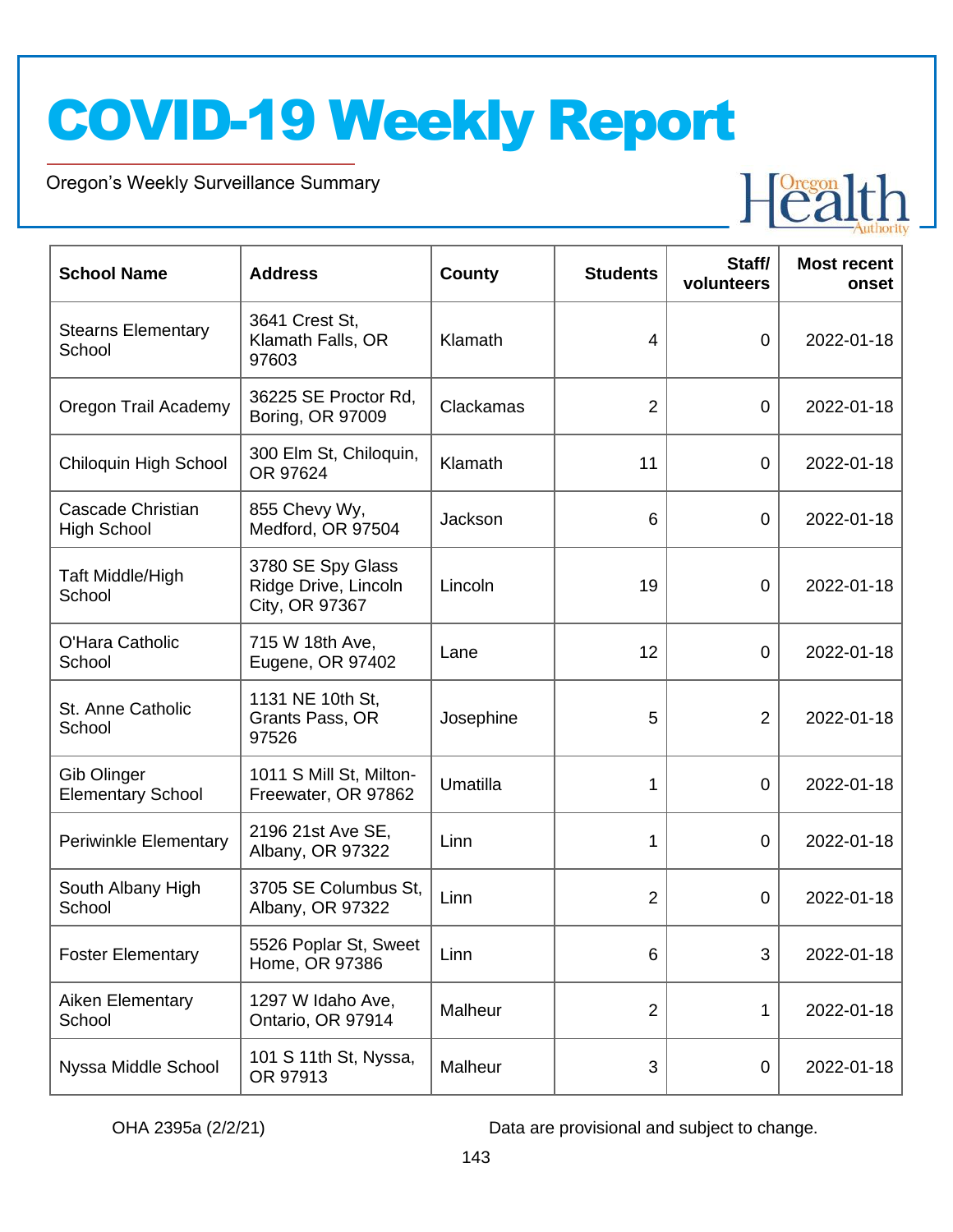# COVID-19 Weekly Report

Oregon's Weekly Surveillance Summary

| School Name | Address | County | Students | Staff/ volunteers | Most recent onset |
|---|---|---|---|---|---|
| Stearns Elementary School | 3641 Crest St, Klamath Falls, OR 97603 | Klamath | 4 | 0 | 2022-01-18 |
| Oregon Trail Academy | 36225 SE Proctor Rd, Boring, OR 97009 | Clackamas | 2 | 0 | 2022-01-18 |
| Chiloquin High School | 300 Elm St, Chiloquin, OR 97624 | Klamath | 11 | 0 | 2022-01-18 |
| Cascade Christian High School | 855 Chevy Wy, Medford, OR 97504 | Jackson | 6 | 0 | 2022-01-18 |
| Taft Middle/High School | 3780 SE Spy Glass Ridge Drive, Lincoln City, OR 97367 | Lincoln | 19 | 0 | 2022-01-18 |
| O'Hara Catholic School | 715 W 18th Ave, Eugene, OR 97402 | Lane | 12 | 0 | 2022-01-18 |
| St. Anne Catholic School | 1131 NE 10th St, Grants Pass, OR 97526 | Josephine | 5 | 2 | 2022-01-18 |
| Gib Olinger Elementary School | 1011 S Mill St, Milton-Freewater, OR 97862 | Umatilla | 1 | 0 | 2022-01-18 |
| Periwinkle Elementary | 2196 21st Ave SE, Albany, OR 97322 | Linn | 1 | 0 | 2022-01-18 |
| South Albany High School | 3705 SE Columbus St, Albany, OR 97322 | Linn | 2 | 0 | 2022-01-18 |
| Foster Elementary | 5526 Poplar St, Sweet Home, OR 97386 | Linn | 6 | 3 | 2022-01-18 |
| Aiken Elementary School | 1297 W Idaho Ave, Ontario, OR 97914 | Malheur | 2 | 1 | 2022-01-18 |
| Nyssa Middle School | 101 S 11th St, Nyssa, OR 97913 | Malheur | 3 | 0 | 2022-01-18 |

OHA 2395a (2/2/21)

Data are provisional and subject to change.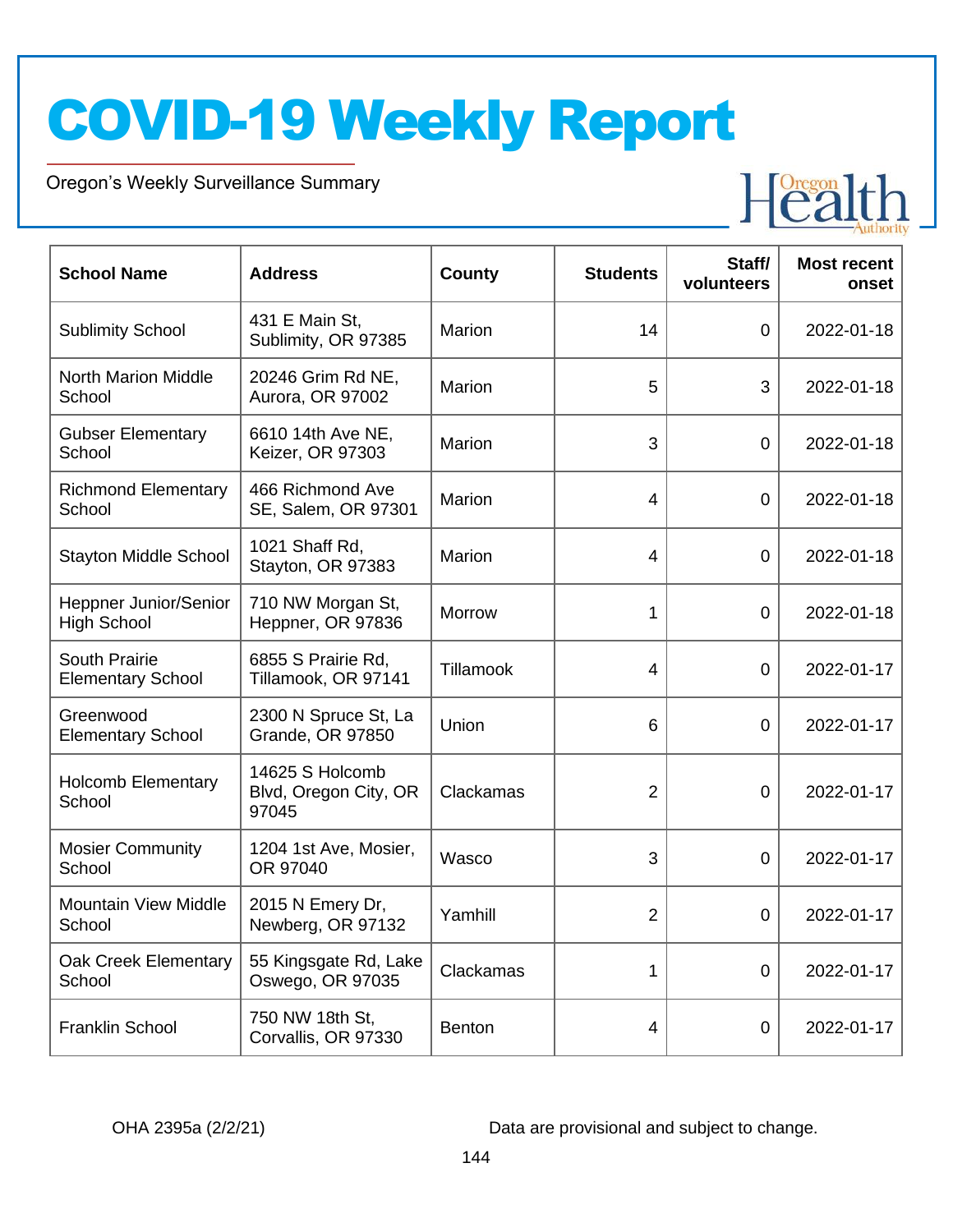# COVID-19 Weekly Report

Oregon's Weekly Surveillance Summary

| School Name | Address | County | Students | Staff/ volunteers | Most recent onset |
|---|---|---|---|---|---|
| Sublimity School | 431 E Main St, Sublimity, OR 97385 | Marion | 14 | 0 | 2022-01-18 |
| North Marion Middle School | 20246 Grim Rd NE, Aurora, OR 97002 | Marion | 5 | 3 | 2022-01-18 |
| Gubser Elementary School | 6610 14th Ave NE, Keizer, OR 97303 | Marion | 3 | 0 | 2022-01-18 |
| Richmond Elementary School | 466 Richmond Ave SE, Salem, OR 97301 | Marion | 4 | 0 | 2022-01-18 |
| Stayton Middle School | 1021 Shaff Rd, Stayton, OR 97383 | Marion | 4 | 0 | 2022-01-18 |
| Heppner Junior/Senior High School | 710 NW Morgan St, Heppner, OR 97836 | Morrow | 1 | 0 | 2022-01-18 |
| South Prairie Elementary School | 6855 S Prairie Rd, Tillamook, OR 97141 | Tillamook | 4 | 0 | 2022-01-17 |
| Greenwood Elementary School | 2300 N Spruce St, La Grande, OR 97850 | Union | 6 | 0 | 2022-01-17 |
| Holcomb Elementary School | 14625 S Holcomb Blvd, Oregon City, OR 97045 | Clackamas | 2 | 0 | 2022-01-17 |
| Mosier Community School | 1204 1st Ave, Mosier, OR 97040 | Wasco | 3 | 0 | 2022-01-17 |
| Mountain View Middle School | 2015 N Emery Dr, Newberg, OR 97132 | Yamhill | 2 | 0 | 2022-01-17 |
| Oak Creek Elementary School | 55 Kingsgate Rd, Lake Oswego, OR 97035 | Clackamas | 1 | 0 | 2022-01-17 |
| Franklin School | 750 NW 18th St, Corvallis, OR 97330 | Benton | 4 | 0 | 2022-01-17 |

OHA 2395a (2/2/21)

Data are provisional and subject to change.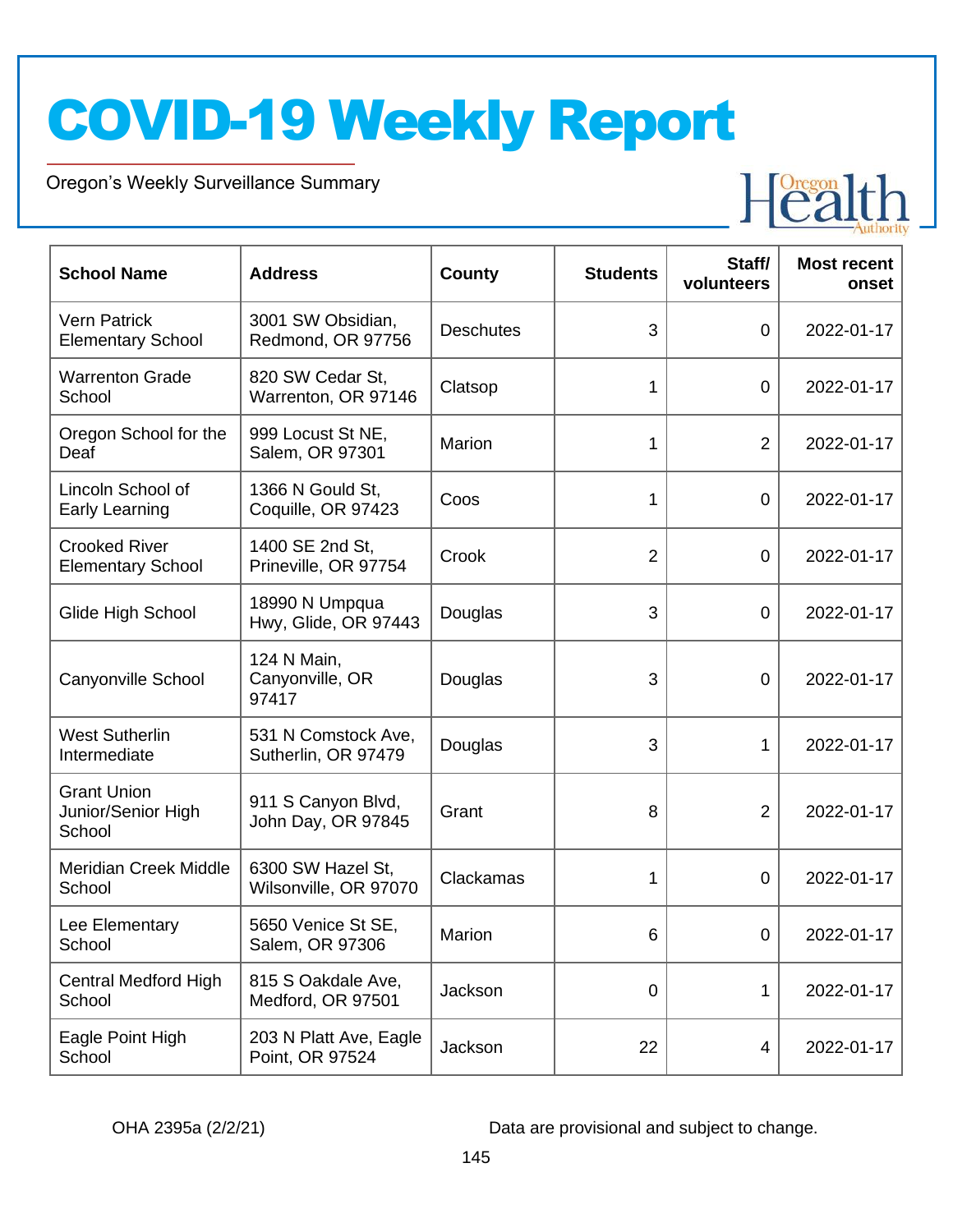# COVID-19 Weekly Report

Oregon's Weekly Surveillance Summary

| School Name | Address | County | Students | Staff/ volunteers | Most recent onset |
|---|---|---|---|---|---|
| Vern Patrick Elementary School | 3001 SW Obsidian, Redmond, OR 97756 | Deschutes | 3 | 0 | 2022-01-17 |
| Warrenton Grade School | 820 SW Cedar St, Warrenton, OR 97146 | Clatsop | 1 | 0 | 2022-01-17 |
| Oregon School for the Deaf | 999 Locust St NE, Salem, OR 97301 | Marion | 1 | 2 | 2022-01-17 |
| Lincoln School of Early Learning | 1366 N Gould St, Coquille, OR 97423 | Coos | 1 | 0 | 2022-01-17 |
| Crooked River Elementary School | 1400 SE 2nd St, Prineville, OR 97754 | Crook | 2 | 0 | 2022-01-17 |
| Glide High School | 18990 N Umpqua Hwy, Glide, OR 97443 | Douglas | 3 | 0 | 2022-01-17 |
| Canyonville School | 124 N Main, Canyonville, OR 97417 | Douglas | 3 | 0 | 2022-01-17 |
| West Sutherlin Intermediate | 531 N Comstock Ave, Sutherlin, OR 97479 | Douglas | 3 | 1 | 2022-01-17 |
| Grant Union Junior/Senior High School | 911 S Canyon Blvd, John Day, OR 97845 | Grant | 8 | 2 | 2022-01-17 |
| Meridian Creek Middle School | 6300 SW Hazel St, Wilsonville, OR 97070 | Clackamas | 1 | 0 | 2022-01-17 |
| Lee Elementary School | 5650 Venice St SE, Salem, OR 97306 | Marion | 6 | 0 | 2022-01-17 |
| Central Medford High School | 815 S Oakdale Ave, Medford, OR 97501 | Jackson | 0 | 1 | 2022-01-17 |
| Eagle Point High School | 203 N Platt Ave, Eagle Point, OR 97524 | Jackson | 22 | 4 | 2022-01-17 |

OHA 2395a (2/2/21)

Data are provisional and subject to change.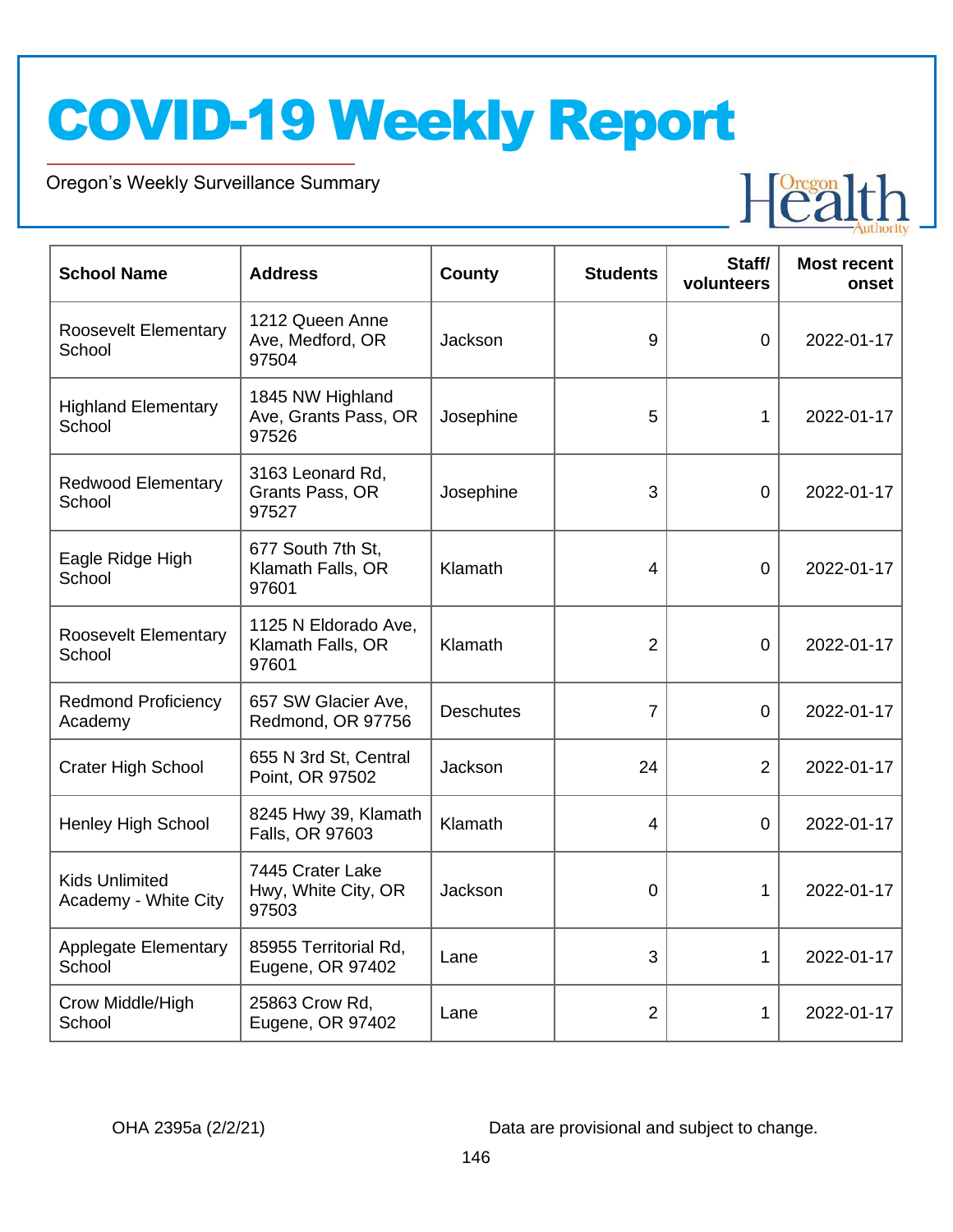# COVID-19 Weekly Report

Oregon's Weekly Surveillance Summary

| School Name | Address | County | Students | Staff/ volunteers | Most recent onset |
|---|---|---|---|---|---|
| Roosevelt Elementary School | 1212 Queen Anne Ave, Medford, OR 97504 | Jackson | 9 | 0 | 2022-01-17 |
| Highland Elementary School | 1845 NW Highland Ave, Grants Pass, OR 97526 | Josephine | 5 | 1 | 2022-01-17 |
| Redwood Elementary School | 3163 Leonard Rd, Grants Pass, OR 97527 | Josephine | 3 | 0 | 2022-01-17 |
| Eagle Ridge High School | 677 South 7th St, Klamath Falls, OR 97601 | Klamath | 4 | 0 | 2022-01-17 |
| Roosevelt Elementary School | 1125 N Eldorado Ave, Klamath Falls, OR 97601 | Klamath | 2 | 0 | 2022-01-17 |
| Redmond Proficiency Academy | 657 SW Glacier Ave, Redmond, OR 97756 | Deschutes | 7 | 0 | 2022-01-17 |
| Crater High School | 655 N 3rd St, Central Point, OR 97502 | Jackson | 24 | 2 | 2022-01-17 |
| Henley High School | 8245 Hwy 39, Klamath Falls, OR 97603 | Klamath | 4 | 0 | 2022-01-17 |
| Kids Unlimited Academy - White City | 7445 Crater Lake Hwy, White City, OR 97503 | Jackson | 0 | 1 | 2022-01-17 |
| Applegate Elementary School | 85955 Territorial Rd, Eugene, OR 97402 | Lane | 3 | 1 | 2022-01-17 |
| Crow Middle/High School | 25863 Crow Rd, Eugene, OR 97402 | Lane | 2 | 1 | 2022-01-17 |

OHA 2395a (2/2/21)

Data are provisional and subject to change.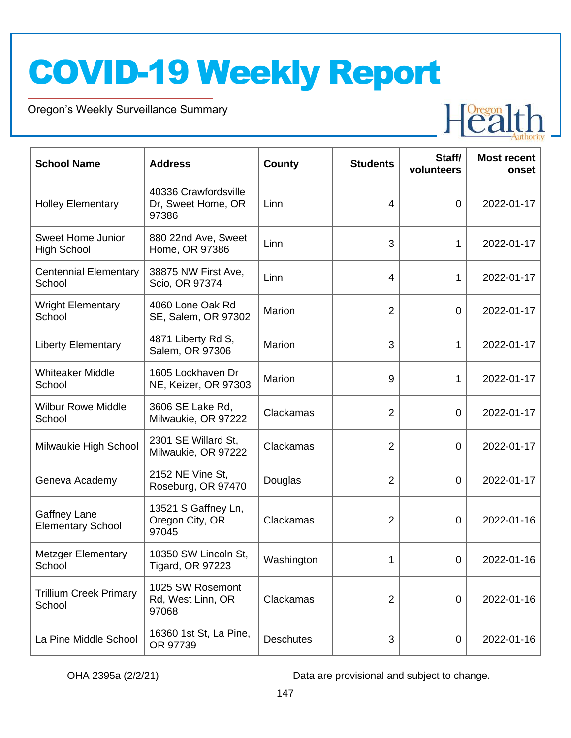# COVID-19 Weekly Report

Oregon's Weekly Surveillance Summary

| School Name | Address | County | Students | Staff/ volunteers | Most recent onset |
|---|---|---|---|---|---|
| Holley Elementary | 40336 Crawfordsville Dr, Sweet Home, OR 97386 | Linn | 4 | 0 | 2022-01-17 |
| Sweet Home Junior High School | 880 22nd Ave, Sweet Home, OR 97386 | Linn | 3 | 1 | 2022-01-17 |
| Centennial Elementary School | 38875 NW First Ave, Scio, OR 97374 | Linn | 4 | 1 | 2022-01-17 |
| Wright Elementary School | 4060 Lone Oak Rd SE, Salem, OR 97302 | Marion | 2 | 0 | 2022-01-17 |
| Liberty Elementary | 4871 Liberty Rd S, Salem, OR 97306 | Marion | 3 | 1 | 2022-01-17 |
| Whiteaker Middle School | 1605 Lockhaven Dr NE, Keizer, OR 97303 | Marion | 9 | 1 | 2022-01-17 |
| Wilbur Rowe Middle School | 3606 SE Lake Rd, Milwaukie, OR 97222 | Clackamas | 2 | 0 | 2022-01-17 |
| Milwaukie High School | 2301 SE Willard St, Milwaukie, OR 97222 | Clackamas | 2 | 0 | 2022-01-17 |
| Geneva Academy | 2152 NE Vine St, Roseburg, OR 97470 | Douglas | 2 | 0 | 2022-01-17 |
| Gaffney Lane Elementary School | 13521 S Gaffney Ln, Oregon City, OR 97045 | Clackamas | 2 | 0 | 2022-01-16 |
| Metzger Elementary School | 10350 SW Lincoln St, Tigard, OR 97223 | Washington | 1 | 0 | 2022-01-16 |
| Trillium Creek Primary School | 1025 SW Rosemont Rd, West Linn, OR 97068 | Clackamas | 2 | 0 | 2022-01-16 |
| La Pine Middle School | 16360 1st St, La Pine, OR 97739 | Deschutes | 3 | 0 | 2022-01-16 |

OHA 2395a (2/2/21) Data are provisional and subject to change.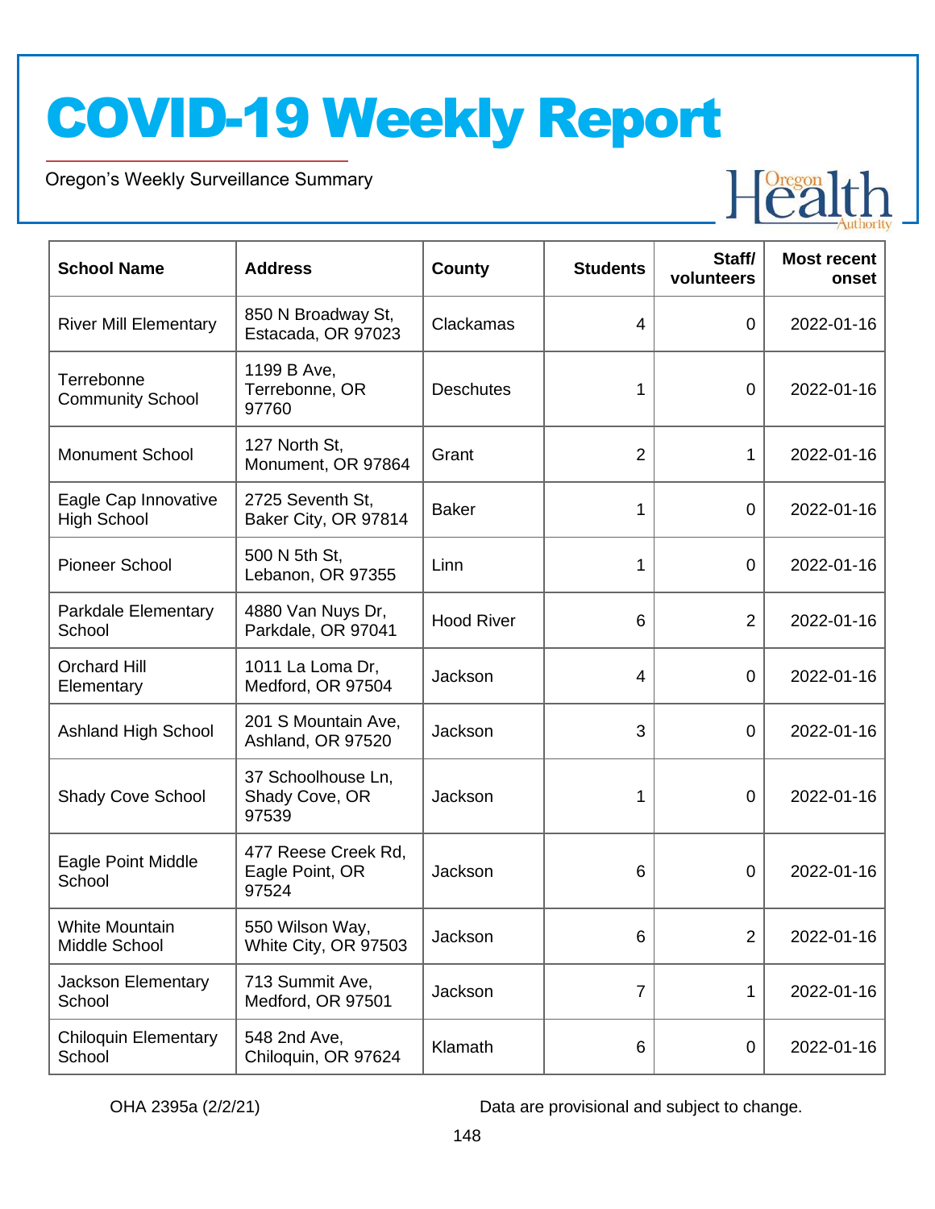# COVID-19 Weekly Report

Oregon's Weekly Surveillance Summary

| School Name | Address | County | Students | Staff/ volunteers | Most recent onset |
|---|---|---|---|---|---|
| River Mill Elementary | 850 N Broadway St, Estacada, OR 97023 | Clackamas | 4 | 0 | 2022-01-16 |
| Terrebonne Community School | 1199 B Ave, Terrebonne, OR 97760 | Deschutes | 1 | 0 | 2022-01-16 |
| Monument School | 127 North St, Monument, OR 97864 | Grant | 2 | 1 | 2022-01-16 |
| Eagle Cap Innovative High School | 2725 Seventh St, Baker City, OR 97814 | Baker | 1 | 0 | 2022-01-16 |
| Pioneer School | 500 N 5th St, Lebanon, OR 97355 | Linn | 1 | 0 | 2022-01-16 |
| Parkdale Elementary School | 4880 Van Nuys Dr, Parkdale, OR 97041 | Hood River | 6 | 2 | 2022-01-16 |
| Orchard Hill Elementary | 1011 La Loma Dr, Medford, OR 97504 | Jackson | 4 | 0 | 2022-01-16 |
| Ashland High School | 201 S Mountain Ave, Ashland, OR 97520 | Jackson | 3 | 0 | 2022-01-16 |
| Shady Cove School | 37 Schoolhouse Ln, Shady Cove, OR 97539 | Jackson | 1 | 0 | 2022-01-16 |
| Eagle Point Middle School | 477 Reese Creek Rd, Eagle Point, OR 97524 | Jackson | 6 | 0 | 2022-01-16 |
| White Mountain Middle School | 550 Wilson Way, White City, OR 97503 | Jackson | 6 | 2 | 2022-01-16 |
| Jackson Elementary School | 713 Summit Ave, Medford, OR 97501 | Jackson | 7 | 1 | 2022-01-16 |
| Chiloquin Elementary School | 548 2nd Ave, Chiloquin, OR 97624 | Klamath | 6 | 0 | 2022-01-16 |

OHA 2395a (2/2/21)

Data are provisional and subject to change.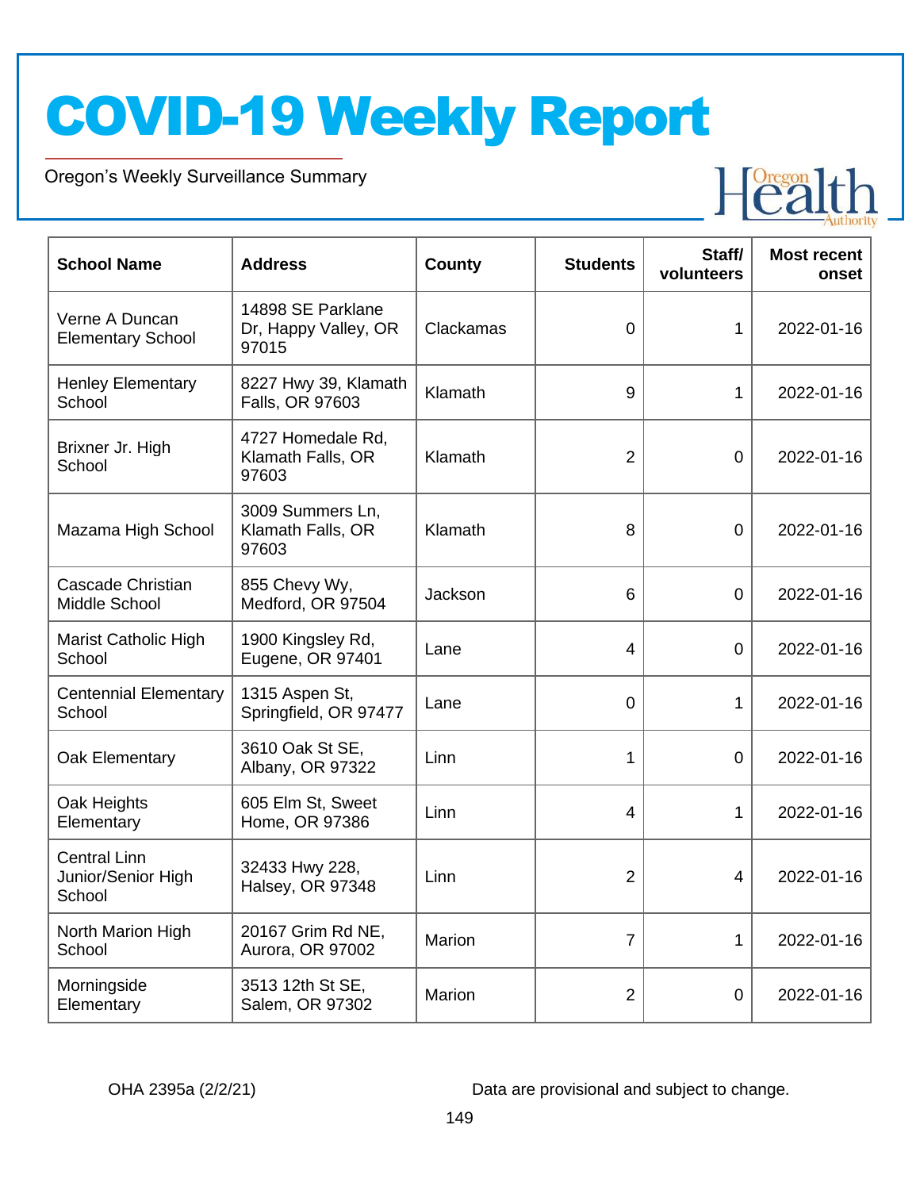# COVID-19 Weekly Report

Oregon's Weekly Surveillance Summary

| School Name | Address | County | Students | Staff/ volunteers | Most recent onset |
|---|---|---|---|---|---|
| Verne A Duncan Elementary School | 14898 SE Parklane Dr, Happy Valley, OR 97015 | Clackamas | 0 | 1 | 2022-01-16 |
| Henley Elementary School | 8227 Hwy 39, Klamath Falls, OR 97603 | Klamath | 9 | 1 | 2022-01-16 |
| Brixner Jr. High School | 4727 Homedale Rd, Klamath Falls, OR 97603 | Klamath | 2 | 0 | 2022-01-16 |
| Mazama High School | 3009 Summers Ln, Klamath Falls, OR 97603 | Klamath | 8 | 0 | 2022-01-16 |
| Cascade Christian Middle School | 855 Chevy Wy, Medford, OR 97504 | Jackson | 6 | 0 | 2022-01-16 |
| Marist Catholic High School | 1900 Kingsley Rd, Eugene, OR 97401 | Lane | 4 | 0 | 2022-01-16 |
| Centennial Elementary School | 1315 Aspen St, Springfield, OR 97477 | Lane | 0 | 1 | 2022-01-16 |
| Oak Elementary | 3610 Oak St SE, Albany, OR 97322 | Linn | 1 | 0 | 2022-01-16 |
| Oak Heights Elementary | 605 Elm St, Sweet Home, OR 97386 | Linn | 4 | 1 | 2022-01-16 |
| Central Linn Junior/Senior High School | 32433 Hwy 228, Halsey, OR 97348 | Linn | 2 | 4 | 2022-01-16 |
| North Marion High School | 20167 Grim Rd NE, Aurora, OR 97002 | Marion | 7 | 1 | 2022-01-16 |
| Morningside Elementary | 3513 12th St SE, Salem, OR 97302 | Marion | 2 | 0 | 2022-01-16 |

OHA 2395a (2/2/21)

Data are provisional and subject to change.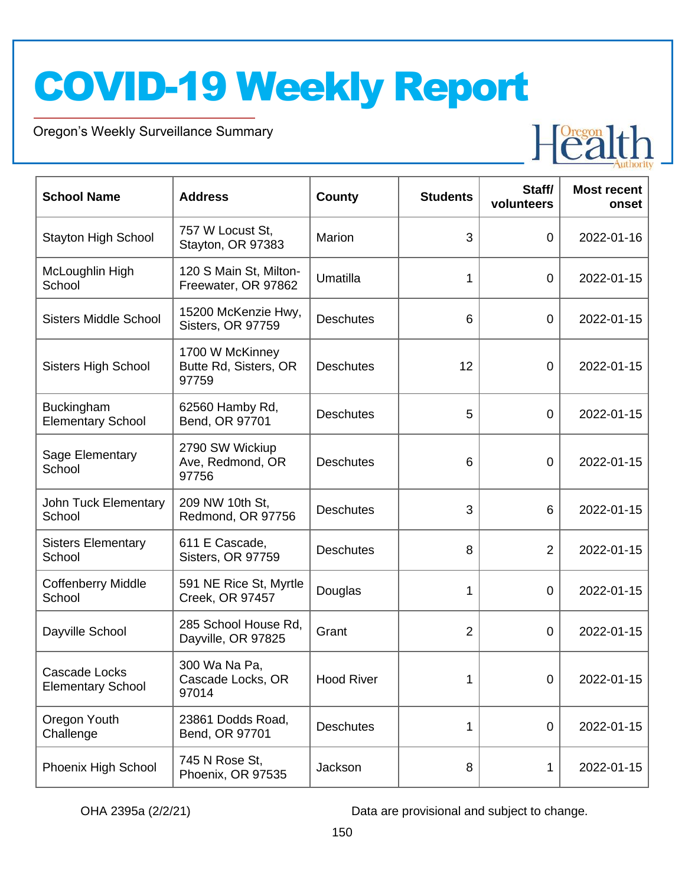| School Name | Address | County | Students | Staff/ volunteers | Most recent onset |
|---|---|---|---|---|---|
| Stayton High School | 757 W Locust St, Stayton, OR 97383 | Marion | 3 | 0 | 2022-01-16 |
| McLoughlin High School | 120 S Main St, Milton-Freewater, OR 97862 | Umatilla | 1 | 0 | 2022-01-15 |
| Sisters Middle School | 15200 McKenzie Hwy, Sisters, OR 97759 | Deschutes | 6 | 0 | 2022-01-15 |
| Sisters High School | 1700 W McKinney Butte Rd, Sisters, OR 97759 | Deschutes | 12 | 0 | 2022-01-15 |
| Buckingham Elementary School | 62560 Hamby Rd, Bend, OR 97701 | Deschutes | 5 | 0 | 2022-01-15 |
| Sage Elementary School | 2790 SW Wickiup Ave, Redmond, OR 97756 | Deschutes | 6 | 0 | 2022-01-15 |
| John Tuck Elementary School | 209 NW 10th St, Redmond, OR 97756 | Deschutes | 3 | 6 | 2022-01-15 |
| Sisters Elementary School | 611 E Cascade, Sisters, OR 97759 | Deschutes | 8 | 2 | 2022-01-15 |
| Coffenberry Middle School | 591 NE Rice St, Myrtle Creek, OR 97457 | Douglas | 1 | 0 | 2022-01-15 |
| Dayville School | 285 School House Rd, Dayville, OR 97825 | Grant | 2 | 0 | 2022-01-15 |
| Cascade Locks Elementary School | 300 Wa Na Pa, Cascade Locks, OR 97014 | Hood River | 1 | 0 | 2022-01-15 |
| Oregon Youth Challenge | 23861 Dodds Road, Bend, OR 97701 | Deschutes | 1 | 0 | 2022-01-15 |
| Phoenix High School | 745 N Rose St, Phoenix, OR 97535 | Jackson | 8 | 1 | 2022-01-15 |

OHA 2395a (2/2/21)

Data are provisional and subject to change.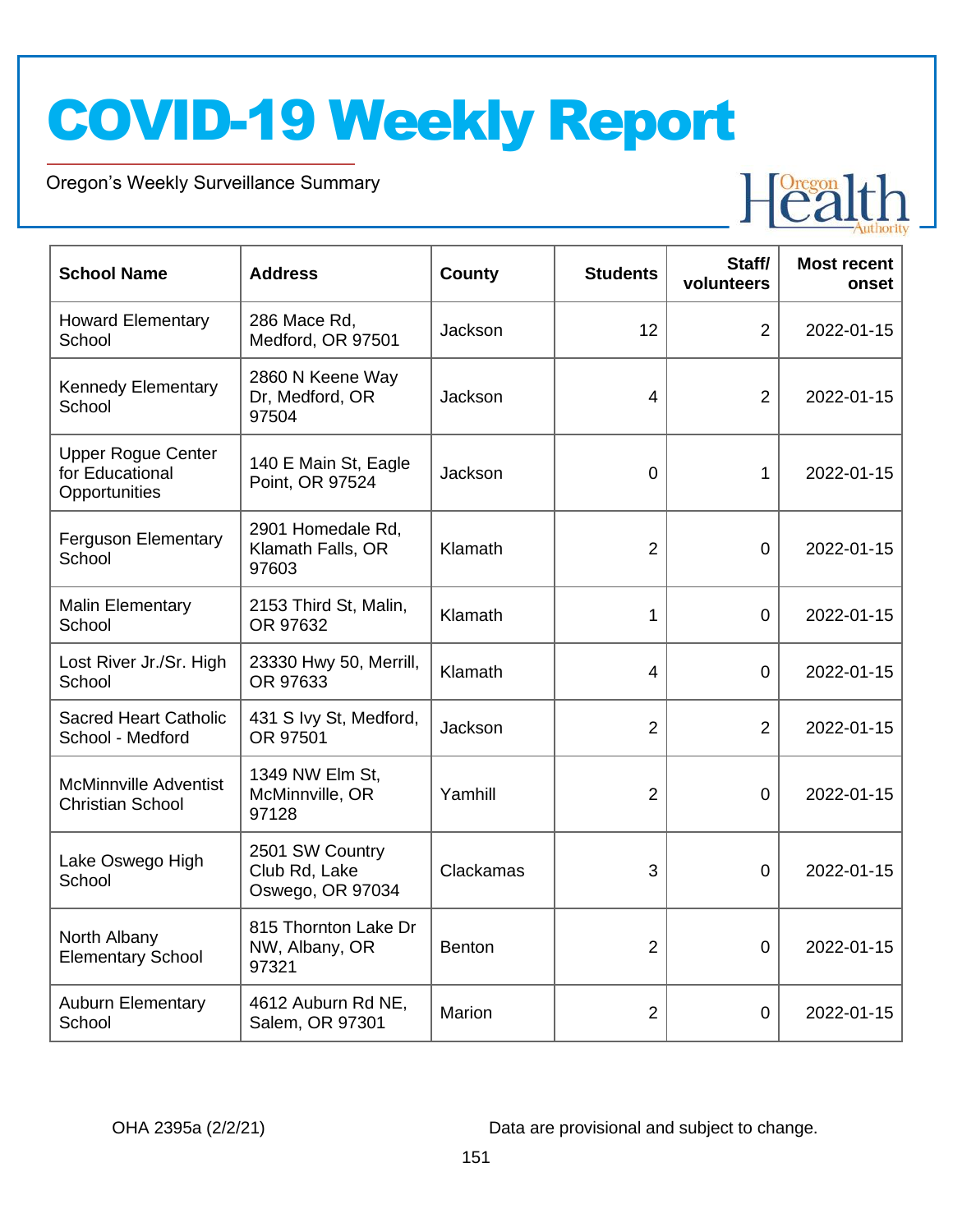# COVID-19 Weekly Report

Oregon's Weekly Surveillance Summary

| School Name | Address | County | Students | Staff/ volunteers | Most recent onset |
|---|---|---|---|---|---|
| Howard Elementary School | 286 Mace Rd, Medford, OR 97501 | Jackson | 12 | 2 | 2022-01-15 |
| Kennedy Elementary School | 2860 N Keene Way Dr, Medford, OR 97504 | Jackson | 4 | 2 | 2022-01-15 |
| Upper Rogue Center for Educational Opportunities | 140 E Main St, Eagle Point, OR 97524 | Jackson | 0 | 1 | 2022-01-15 |
| Ferguson Elementary School | 2901 Homedale Rd, Klamath Falls, OR 97603 | Klamath | 2 | 0 | 2022-01-15 |
| Malin Elementary School | 2153 Third St, Malin, OR 97632 | Klamath | 1 | 0 | 2022-01-15 |
| Lost River Jr./Sr. High School | 23330 Hwy 50, Merrill, OR 97633 | Klamath | 4 | 0 | 2022-01-15 |
| Sacred Heart Catholic School - Medford | 431 S Ivy St, Medford, OR 97501 | Jackson | 2 | 2 | 2022-01-15 |
| McMinnville Adventist Christian School | 1349 NW Elm St, McMinnville, OR 97128 | Yamhill | 2 | 0 | 2022-01-15 |
| Lake Oswego High School | 2501 SW Country Club Rd, Lake Oswego, OR 97034 | Clackamas | 3 | 0 | 2022-01-15 |
| North Albany Elementary School | 815 Thornton Lake Dr NW, Albany, OR 97321 | Benton | 2 | 0 | 2022-01-15 |
| Auburn Elementary School | 4612 Auburn Rd NE, Salem, OR 97301 | Marion | 2 | 0 | 2022-01-15 |

OHA 2395a (2/2/21)

Data are provisional and subject to change.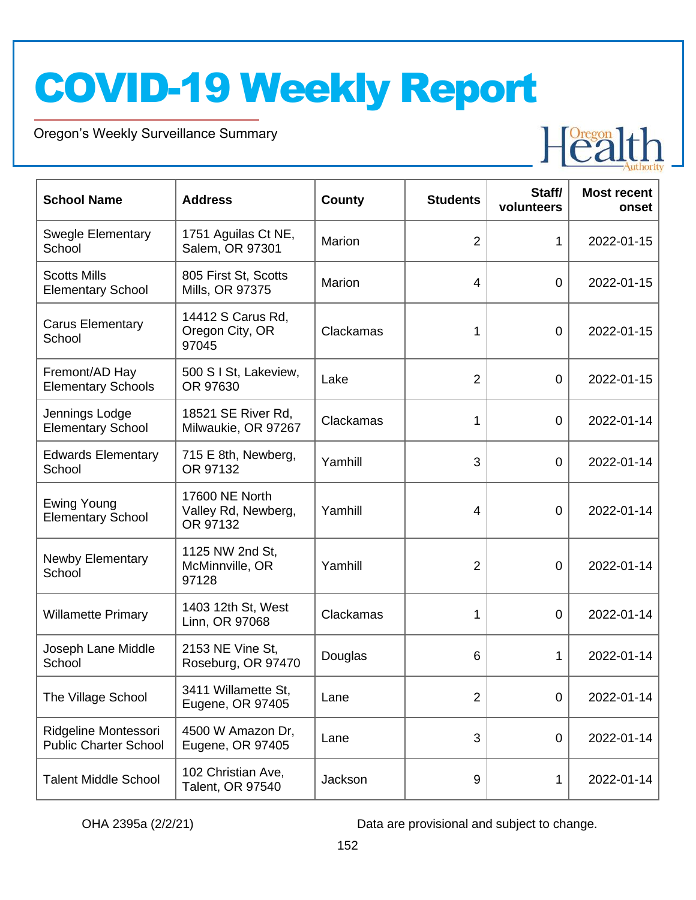| School Name | Address | County | Students | Staff/ volunteers | Most recent onset |
|---|---|---|---|---|---|
| Swegle Elementary School | 1751 Aguilas Ct NE, Salem, OR 97301 | Marion | 2 | 1 | 2022-01-15 |
| Scotts Mills Elementary School | 805 First St, Scotts Mills, OR 97375 | Marion | 4 | 0 | 2022-01-15 |
| Carus Elementary School | 14412 S Carus Rd, Oregon City, OR 97045 | Clackamas | 1 | 0 | 2022-01-15 |
| Fremont/AD Hay Elementary Schools | 500 S I St, Lakeview, OR 97630 | Lake | 2 | 0 | 2022-01-15 |
| Jennings Lodge Elementary School | 18521 SE River Rd, Milwaukie, OR 97267 | Clackamas | 1 | 0 | 2022-01-14 |
| Edwards Elementary School | 715 E 8th, Newberg, OR 97132 | Yamhill | 3 | 0 | 2022-01-14 |
| Ewing Young Elementary School | 17600 NE North Valley Rd, Newberg, OR 97132 | Yamhill | 4 | 0 | 2022-01-14 |
| Newby Elementary School | 1125 NW 2nd St, McMinnville, OR 97128 | Yamhill | 2 | 0 | 2022-01-14 |
| Willamette Primary | 1403 12th St, West Linn, OR 97068 | Clackamas | 1 | 0 | 2022-01-14 |
| Joseph Lane Middle School | 2153 NE Vine St, Roseburg, OR 97470 | Douglas | 6 | 1 | 2022-01-14 |
| The Village School | 3411 Willamette St, Eugene, OR 97405 | Lane | 2 | 0 | 2022-01-14 |
| Ridgeline Montessori Public Charter School | 4500 W Amazon Dr, Eugene, OR 97405 | Lane | 3 | 0 | 2022-01-14 |
| Talent Middle School | 102 Christian Ave, Talent, OR 97540 | Jackson | 9 | 1 | 2022-01-14 |

OHA 2395a (2/2/21)

Data are provisional and subject to change.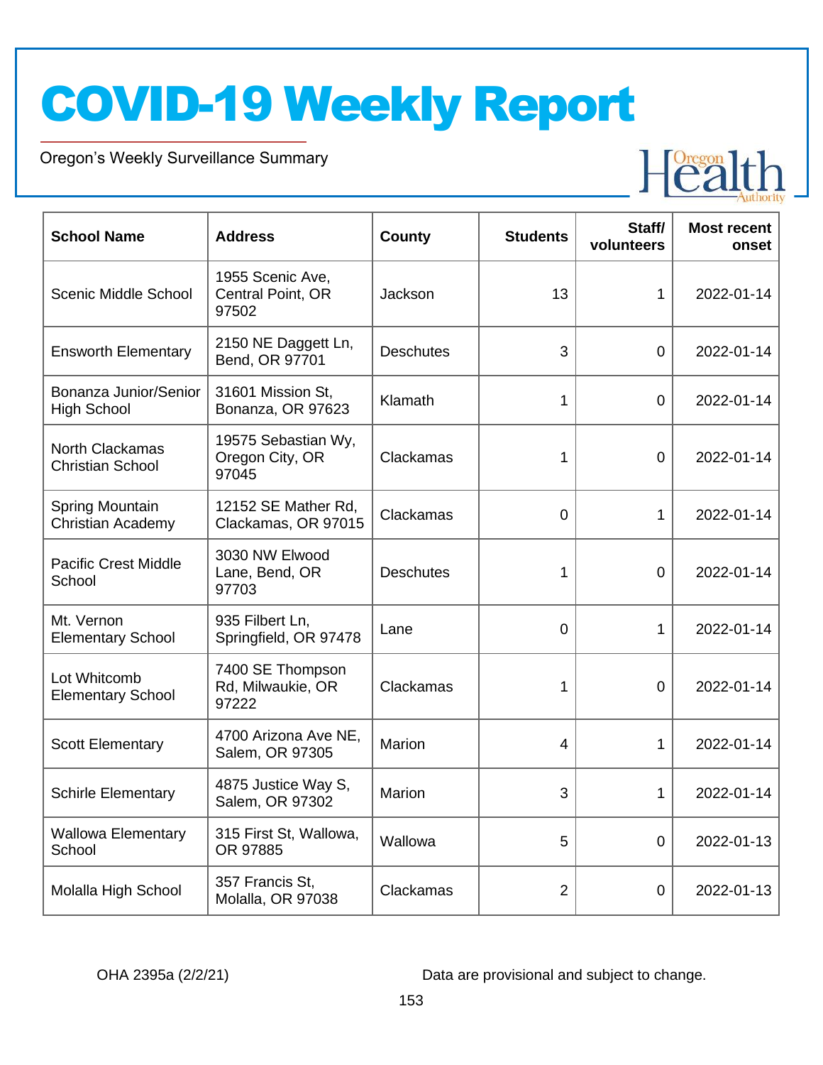# COVID-19 Weekly Report

Oregon's Weekly Surveillance Summary

| School Name | Address | County | Students | Staff/ volunteers | Most recent onset |
|---|---|---|---|---|---|
| Scenic Middle School | 1955 Scenic Ave, Central Point, OR 97502 | Jackson | 13 | 1 | 2022-01-14 |
| Ensworth Elementary | 2150 NE Daggett Ln, Bend, OR 97701 | Deschutes | 3 | 0 | 2022-01-14 |
| Bonanza Junior/Senior High School | 31601 Mission St, Bonanza, OR 97623 | Klamath | 1 | 0 | 2022-01-14 |
| North Clackamas Christian School | 19575 Sebastian Wy, Oregon City, OR 97045 | Clackamas | 1 | 0 | 2022-01-14 |
| Spring Mountain Christian Academy | 12152 SE Mather Rd, Clackamas, OR 97015 | Clackamas | 0 | 1 | 2022-01-14 |
| Pacific Crest Middle School | 3030 NW Elwood Lane, Bend, OR 97703 | Deschutes | 1 | 0 | 2022-01-14 |
| Mt. Vernon Elementary School | 935 Filbert Ln, Springfield, OR 97478 | Lane | 0 | 1 | 2022-01-14 |
| Lot Whitcomb Elementary School | 7400 SE Thompson Rd, Milwaukie, OR 97222 | Clackamas | 1 | 0 | 2022-01-14 |
| Scott Elementary | 4700 Arizona Ave NE, Salem, OR 97305 | Marion | 4 | 1 | 2022-01-14 |
| Schirle Elementary | 4875 Justice Way S, Salem, OR 97302 | Marion | 3 | 1 | 2022-01-14 |
| Wallowa Elementary School | 315 First St, Wallowa, OR 97885 | Wallowa | 5 | 0 | 2022-01-13 |
| Molalla High School | 357 Francis St, Molalla, OR 97038 | Clackamas | 2 | 0 | 2022-01-13 |

OHA 2395a (2/2/21)

Data are provisional and subject to change.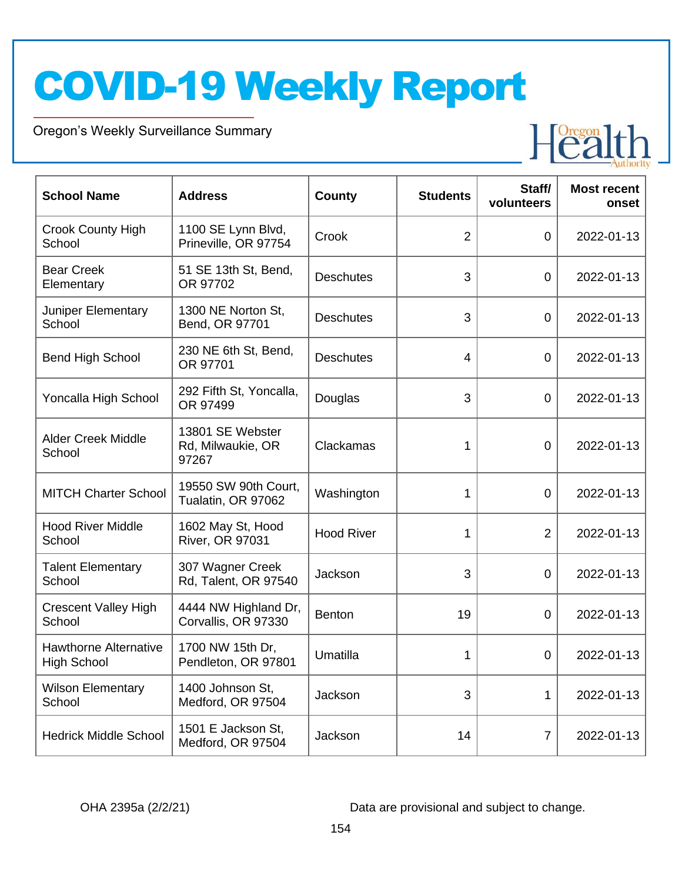# COVID-19 Weekly Report

Oregon's Weekly Surveillance Summary

| School Name | Address | County | Students | Staff/ volunteers | Most recent onset |
|---|---|---|---|---|---|
| Crook County High School | 1100 SE Lynn Blvd, Prineville, OR 97754 | Crook | 2 | 0 | 2022-01-13 |
| Bear Creek Elementary | 51 SE 13th St, Bend, OR 97702 | Deschutes | 3 | 0 | 2022-01-13 |
| Juniper Elementary School | 1300 NE Norton St, Bend, OR 97701 | Deschutes | 3 | 0 | 2022-01-13 |
| Bend High School | 230 NE 6th St, Bend, OR 97701 | Deschutes | 4 | 0 | 2022-01-13 |
| Yoncalla High School | 292 Fifth St, Yoncalla, OR 97499 | Douglas | 3 | 0 | 2022-01-13 |
| Alder Creek Middle School | 13801 SE Webster Rd, Milwaukie, OR 97267 | Clackamas | 1 | 0 | 2022-01-13 |
| MITCH Charter School | 19550 SW 90th Court, Tualatin, OR 97062 | Washington | 1 | 0 | 2022-01-13 |
| Hood River Middle School | 1602 May St, Hood River, OR 97031 | Hood River | 1 | 2 | 2022-01-13 |
| Talent Elementary School | 307 Wagner Creek Rd, Talent, OR 97540 | Jackson | 3 | 0 | 2022-01-13 |
| Crescent Valley High School | 4444 NW Highland Dr, Corvallis, OR 97330 | Benton | 19 | 0 | 2022-01-13 |
| Hawthorne Alternative High School | 1700 NW 15th Dr, Pendleton, OR 97801 | Umatilla | 1 | 0 | 2022-01-13 |
| Wilson Elementary School | 1400 Johnson St, Medford, OR 97504 | Jackson | 3 | 1 | 2022-01-13 |
| Hedrick Middle School | 1501 E Jackson St, Medford, OR 97504 | Jackson | 14 | 7 | 2022-01-13 |

OHA 2395a (2/2/21)

Data are provisional and subject to change.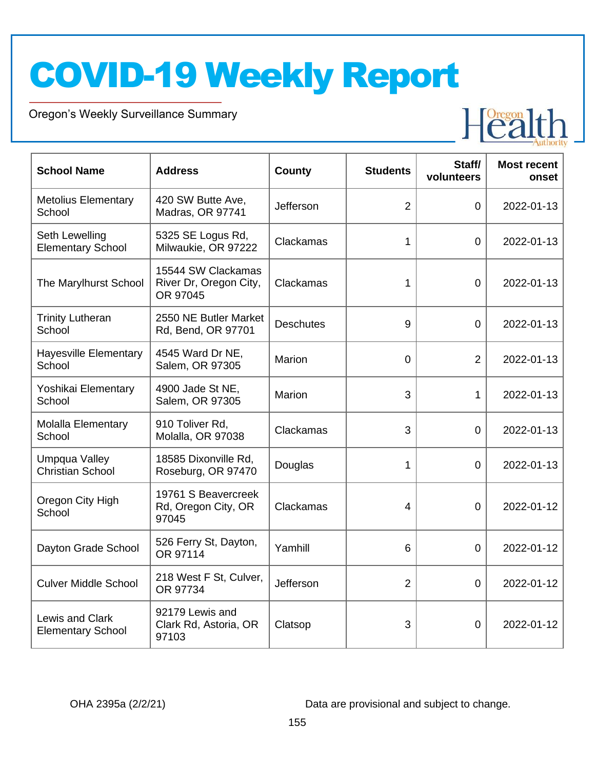# COVID-19 Weekly Report

Oregon's Weekly Surveillance Summary

| School Name | Address | County | Students | Staff/ volunteers | Most recent onset |
|---|---|---|---|---|---|
| Metolius Elementary School | 420 SW Butte Ave, Madras, OR 97741 | Jefferson | 2 | 0 | 2022-01-13 |
| Seth Lewelling Elementary School | 5325 SE Logus Rd, Milwaukie, OR 97222 | Clackamas | 1 | 0 | 2022-01-13 |
| The Marylhurst School | 15544 SW Clackamas River Dr, Oregon City, OR 97045 | Clackamas | 1 | 0 | 2022-01-13 |
| Trinity Lutheran School | 2550 NE Butler Market Rd, Bend, OR 97701 | Deschutes | 9 | 0 | 2022-01-13 |
| Hayesville Elementary School | 4545 Ward Dr NE, Salem, OR 97305 | Marion | 0 | 2 | 2022-01-13 |
| Yoshikai Elementary School | 4900 Jade St NE, Salem, OR 97305 | Marion | 3 | 1 | 2022-01-13 |
| Molalla Elementary School | 910 Toliver Rd, Molalla, OR 97038 | Clackamas | 3 | 0 | 2022-01-13 |
| Umpqua Valley Christian School | 18585 Dixonville Rd, Roseburg, OR 97470 | Douglas | 1 | 0 | 2022-01-13 |
| Oregon City High School | 19761 S Beavercreek Rd, Oregon City, OR 97045 | Clackamas | 4 | 0 | 2022-01-12 |
| Dayton Grade School | 526 Ferry St, Dayton, OR 97114 | Yamhill | 6 | 0 | 2022-01-12 |
| Culver Middle School | 218 West F St, Culver, OR 97734 | Jefferson | 2 | 0 | 2022-01-12 |
| Lewis and Clark Elementary School | 92179 Lewis and Clark Rd, Astoria, OR 97103 | Clatsop | 3 | 0 | 2022-01-12 |

OHA 2395a (2/2/21)

Data are provisional and subject to change.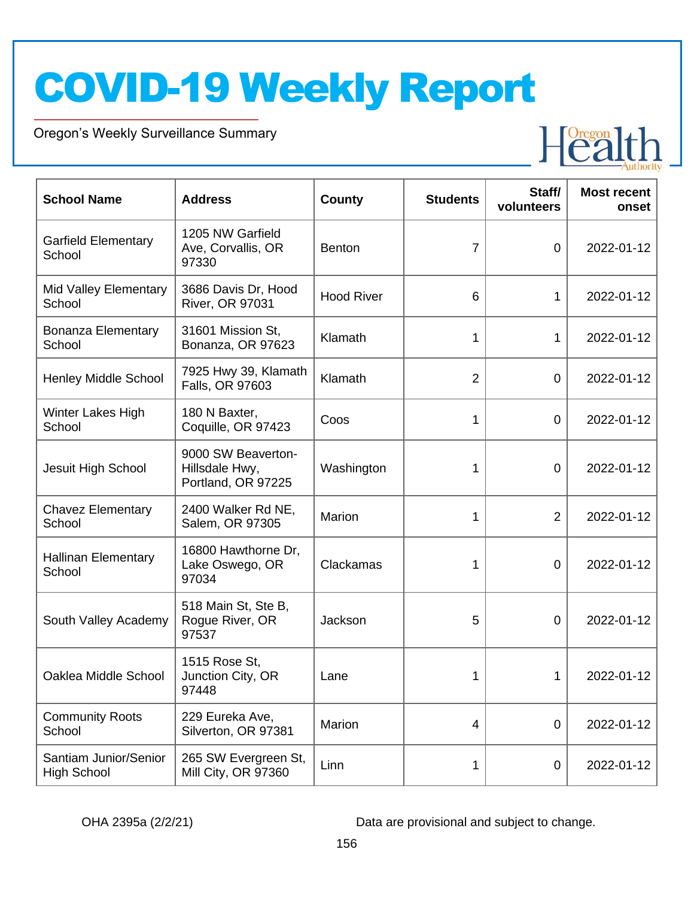# COVID-19 Weekly Report

Oregon's Weekly Surveillance Summary

| School Name | Address | County | Students | Staff/ volunteers | Most recent onset |
|---|---|---|---|---|---|
| Garfield Elementary School | 1205 NW Garfield Ave, Corvallis, OR 97330 | Benton | 7 | 0 | 2022-01-12 |
| Mid Valley Elementary School | 3686 Davis Dr, Hood River, OR 97031 | Hood River | 6 | 1 | 2022-01-12 |
| Bonanza Elementary School | 31601 Mission St, Bonanza, OR 97623 | Klamath | 1 | 1 | 2022-01-12 |
| Henley Middle School | 7925 Hwy 39, Klamath Falls, OR 97603 | Klamath | 2 | 0 | 2022-01-12 |
| Winter Lakes High School | 180 N Baxter, Coquille, OR 97423 | Coos | 1 | 0 | 2022-01-12 |
| Jesuit High School | 9000 SW Beaverton-Hillsdale Hwy, Portland, OR 97225 | Washington | 1 | 0 | 2022-01-12 |
| Chavez Elementary School | 2400 Walker Rd NE, Salem, OR 97305 | Marion | 1 | 2 | 2022-01-12 |
| Hallinan Elementary School | 16800 Hawthorne Dr, Lake Oswego, OR 97034 | Clackamas | 1 | 0 | 2022-01-12 |
| South Valley Academy | 518 Main St, Ste B, Rogue River, OR 97537 | Jackson | 5 | 0 | 2022-01-12 |
| Oaklea Middle School | 1515 Rose St, Junction City, OR 97448 | Lane | 1 | 1 | 2022-01-12 |
| Community Roots School | 229 Eureka Ave, Silverton, OR 97381 | Marion | 4 | 0 | 2022-01-12 |
| Santiam Junior/Senior High School | 265 SW Evergreen St, Mill City, OR 97360 | Linn | 1 | 0 | 2022-01-12 |

OHA 2395a (2/2/21)

Data are provisional and subject to change.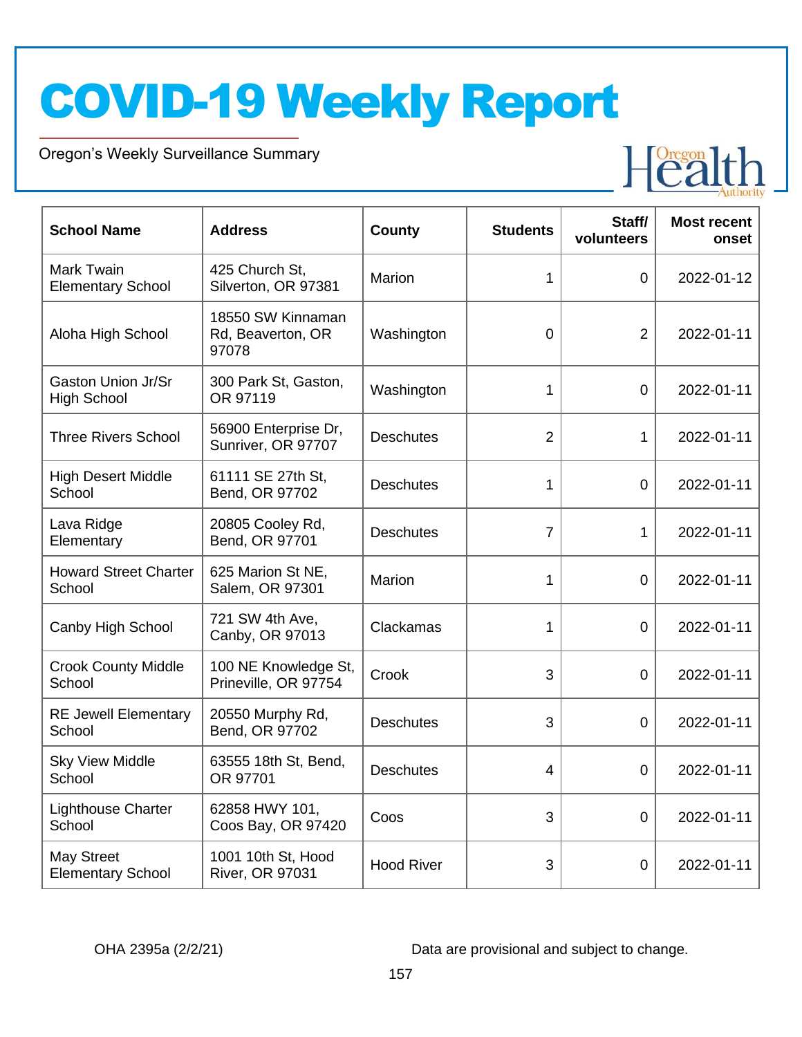# COVID-19 Weekly Report

Oregon's Weekly Surveillance Summary

| School Name | Address | County | Students | Staff/ volunteers | Most recent onset |
|---|---|---|---|---|---|
| Mark Twain Elementary School | 425 Church St, Silverton, OR 97381 | Marion | 1 | 0 | 2022-01-12 |
| Aloha High School | 18550 SW Kinnaman Rd, Beaverton, OR 97078 | Washington | 0 | 2 | 2022-01-11 |
| Gaston Union Jr/Sr High School | 300 Park St, Gaston, OR 97119 | Washington | 1 | 0 | 2022-01-11 |
| Three Rivers School | 56900 Enterprise Dr, Sunriver, OR 97707 | Deschutes | 2 | 1 | 2022-01-11 |
| High Desert Middle School | 61111 SE 27th St, Bend, OR 97702 | Deschutes | 1 | 0 | 2022-01-11 |
| Lava Ridge Elementary | 20805 Cooley Rd, Bend, OR 97701 | Deschutes | 7 | 1 | 2022-01-11 |
| Howard Street Charter School | 625 Marion St NE, Salem, OR 97301 | Marion | 1 | 0 | 2022-01-11 |
| Canby High School | 721 SW 4th Ave, Canby, OR 97013 | Clackamas | 1 | 0 | 2022-01-11 |
| Crook County Middle School | 100 NE Knowledge St, Prineville, OR 97754 | Crook | 3 | 0 | 2022-01-11 |
| RE Jewell Elementary School | 20550 Murphy Rd, Bend, OR 97702 | Deschutes | 3 | 0 | 2022-01-11 |
| Sky View Middle School | 63555 18th St, Bend, OR 97701 | Deschutes | 4 | 0 | 2022-01-11 |
| Lighthouse Charter School | 62858 HWY 101, Coos Bay, OR 97420 | Coos | 3 | 0 | 2022-01-11 |
| May Street Elementary School | 1001 10th St, Hood River, OR 97031 | Hood River | 3 | 0 | 2022-01-11 |

OHA 2395a (2/2/21)

Data are provisional and subject to change.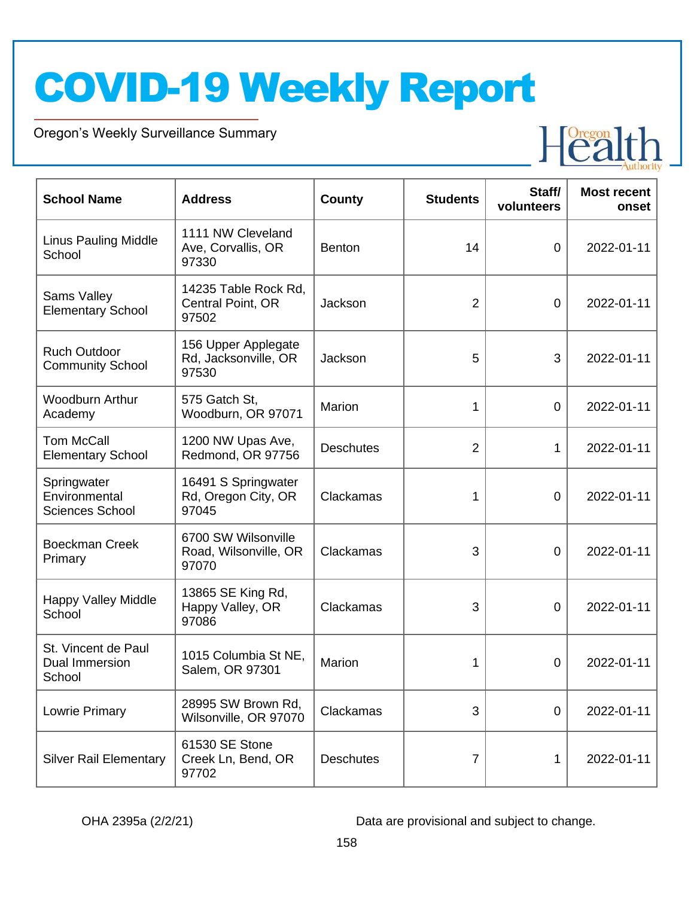# COVID-19 Weekly Report

Oregon's Weekly Surveillance Summary

| School Name | Address | County | Students | Staff/ volunteers | Most recent onset |
|---|---|---|---|---|---|
| Linus Pauling Middle School | 1111 NW Cleveland Ave, Corvallis, OR 97330 | Benton | 14 | 0 | 2022-01-11 |
| Sams Valley Elementary School | 14235 Table Rock Rd, Central Point, OR 97502 | Jackson | 2 | 0 | 2022-01-11 |
| Ruch Outdoor Community School | 156 Upper Applegate Rd, Jacksonville, OR 97530 | Jackson | 5 | 3 | 2022-01-11 |
| Woodburn Arthur Academy | 575 Gatch St, Woodburn, OR 97071 | Marion | 1 | 0 | 2022-01-11 |
| Tom McCall Elementary School | 1200 NW Upas Ave, Redmond, OR 97756 | Deschutes | 2 | 1 | 2022-01-11 |
| Springwater Environmental Sciences School | 16491 S Springwater Rd, Oregon City, OR 97045 | Clackamas | 1 | 0 | 2022-01-11 |
| Boeckman Creek Primary | 6700 SW Wilsonville Road, Wilsonville, OR 97070 | Clackamas | 3 | 0 | 2022-01-11 |
| Happy Valley Middle School | 13865 SE King Rd, Happy Valley, OR 97086 | Clackamas | 3 | 0 | 2022-01-11 |
| St. Vincent de Paul Dual Immersion School | 1015 Columbia St NE, Salem, OR 97301 | Marion | 1 | 0 | 2022-01-11 |
| Lowrie Primary | 28995 SW Brown Rd, Wilsonville, OR 97070 | Clackamas | 3 | 0 | 2022-01-11 |
| Silver Rail Elementary | 61530 SE Stone Creek Ln, Bend, OR 97702 | Deschutes | 7 | 1 | 2022-01-11 |

OHA 2395a (2/2/21)

Data are provisional and subject to change.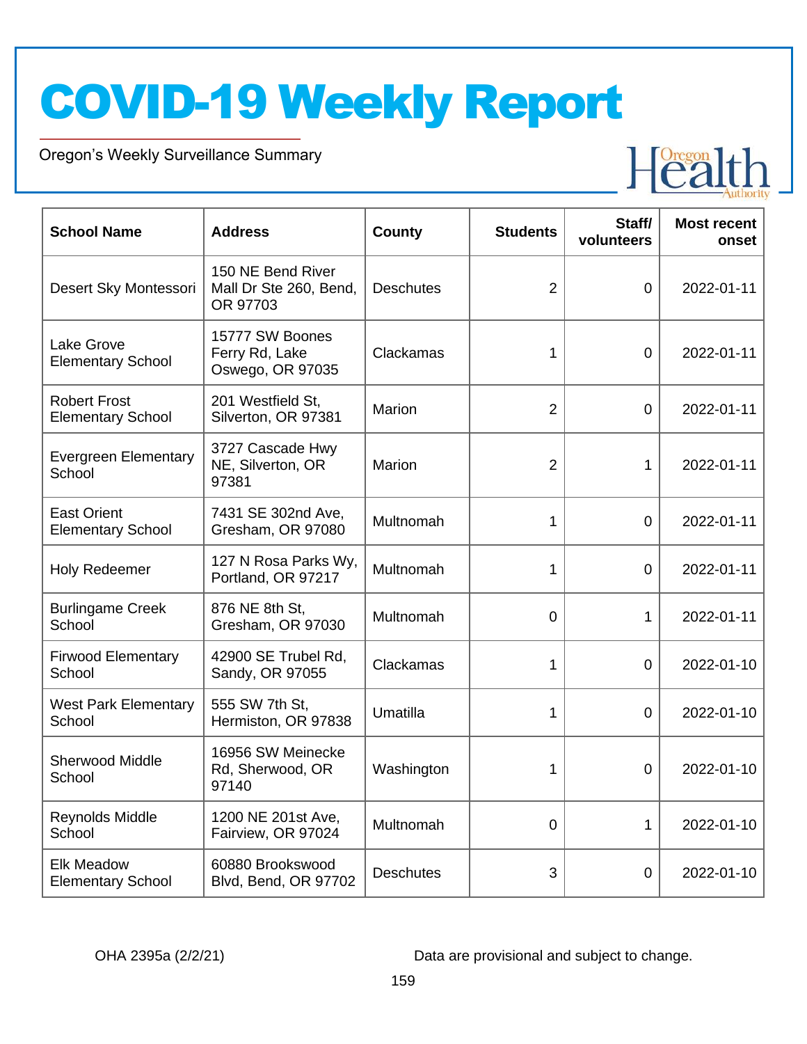# COVID-19 Weekly Report

Oregon's Weekly Surveillance Summary

| School Name | Address | County | Students | Staff/ volunteers | Most recent onset |
|---|---|---|---|---|---|
| Desert Sky Montessori | 150 NE Bend River Mall Dr Ste 260, Bend, OR 97703 | Deschutes | 2 | 0 | 2022-01-11 |
| Lake Grove Elementary School | 15777 SW Boones Ferry Rd, Lake Oswego, OR 97035 | Clackamas | 1 | 0 | 2022-01-11 |
| Robert Frost Elementary School | 201 Westfield St, Silverton, OR 97381 | Marion | 2 | 0 | 2022-01-11 |
| Evergreen Elementary School | 3727 Cascade Hwy NE, Silverton, OR 97381 | Marion | 2 | 1 | 2022-01-11 |
| East Orient Elementary School | 7431 SE 302nd Ave, Gresham, OR 97080 | Multnomah | 1 | 0 | 2022-01-11 |
| Holy Redeemer | 127 N Rosa Parks Wy, Portland, OR 97217 | Multnomah | 1 | 0 | 2022-01-11 |
| Burlingame Creek School | 876 NE 8th St, Gresham, OR 97030 | Multnomah | 0 | 1 | 2022-01-11 |
| Firwood Elementary School | 42900 SE Trubel Rd, Sandy, OR 97055 | Clackamas | 1 | 0 | 2022-01-10 |
| West Park Elementary School | 555 SW 7th St, Hermiston, OR 97838 | Umatilla | 1 | 0 | 2022-01-10 |
| Sherwood Middle School | 16956 SW Meinecke Rd, Sherwood, OR 97140 | Washington | 1 | 0 | 2022-01-10 |
| Reynolds Middle School | 1200 NE 201st Ave, Fairview, OR 97024 | Multnomah | 0 | 1 | 2022-01-10 |
| Elk Meadow Elementary School | 60880 Brookswood Blvd, Bend, OR 97702 | Deschutes | 3 | 0 | 2022-01-10 |

OHA 2395a (2/2/21)

Data are provisional and subject to change.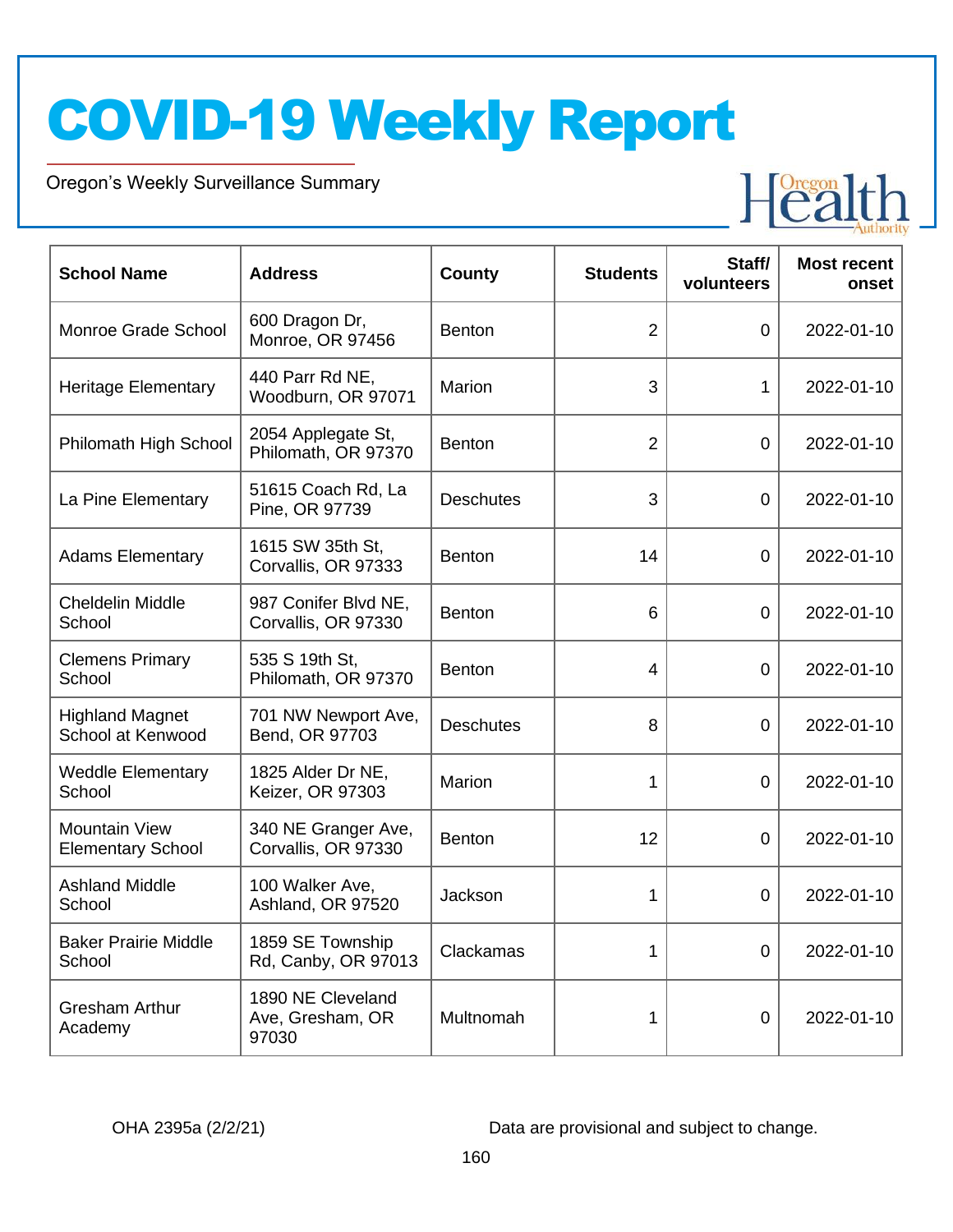# COVID-19 Weekly Report

Oregon's Weekly Surveillance Summary

| School Name | Address | County | Students | Staff/ volunteers | Most recent onset |
|---|---|---|---|---|---|
| Monroe Grade School | 600 Dragon Dr, Monroe, OR 97456 | Benton | 2 | 0 | 2022-01-10 |
| Heritage Elementary | 440 Parr Rd NE, Woodburn, OR 97071 | Marion | 3 | 1 | 2022-01-10 |
| Philomath High School | 2054 Applegate St, Philomath, OR 97370 | Benton | 2 | 0 | 2022-01-10 |
| La Pine Elementary | 51615 Coach Rd, La Pine, OR 97739 | Deschutes | 3 | 0 | 2022-01-10 |
| Adams Elementary | 1615 SW 35th St, Corvallis, OR 97333 | Benton | 14 | 0 | 2022-01-10 |
| Cheldelin Middle School | 987 Conifer Blvd NE, Corvallis, OR 97330 | Benton | 6 | 0 | 2022-01-10 |
| Clemens Primary School | 535 S 19th St, Philomath, OR 97370 | Benton | 4 | 0 | 2022-01-10 |
| Highland Magnet School at Kenwood | 701 NW Newport Ave, Bend, OR 97703 | Deschutes | 8 | 0 | 2022-01-10 |
| Weddle Elementary School | 1825 Alder Dr NE, Keizer, OR 97303 | Marion | 1 | 0 | 2022-01-10 |
| Mountain View Elementary School | 340 NE Granger Ave, Corvallis, OR 97330 | Benton | 12 | 0 | 2022-01-10 |
| Ashland Middle School | 100 Walker Ave, Ashland, OR 97520 | Jackson | 1 | 0 | 2022-01-10 |
| Baker Prairie Middle School | 1859 SE Township Rd, Canby, OR 97013 | Clackamas | 1 | 0 | 2022-01-10 |
| Gresham Arthur Academy | 1890 NE Cleveland Ave, Gresham, OR 97030 | Multnomah | 1 | 0 | 2022-01-10 |

OHA 2395a (2/2/21)

Data are provisional and subject to change.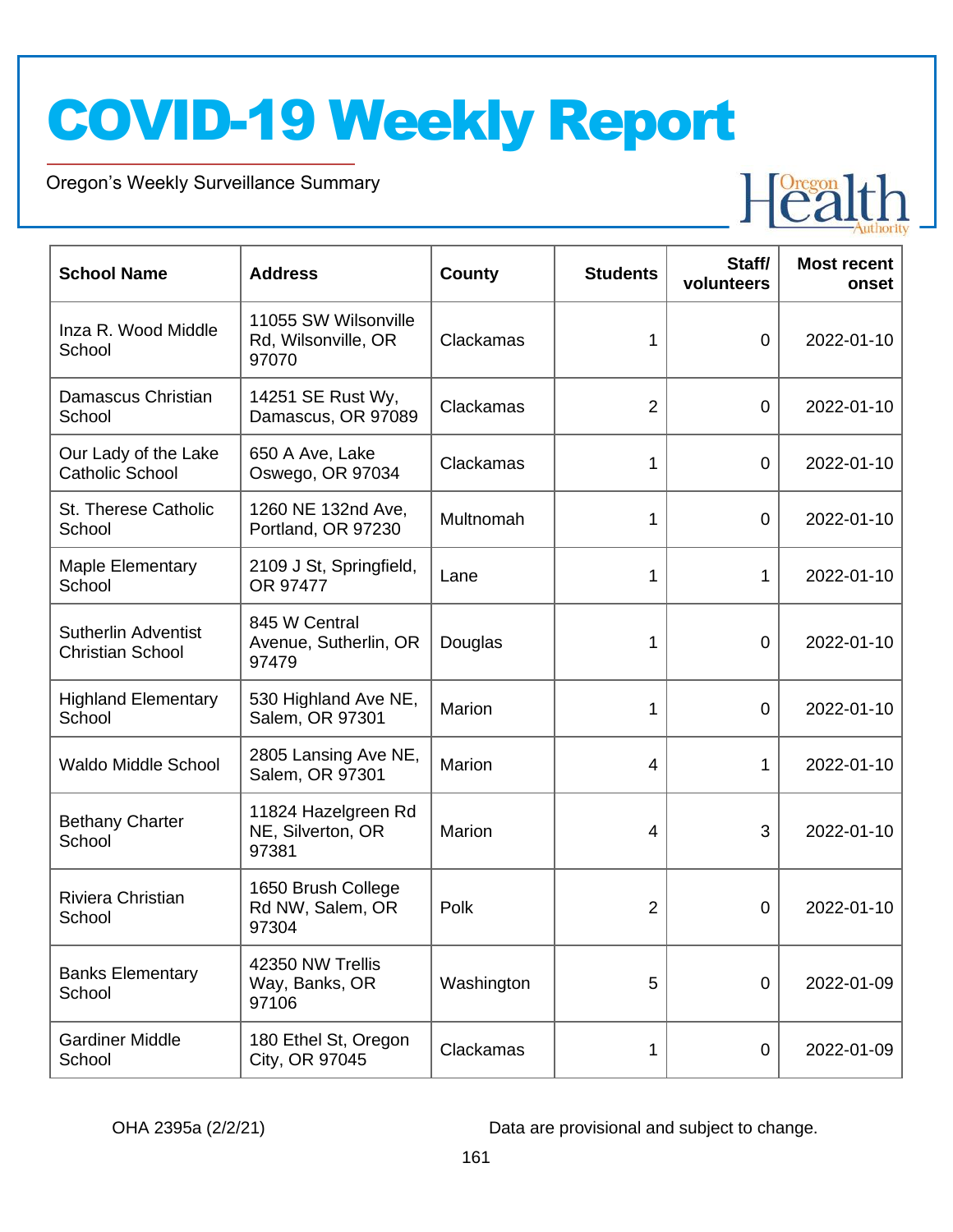# COVID-19 Weekly Report

Oregon's Weekly Surveillance Summary

| School Name | Address | County | Students | Staff/ volunteers | Most recent onset |
|---|---|---|---|---|---|
| Inza R. Wood Middle School | 11055 SW Wilsonville Rd, Wilsonville, OR 97070 | Clackamas | 1 | 0 | 2022-01-10 |
| Damascus Christian School | 14251 SE Rust Wy, Damascus, OR 97089 | Clackamas | 2 | 0 | 2022-01-10 |
| Our Lady of the Lake Catholic School | 650 A Ave, Lake Oswego, OR 97034 | Clackamas | 1 | 0 | 2022-01-10 |
| St. Therese Catholic School | 1260 NE 132nd Ave, Portland, OR 97230 | Multnomah | 1 | 0 | 2022-01-10 |
| Maple Elementary School | 2109 J St, Springfield, OR 97477 | Lane | 1 | 1 | 2022-01-10 |
| Sutherlin Adventist Christian School | 845 W Central Avenue, Sutherlin, OR 97479 | Douglas | 1 | 0 | 2022-01-10 |
| Highland Elementary School | 530 Highland Ave NE, Salem, OR 97301 | Marion | 1 | 0 | 2022-01-10 |
| Waldo Middle School | 2805 Lansing Ave NE, Salem, OR 97301 | Marion | 4 | 1 | 2022-01-10 |
| Bethany Charter School | 11824 Hazelgreen Rd NE, Silverton, OR 97381 | Marion | 4 | 3 | 2022-01-10 |
| Riviera Christian School | 1650 Brush College Rd NW, Salem, OR 97304 | Polk | 2 | 0 | 2022-01-10 |
| Banks Elementary School | 42350 NW Trellis Way, Banks, OR 97106 | Washington | 5 | 0 | 2022-01-09 |
| Gardiner Middle School | 180 Ethel St, Oregon City, OR 97045 | Clackamas | 1 | 0 | 2022-01-09 |

OHA 2395a (2/2/21)

Data are provisional and subject to change.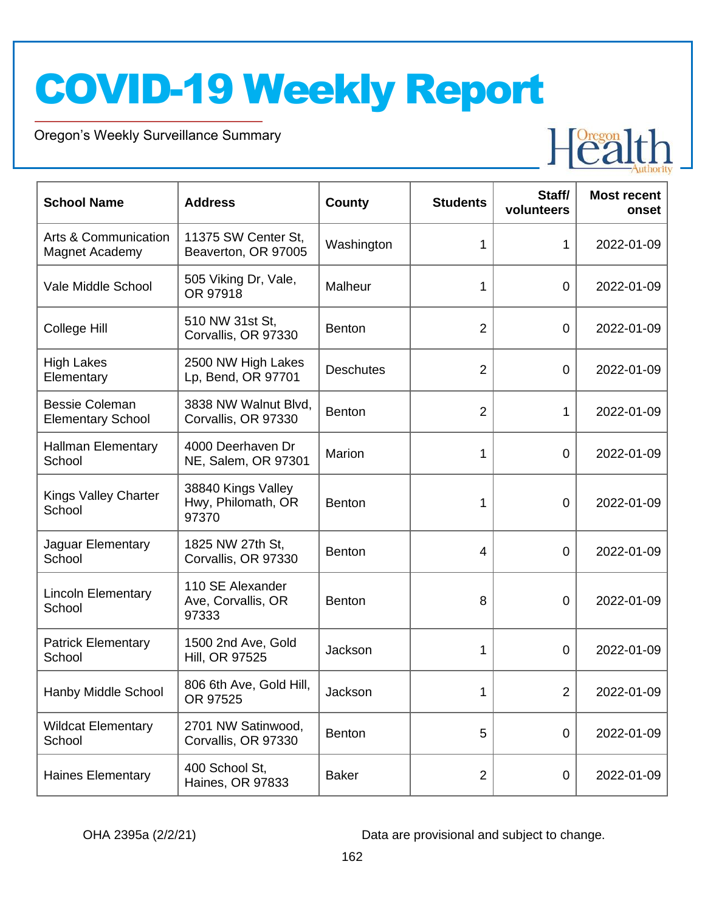# COVID-19 Weekly Report

Oregon's Weekly Surveillance Summary

| School Name | Address | County | Students | Staff/ volunteers | Most recent onset |
|---|---|---|---|---|---|
| Arts & Communication Magnet Academy | 11375 SW Center St, Beaverton, OR 97005 | Washington | 1 | 1 | 2022-01-09 |
| Vale Middle School | 505 Viking Dr, Vale, OR 97918 | Malheur | 1 | 0 | 2022-01-09 |
| College Hill | 510 NW 31st St, Corvallis, OR 97330 | Benton | 2 | 0 | 2022-01-09 |
| High Lakes Elementary | 2500 NW High Lakes Lp, Bend, OR 97701 | Deschutes | 2 | 0 | 2022-01-09 |
| Bessie Coleman Elementary School | 3838 NW Walnut Blvd, Corvallis, OR 97330 | Benton | 2 | 1 | 2022-01-09 |
| Hallman Elementary School | 4000 Deerhaven Dr NE, Salem, OR 97301 | Marion | 1 | 0 | 2022-01-09 |
| Kings Valley Charter School | 38840 Kings Valley Hwy, Philomath, OR 97370 | Benton | 1 | 0 | 2022-01-09 |
| Jaguar Elementary School | 1825 NW 27th St, Corvallis, OR 97330 | Benton | 4 | 0 | 2022-01-09 |
| Lincoln Elementary School | 110 SE Alexander Ave, Corvallis, OR 97333 | Benton | 8 | 0 | 2022-01-09 |
| Patrick Elementary School | 1500 2nd Ave, Gold Hill, OR 97525 | Jackson | 1 | 0 | 2022-01-09 |
| Hanby Middle School | 806 6th Ave, Gold Hill, OR 97525 | Jackson | 1 | 2 | 2022-01-09 |
| Wildcat Elementary School | 2701 NW Satinwood, Corvallis, OR 97330 | Benton | 5 | 0 | 2022-01-09 |
| Haines Elementary | 400 School St, Haines, OR 97833 | Baker | 2 | 0 | 2022-01-09 |

OHA 2395a (2/2/21)

Data are provisional and subject to change.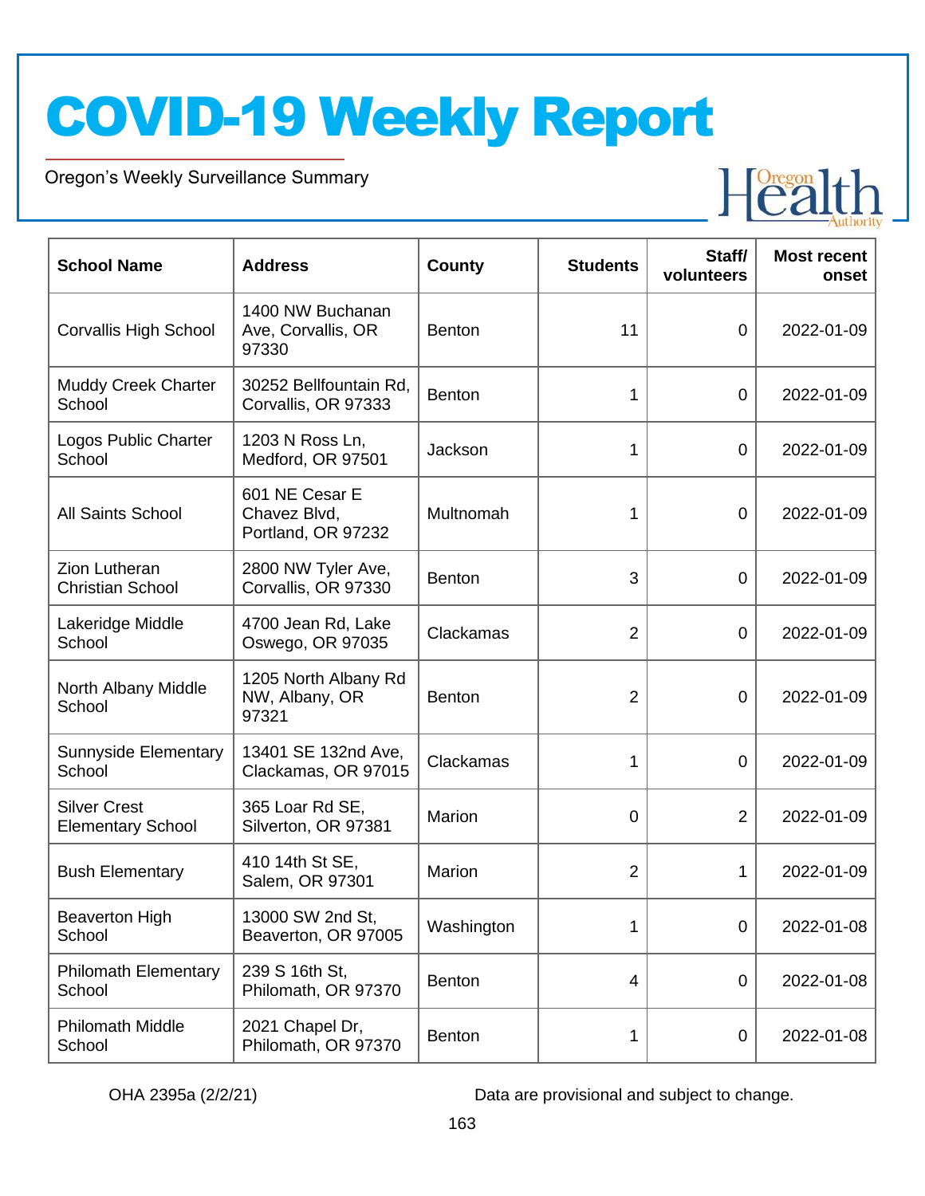# COVID-19 Weekly Report

Oregon's Weekly Surveillance Summary

| School Name | Address | County | Students | Staff/ volunteers | Most recent onset |
|---|---|---|---|---|---|
| Corvallis High School | 1400 NW Buchanan Ave, Corvallis, OR 97330 | Benton | 11 | 0 | 2022-01-09 |
| Muddy Creek Charter School | 30252 Bellfountain Rd, Corvallis, OR 97333 | Benton | 1 | 0 | 2022-01-09 |
| Logos Public Charter School | 1203 N Ross Ln, Medford, OR 97501 | Jackson | 1 | 0 | 2022-01-09 |
| All Saints School | 601 NE Cesar E Chavez Blvd, Portland, OR 97232 | Multnomah | 1 | 0 | 2022-01-09 |
| Zion Lutheran Christian School | 2800 NW Tyler Ave, Corvallis, OR 97330 | Benton | 3 | 0 | 2022-01-09 |
| Lakeridge Middle School | 4700 Jean Rd, Lake Oswego, OR 97035 | Clackamas | 2 | 0 | 2022-01-09 |
| North Albany Middle School | 1205 North Albany Rd NW, Albany, OR 97321 | Benton | 2 | 0 | 2022-01-09 |
| Sunnyside Elementary School | 13401 SE 132nd Ave, Clackamas, OR 97015 | Clackamas | 1 | 0 | 2022-01-09 |
| Silver Crest Elementary School | 365 Loar Rd SE, Silverton, OR 97381 | Marion | 0 | 2 | 2022-01-09 |
| Bush Elementary | 410 14th St SE, Salem, OR 97301 | Marion | 2 | 1 | 2022-01-09 |
| Beaverton High School | 13000 SW 2nd St, Beaverton, OR 97005 | Washington | 1 | 0 | 2022-01-08 |
| Philomath Elementary School | 239 S 16th St, Philomath, OR 97370 | Benton | 4 | 0 | 2022-01-08 |
| Philomath Middle School | 2021 Chapel Dr, Philomath, OR 97370 | Benton | 1 | 0 | 2022-01-08 |

OHA 2395a (2/2/21)

Data are provisional and subject to change.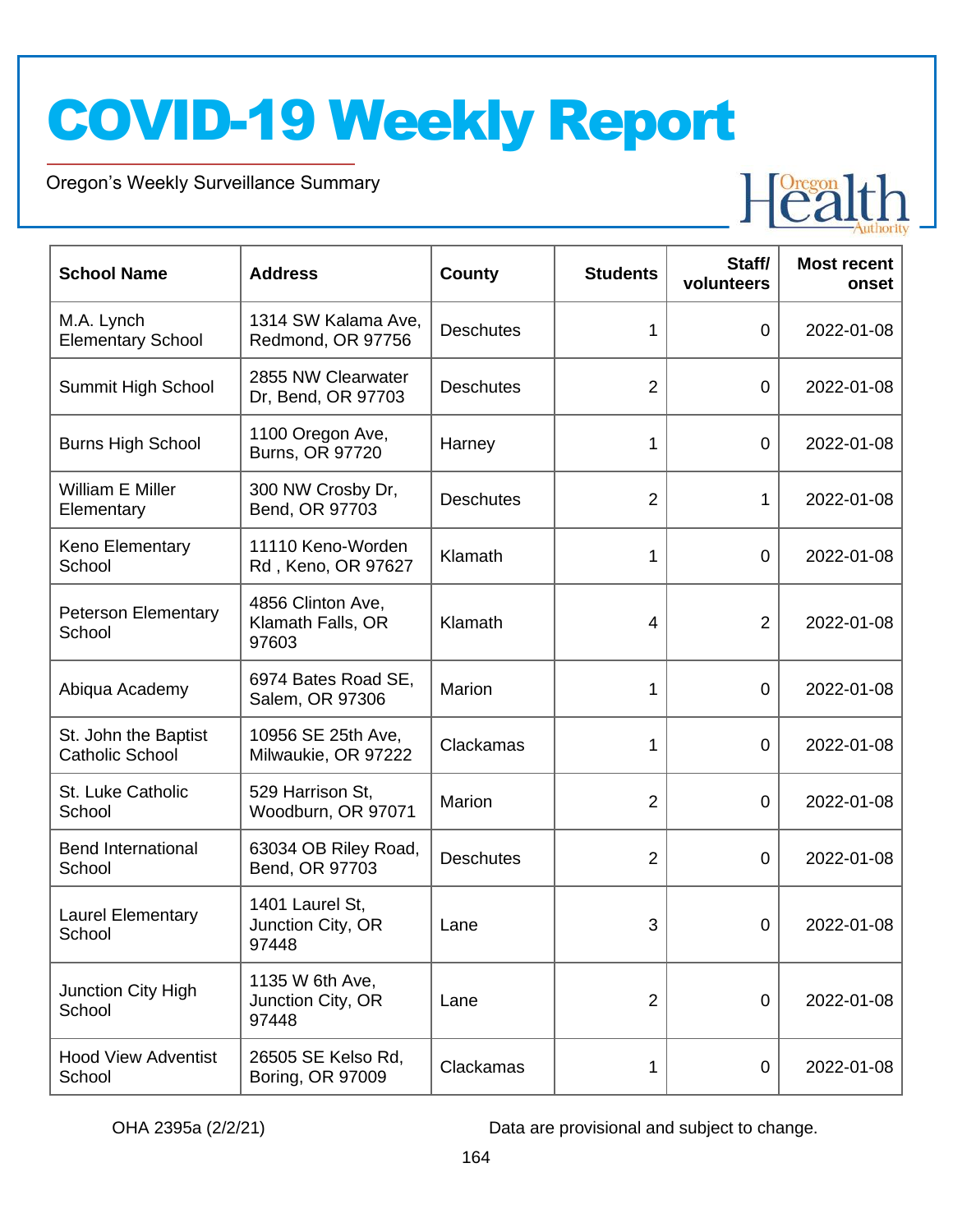# COVID-19 Weekly Report

Oregon's Weekly Surveillance Summary

| School Name | Address | County | Students | Staff/ volunteers | Most recent onset |
|---|---|---|---|---|---|
| M.A. Lynch Elementary School | 1314 SW Kalama Ave, Redmond, OR 97756 | Deschutes | 1 | 0 | 2022-01-08 |
| Summit High School | 2855 NW Clearwater Dr, Bend, OR 97703 | Deschutes | 2 | 0 | 2022-01-08 |
| Burns High School | 1100 Oregon Ave, Burns, OR 97720 | Harney | 1 | 0 | 2022-01-08 |
| William E Miller Elementary | 300 NW Crosby Dr, Bend, OR 97703 | Deschutes | 2 | 1 | 2022-01-08 |
| Keno Elementary School | 11110 Keno-Worden Rd , Keno, OR 97627 | Klamath | 1 | 0 | 2022-01-08 |
| Peterson Elementary School | 4856 Clinton Ave, Klamath Falls, OR 97603 | Klamath | 4 | 2 | 2022-01-08 |
| Abiqua Academy | 6974 Bates Road SE, Salem, OR 97306 | Marion | 1 | 0 | 2022-01-08 |
| St. John the Baptist Catholic School | 10956 SE 25th Ave, Milwaukie, OR 97222 | Clackamas | 1 | 0 | 2022-01-08 |
| St. Luke Catholic School | 529 Harrison St, Woodburn, OR 97071 | Marion | 2 | 0 | 2022-01-08 |
| Bend International School | 63034 OB Riley Road, Bend, OR 97703 | Deschutes | 2 | 0 | 2022-01-08 |
| Laurel Elementary School | 1401 Laurel St, Junction City, OR 97448 | Lane | 3 | 0 | 2022-01-08 |
| Junction City High School | 1135 W 6th Ave, Junction City, OR 97448 | Lane | 2 | 0 | 2022-01-08 |
| Hood View Adventist School | 26505 SE Kelso Rd, Boring, OR 97009 | Clackamas | 1 | 0 | 2022-01-08 |

OHA 2395a (2/2/21)

Data are provisional and subject to change.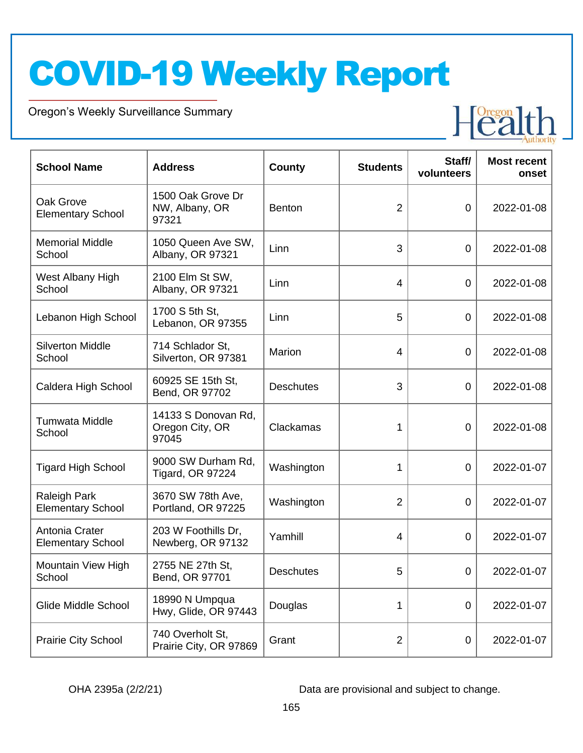# COVID-19 Weekly Report

Oregon's Weekly Surveillance Summary

| School Name | Address | County | Students | Staff/ volunteers | Most recent onset |
|---|---|---|---|---|---|
| Oak Grove Elementary School | 1500 Oak Grove Dr NW, Albany, OR 97321 | Benton | 2 | 0 | 2022-01-08 |
| Memorial Middle School | 1050 Queen Ave SW, Albany, OR 97321 | Linn | 3 | 0 | 2022-01-08 |
| West Albany High School | 2100 Elm St SW, Albany, OR 97321 | Linn | 4 | 0 | 2022-01-08 |
| Lebanon High School | 1700 S 5th St, Lebanon, OR 97355 | Linn | 5 | 0 | 2022-01-08 |
| Silverton Middle School | 714 Schlador St, Silverton, OR 97381 | Marion | 4 | 0 | 2022-01-08 |
| Caldera High School | 60925 SE 15th St, Bend, OR 97702 | Deschutes | 3 | 0 | 2022-01-08 |
| Tumwata Middle School | 14133 S Donovan Rd, Oregon City, OR 97045 | Clackamas | 1 | 0 | 2022-01-08 |
| Tigard High School | 9000 SW Durham Rd, Tigard, OR 97224 | Washington | 1 | 0 | 2022-01-07 |
| Raleigh Park Elementary School | 3670 SW 78th Ave, Portland, OR 97225 | Washington | 2 | 0 | 2022-01-07 |
| Antonia Crater Elementary School | 203 W Foothills Dr, Newberg, OR 97132 | Yamhill | 4 | 0 | 2022-01-07 |
| Mountain View High School | 2755 NE 27th St, Bend, OR 97701 | Deschutes | 5 | 0 | 2022-01-07 |
| Glide Middle School | 18990 N Umpqua Hwy, Glide, OR 97443 | Douglas | 1 | 0 | 2022-01-07 |
| Prairie City School | 740 Overholt St, Prairie City, OR 97869 | Grant | 2 | 0 | 2022-01-07 |

OHA 2395a (2/2/21)

Data are provisional and subject to change.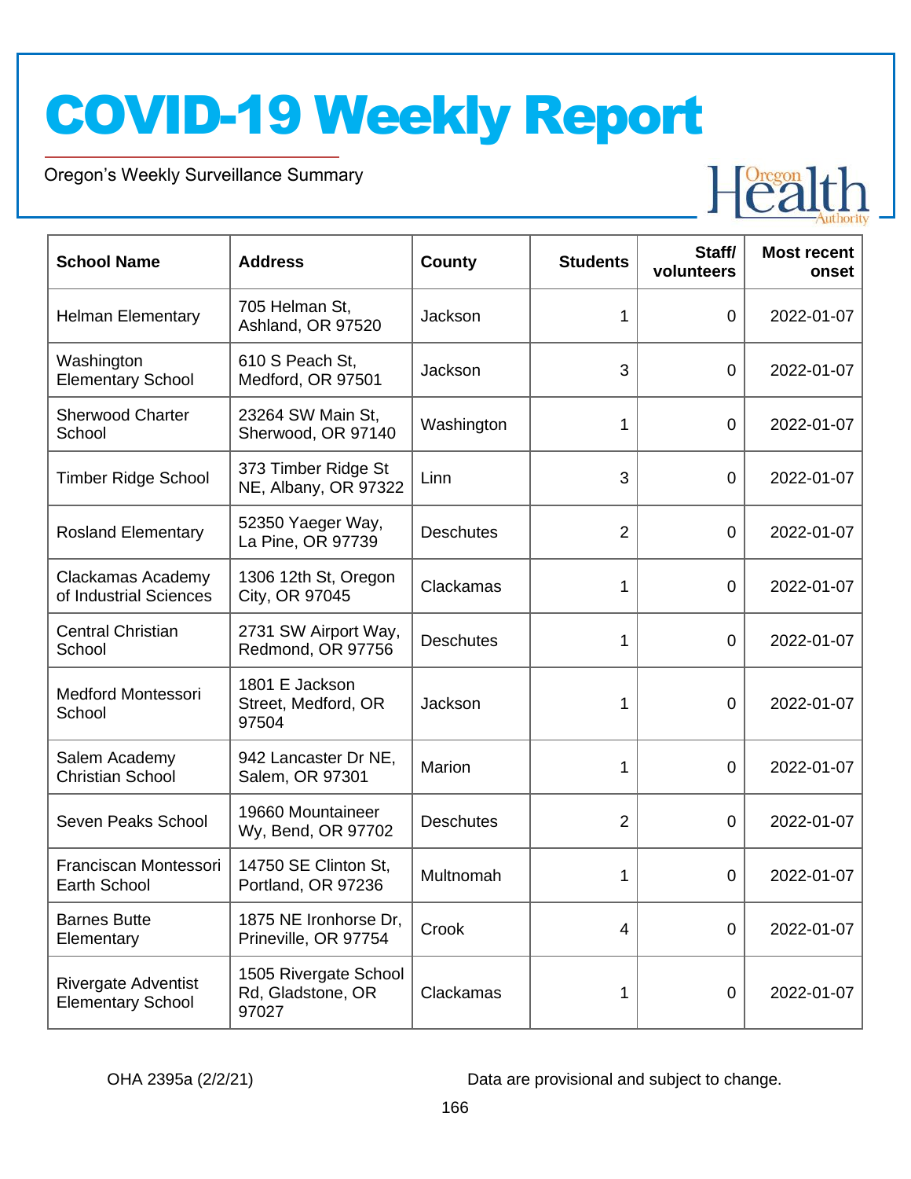# COVID-19 Weekly Report

Oregon's Weekly Surveillance Summary

| School Name | Address | County | Students | Staff/ volunteers | Most recent onset |
|---|---|---|---|---|---|
| Helman Elementary | 705 Helman St, Ashland, OR 97520 | Jackson | 1 | 0 | 2022-01-07 |
| Washington Elementary School | 610 S Peach St, Medford, OR 97501 | Jackson | 3 | 0 | 2022-01-07 |
| Sherwood Charter School | 23264 SW Main St, Sherwood, OR 97140 | Washington | 1 | 0 | 2022-01-07 |
| Timber Ridge School | 373 Timber Ridge St NE, Albany, OR 97322 | Linn | 3 | 0 | 2022-01-07 |
| Rosland Elementary | 52350 Yaeger Way, La Pine, OR 97739 | Deschutes | 2 | 0 | 2022-01-07 |
| Clackamas Academy of Industrial Sciences | 1306 12th St, Oregon City, OR 97045 | Clackamas | 1 | 0 | 2022-01-07 |
| Central Christian School | 2731 SW Airport Way, Redmond, OR 97756 | Deschutes | 1 | 0 | 2022-01-07 |
| Medford Montessori School | 1801 E Jackson Street, Medford, OR 97504 | Jackson | 1 | 0 | 2022-01-07 |
| Salem Academy Christian School | 942 Lancaster Dr NE, Salem, OR 97301 | Marion | 1 | 0 | 2022-01-07 |
| Seven Peaks School | 19660 Mountaineer Wy, Bend, OR 97702 | Deschutes | 2 | 0 | 2022-01-07 |
| Franciscan Montessori Earth School | 14750 SE Clinton St, Portland, OR 97236 | Multnomah | 1 | 0 | 2022-01-07 |
| Barnes Butte Elementary | 1875 NE Ironhorse Dr, Prineville, OR 97754 | Crook | 4 | 0 | 2022-01-07 |
| Rivergate Adventist Elementary School | 1505 Rivergate School Rd, Gladstone, OR 97027 | Clackamas | 1 | 0 | 2022-01-07 |

OHA 2395a (2/2/21)

Data are provisional and subject to change.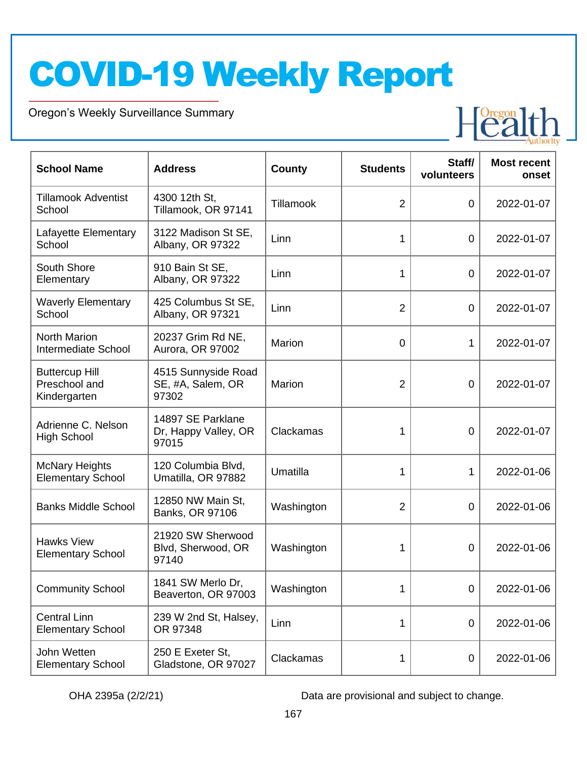# COVID-19 Weekly Report

Oregon's Weekly Surveillance Summary

| School Name | Address | County | Students | Staff/ volunteers | Most recent onset |
|---|---|---|---|---|---|
| Tillamook Adventist School | 4300 12th St, Tillamook, OR 97141 | Tillamook | 2 | 0 | 2022-01-07 |
| Lafayette Elementary School | 3122 Madison St SE, Albany, OR 97322 | Linn | 1 | 0 | 2022-01-07 |
| South Shore Elementary | 910 Bain St SE, Albany, OR 97322 | Linn | 1 | 0 | 2022-01-07 |
| Waverly Elementary School | 425 Columbus St SE, Albany, OR 97321 | Linn | 2 | 0 | 2022-01-07 |
| North Marion Intermediate School | 20237 Grim Rd NE, Aurora, OR 97002 | Marion | 0 | 1 | 2022-01-07 |
| Buttercup Hill Preschool and Kindergarten | 4515 Sunnyside Road SE, #A, Salem, OR 97302 | Marion | 2 | 0 | 2022-01-07 |
| Adrienne C. Nelson High School | 14897 SE Parklane Dr, Happy Valley, OR 97015 | Clackamas | 1 | 0 | 2022-01-07 |
| McNary Heights Elementary School | 120 Columbia Blvd, Umatilla, OR 97882 | Umatilla | 1 | 1 | 2022-01-06 |
| Banks Middle School | 12850 NW Main St, Banks, OR 97106 | Washington | 2 | 0 | 2022-01-06 |
| Hawks View Elementary School | 21920 SW Sherwood Blvd, Sherwood, OR 97140 | Washington | 1 | 0 | 2022-01-06 |
| Community School | 1841 SW Merlo Dr, Beaverton, OR 97003 | Washington | 1 | 0 | 2022-01-06 |
| Central Linn Elementary School | 239 W 2nd St, Halsey, OR 97348 | Linn | 1 | 0 | 2022-01-06 |
| John Wetten Elementary School | 250 E Exeter St, Gladstone, OR 97027 | Clackamas | 1 | 0 | 2022-01-06 |

OHA 2395a (2/2/21)

Data are provisional and subject to change.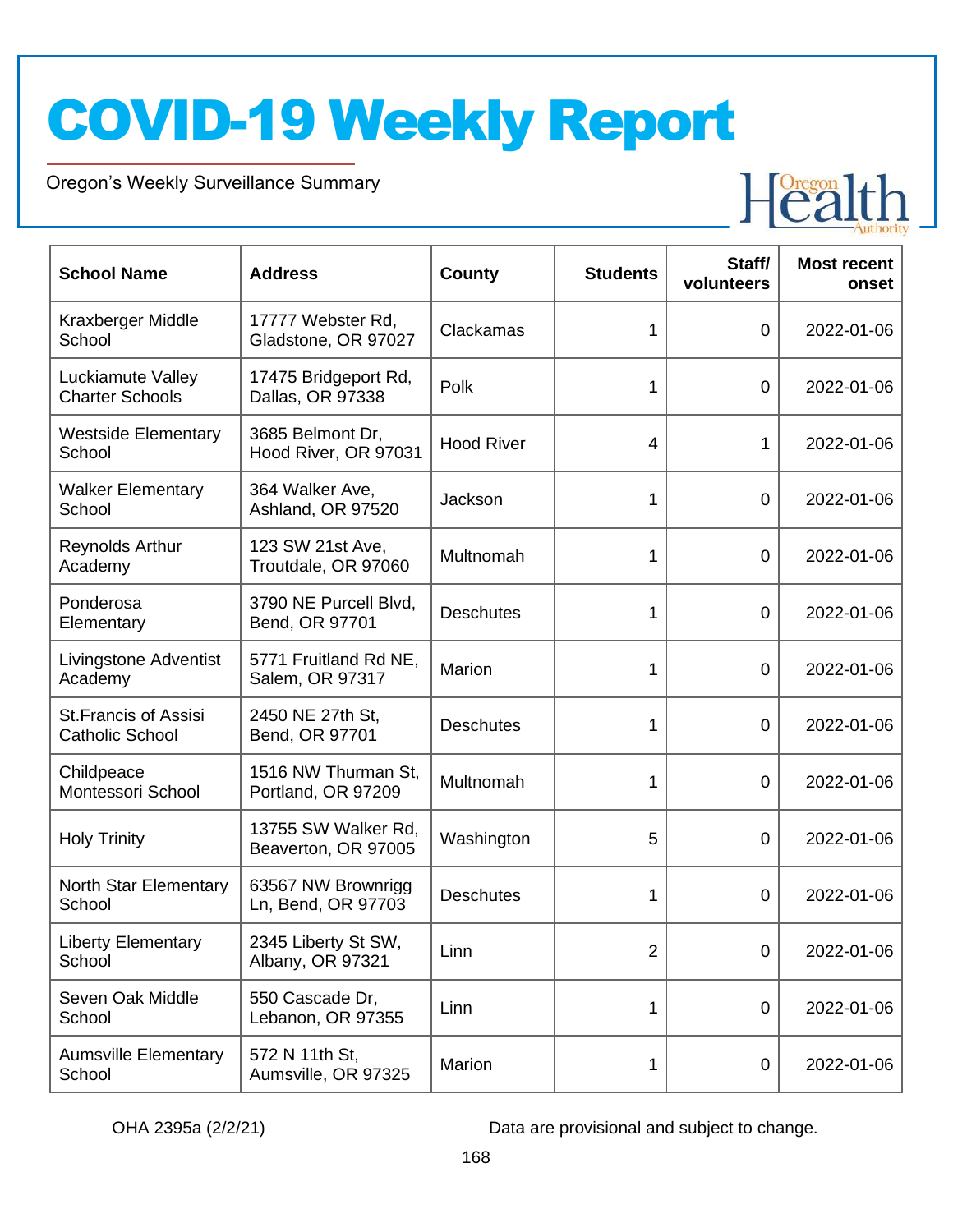# COVID-19 Weekly Report

Oregon's Weekly Surveillance Summary

| School Name | Address | County | Students | Staff/ volunteers | Most recent onset |
|---|---|---|---|---|---|
| Kraxberger Middle School | 17777 Webster Rd, Gladstone, OR 97027 | Clackamas | 1 | 0 | 2022-01-06 |
| Luckiamute Valley Charter Schools | 17475 Bridgeport Rd, Dallas, OR 97338 | Polk | 1 | 0 | 2022-01-06 |
| Westside Elementary School | 3685 Belmont Dr, Hood River, OR 97031 | Hood River | 4 | 1 | 2022-01-06 |
| Walker Elementary School | 364 Walker Ave, Ashland, OR 97520 | Jackson | 1 | 0 | 2022-01-06 |
| Reynolds Arthur Academy | 123 SW 21st Ave, Troutdale, OR 97060 | Multnomah | 1 | 0 | 2022-01-06 |
| Ponderosa Elementary | 3790 NE Purcell Blvd, Bend, OR 97701 | Deschutes | 1 | 0 | 2022-01-06 |
| Livingstone Adventist Academy | 5771 Fruitland Rd NE, Salem, OR 97317 | Marion | 1 | 0 | 2022-01-06 |
| St.Francis of Assisi Catholic School | 2450 NE 27th St, Bend, OR 97701 | Deschutes | 1 | 0 | 2022-01-06 |
| Childpeace Montessori School | 1516 NW Thurman St, Portland, OR 97209 | Multnomah | 1 | 0 | 2022-01-06 |
| Holy Trinity | 13755 SW Walker Rd, Beaverton, OR 97005 | Washington | 5 | 0 | 2022-01-06 |
| North Star Elementary School | 63567 NW Brownrigg Ln, Bend, OR 97703 | Deschutes | 1 | 0 | 2022-01-06 |
| Liberty Elementary School | 2345 Liberty St SW, Albany, OR 97321 | Linn | 2 | 0 | 2022-01-06 |
| Seven Oak Middle School | 550 Cascade Dr, Lebanon, OR 97355 | Linn | 1 | 0 | 2022-01-06 |
| Aumsville Elementary School | 572 N 11th St, Aumsville, OR 97325 | Marion | 1 | 0 | 2022-01-06 |

OHA 2395a (2/2/21)

Data are provisional and subject to change.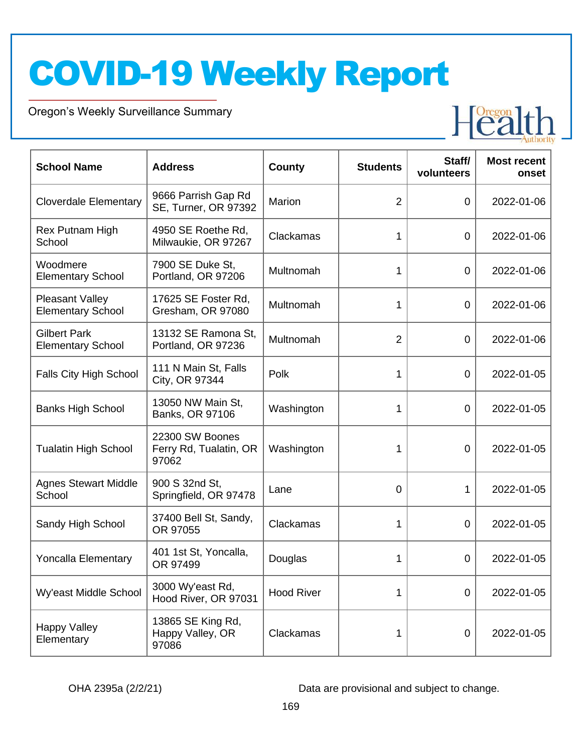# COVID-19 Weekly Report

Oregon's Weekly Surveillance Summary

| School Name | Address | County | Students | Staff/ volunteers | Most recent onset |
|---|---|---|---|---|---|
| Cloverdale Elementary | 9666 Parrish Gap Rd SE, Turner, OR 97392 | Marion | 2 | 0 | 2022-01-06 |
| Rex Putnam High School | 4950 SE Roethe Rd, Milwaukie, OR 97267 | Clackamas | 1 | 0 | 2022-01-06 |
| Woodmere Elementary School | 7900 SE Duke St, Portland, OR 97206 | Multnomah | 1 | 0 | 2022-01-06 |
| Pleasant Valley Elementary School | 17625 SE Foster Rd, Gresham, OR 97080 | Multnomah | 1 | 0 | 2022-01-06 |
| Gilbert Park Elementary School | 13132 SE Ramona St, Portland, OR 97236 | Multnomah | 2 | 0 | 2022-01-06 |
| Falls City High School | 111 N Main St, Falls City, OR 97344 | Polk | 1 | 0 | 2022-01-05 |
| Banks High School | 13050 NW Main St, Banks, OR 97106 | Washington | 1 | 0 | 2022-01-05 |
| Tualatin High School | 22300 SW Boones Ferry Rd, Tualatin, OR 97062 | Washington | 1 | 0 | 2022-01-05 |
| Agnes Stewart Middle School | 900 S 32nd St, Springfield, OR 97478 | Lane | 0 | 1 | 2022-01-05 |
| Sandy High School | 37400 Bell St, Sandy, OR 97055 | Clackamas | 1 | 0 | 2022-01-05 |
| Yoncalla Elementary | 401 1st St, Yoncalla, OR 97499 | Douglas | 1 | 0 | 2022-01-05 |
| Wy'east Middle School | 3000 Wy'east Rd, Hood River, OR 97031 | Hood River | 1 | 0 | 2022-01-05 |
| Happy Valley Elementary | 13865 SE King Rd, Happy Valley, OR 97086 | Clackamas | 1 | 0 | 2022-01-05 |

OHA 2395a (2/2/21)

Data are provisional and subject to change.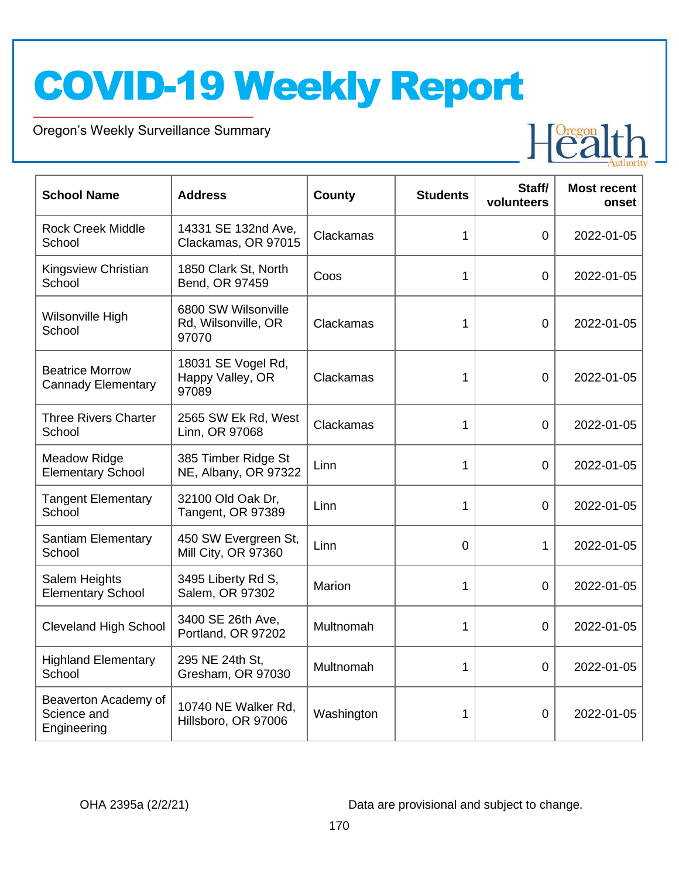# COVID-19 Weekly Report

Oregon's Weekly Surveillance Summary

| School Name | Address | County | Students | Staff/ volunteers | Most recent onset |
|---|---|---|---|---|---|
| Rock Creek Middle School | 14331 SE 132nd Ave, Clackamas, OR 97015 | Clackamas | 1 | 0 | 2022-01-05 |
| Kingsview Christian School | 1850 Clark St, North Bend, OR 97459 | Coos | 1 | 0 | 2022-01-05 |
| Wilsonville High School | 6800 SW Wilsonville Rd, Wilsonville, OR 97070 | Clackamas | 1 | 0 | 2022-01-05 |
| Beatrice Morrow Cannady Elementary | 18031 SE Vogel Rd, Happy Valley, OR 97089 | Clackamas | 1 | 0 | 2022-01-05 |
| Three Rivers Charter School | 2565 SW Ek Rd, West Linn, OR 97068 | Clackamas | 1 | 0 | 2022-01-05 |
| Meadow Ridge Elementary School | 385 Timber Ridge St NE, Albany, OR 97322 | Linn | 1 | 0 | 2022-01-05 |
| Tangent Elementary School | 32100 Old Oak Dr, Tangent, OR 97389 | Linn | 1 | 0 | 2022-01-05 |
| Santiam Elementary School | 450 SW Evergreen St, Mill City, OR 97360 | Linn | 0 | 1 | 2022-01-05 |
| Salem Heights Elementary School | 3495 Liberty Rd S, Salem, OR 97302 | Marion | 1 | 0 | 2022-01-05 |
| Cleveland High School | 3400 SE 26th Ave, Portland, OR 97202 | Multnomah | 1 | 0 | 2022-01-05 |
| Highland Elementary School | 295 NE 24th St, Gresham, OR 97030 | Multnomah | 1 | 0 | 2022-01-05 |
| Beaverton Academy of Science and Engineering | 10740 NE Walker Rd, Hillsboro, OR 97006 | Washington | 1 | 0 | 2022-01-05 |

OHA 2395a (2/2/21)

Data are provisional and subject to change.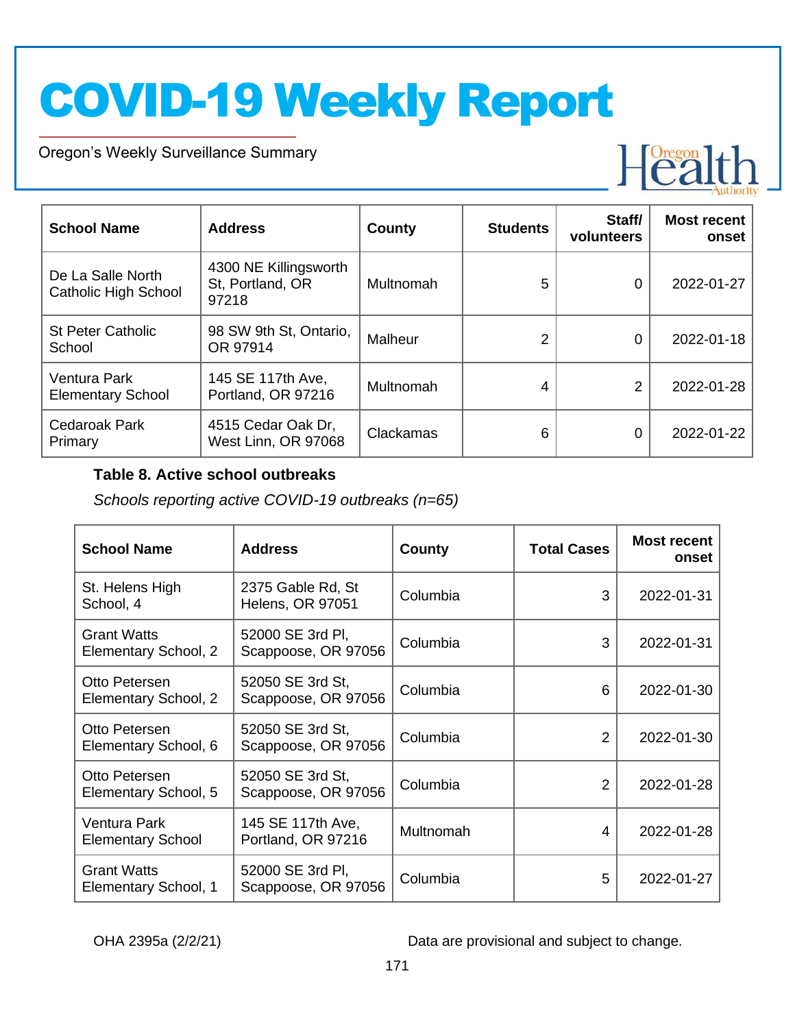| School Name | Address | County | Students | Staff/ volunteers | Most recent onset |
|---|---|---|---|---|---|
| De La Salle North Catholic High School | 4300 NE Killingsworth St, Portland, OR 97218 | Multnomah | 5 | 0 | 2022-01-27 |
| St Peter Catholic School | 98 SW 9th St, Ontario, OR 97914 | Malheur | 2 | 0 | 2022-01-18 |
| Ventura Park Elementary School | 145 SE 117th Ave, Portland, OR 97216 | Multnomah | 4 | 2 | 2022-01-28 |
| Cedaroak Park Primary | 4515 Cedar Oak Dr, West Linn, OR 97068 | Clackamas | 6 | 0 | 2022-01-22 |

**Table 8. Active school outbreaks**

*Schools reporting active COVID-19 outbreaks (n=65)*

| School Name | Address | County | Total Cases | Most recent onset |
|---|---|---|---|---|
| St. Helens High School, 4 | 2375 Gable Rd, St Helens, OR 97051 | Columbia | 3 | 2022-01-31 |
| Grant Watts Elementary School, 2 | 52000 SE 3rd Pl, Scappoose, OR 97056 | Columbia | 3 | 2022-01-31 |
| Otto Petersen Elementary School, 2 | 52050 SE 3rd St, Scappoose, OR 97056 | Columbia | 6 | 2022-01-30 |
| Otto Petersen Elementary School, 6 | 52050 SE 3rd St, Scappoose, OR 97056 | Columbia | 2 | 2022-01-30 |
| Otto Petersen Elementary School, 5 | 52050 SE 3rd St, Scappoose, OR 97056 | Columbia | 2 | 2022-01-28 |
| Ventura Park Elementary School | 145 SE 117th Ave, Portland, OR 97216 | Multnomah | 4 | 2022-01-28 |
| Grant Watts Elementary School, 1 | 52000 SE 3rd Pl, Scappoose, OR 97056 | Columbia | 5 | 2022-01-27 |

OHA 2395a (2/2/21) Data are provisional and subject to change.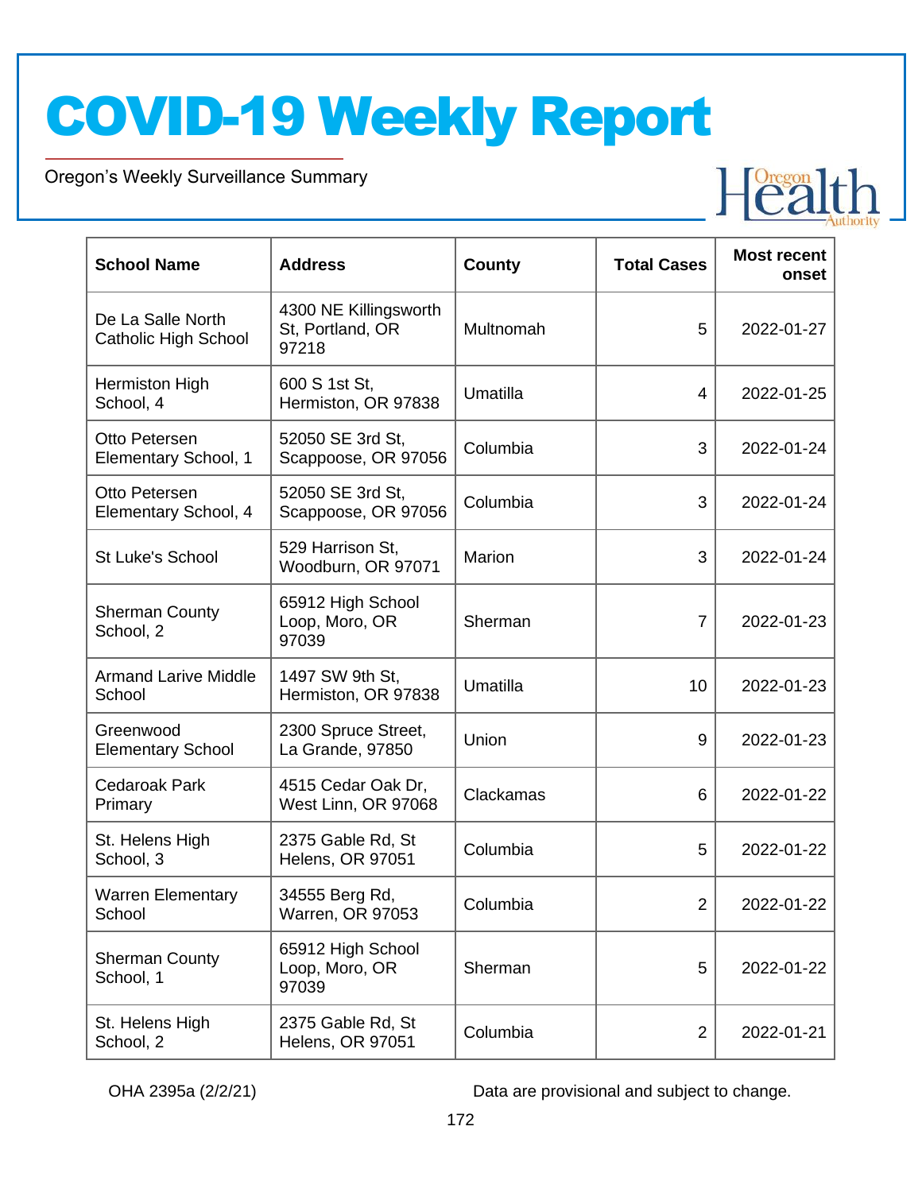| School Name | Address | County | Total Cases | Most recent onset |
|---|---|---|---|---|
| De La Salle North Catholic High School | 4300 NE Killingsworth St, Portland, OR 97218 | Multnomah | 5 | 2022-01-27 |
| Hermiston High School, 4 | 600 S 1st St, Hermiston, OR 97838 | Umatilla | 4 | 2022-01-25 |
| Otto Petersen Elementary School, 1 | 52050 SE 3rd St, Scappoose, OR 97056 | Columbia | 3 | 2022-01-24 |
| Otto Petersen Elementary School, 4 | 52050 SE 3rd St, Scappoose, OR 97056 | Columbia | 3 | 2022-01-24 |
| St Luke's School | 529 Harrison St, Woodburn, OR 97071 | Marion | 3 | 2022-01-24 |
| Sherman County School, 2 | 65912 High School Loop, Moro, OR 97039 | Sherman | 7 | 2022-01-23 |
| Armand Larive Middle School | 1497 SW 9th St, Hermiston, OR 97838 | Umatilla | 10 | 2022-01-23 |
| Greenwood Elementary School | 2300 Spruce Street, La Grande, 97850 | Union | 9 | 2022-01-23 |
| Cedaroak Park Primary | 4515 Cedar Oak Dr, West Linn, OR 97068 | Clackamas | 6 | 2022-01-22 |
| St. Helens High School, 3 | 2375 Gable Rd, St Helens, OR 97051 | Columbia | 5 | 2022-01-22 |
| Warren Elementary School | 34555 Berg Rd, Warren, OR 97053 | Columbia | 2 | 2022-01-22 |
| Sherman County School, 1 | 65912 High School Loop, Moro, OR 97039 | Sherman | 5 | 2022-01-22 |
| St. Helens High School, 2 | 2375 Gable Rd, St Helens, OR 97051 | Columbia | 2 | 2022-01-21 |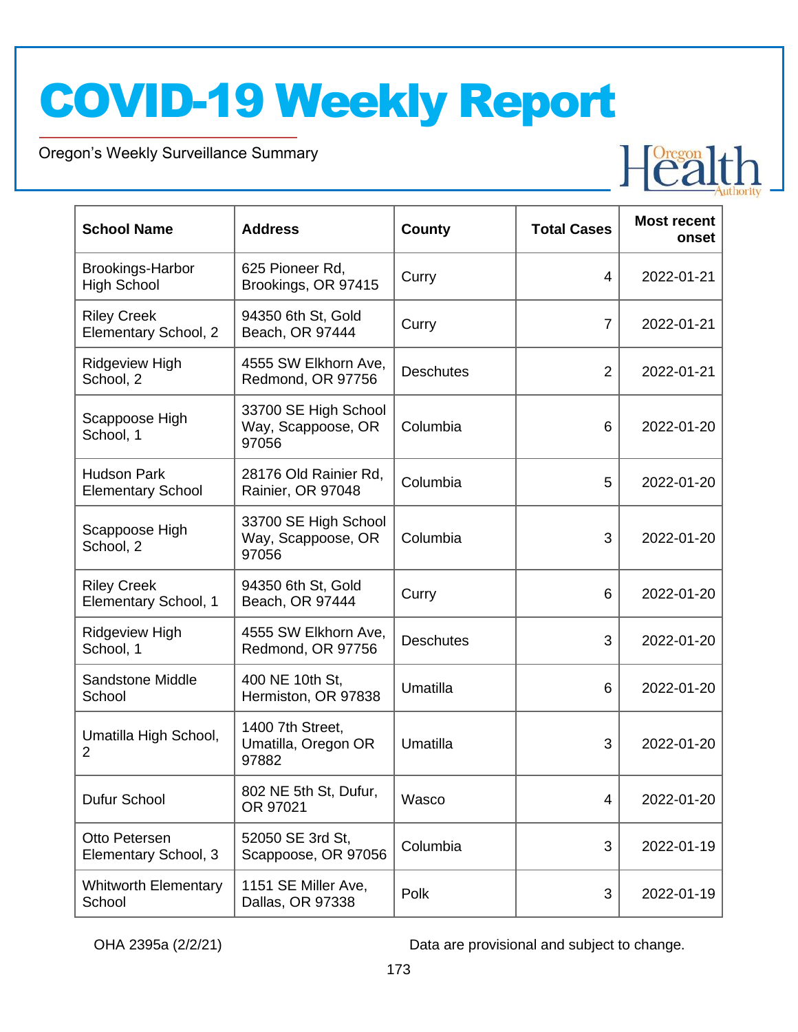| School Name | Address | County | Total Cases | Most recent onset |
|---|---|---|---|---|
| Brookings-Harbor High School | 625 Pioneer Rd, Brookings, OR 97415 | Curry | 4 | 2022-01-21 |
| Riley Creek Elementary School, 2 | 94350 6th St, Gold Beach, OR 97444 | Curry | 7 | 2022-01-21 |
| Ridgeview High School, 2 | 4555 SW Elkhorn Ave, Redmond, OR 97756 | Deschutes | 2 | 2022-01-21 |
| Scappoose High School, 1 | 33700 SE High School Way, Scappoose, OR 97056 | Columbia | 6 | 2022-01-20 |
| Hudson Park Elementary School | 28176 Old Rainier Rd, Rainier, OR 97048 | Columbia | 5 | 2022-01-20 |
| Scappoose High School, 2 | 33700 SE High School Way, Scappoose, OR 97056 | Columbia | 3 | 2022-01-20 |
| Riley Creek Elementary School, 1 | 94350 6th St, Gold Beach, OR 97444 | Curry | 6 | 2022-01-20 |
| Ridgeview High School, 1 | 4555 SW Elkhorn Ave, Redmond, OR 97756 | Deschutes | 3 | 2022-01-20 |
| Sandstone Middle School | 400 NE 10th St, Hermiston, OR 97838 | Umatilla | 6 | 2022-01-20 |
| Umatilla High School, 2 | 1400 7th Street, Umatilla, Oregon OR 97882 | Umatilla | 3 | 2022-01-20 |
| Dufur School | 802 NE 5th St, Dufur, OR 97021 | Wasco | 4 | 2022-01-20 |
| Otto Petersen Elementary School, 3 | 52050 SE 3rd St, Scappoose, OR 97056 | Columbia | 3 | 2022-01-19 |
| Whitworth Elementary School | 1151 SE Miller Ave, Dallas, OR 97338 | Polk | 3 | 2022-01-19 |

OHA 2395a (2/2/21)

Data are provisional and subject to change.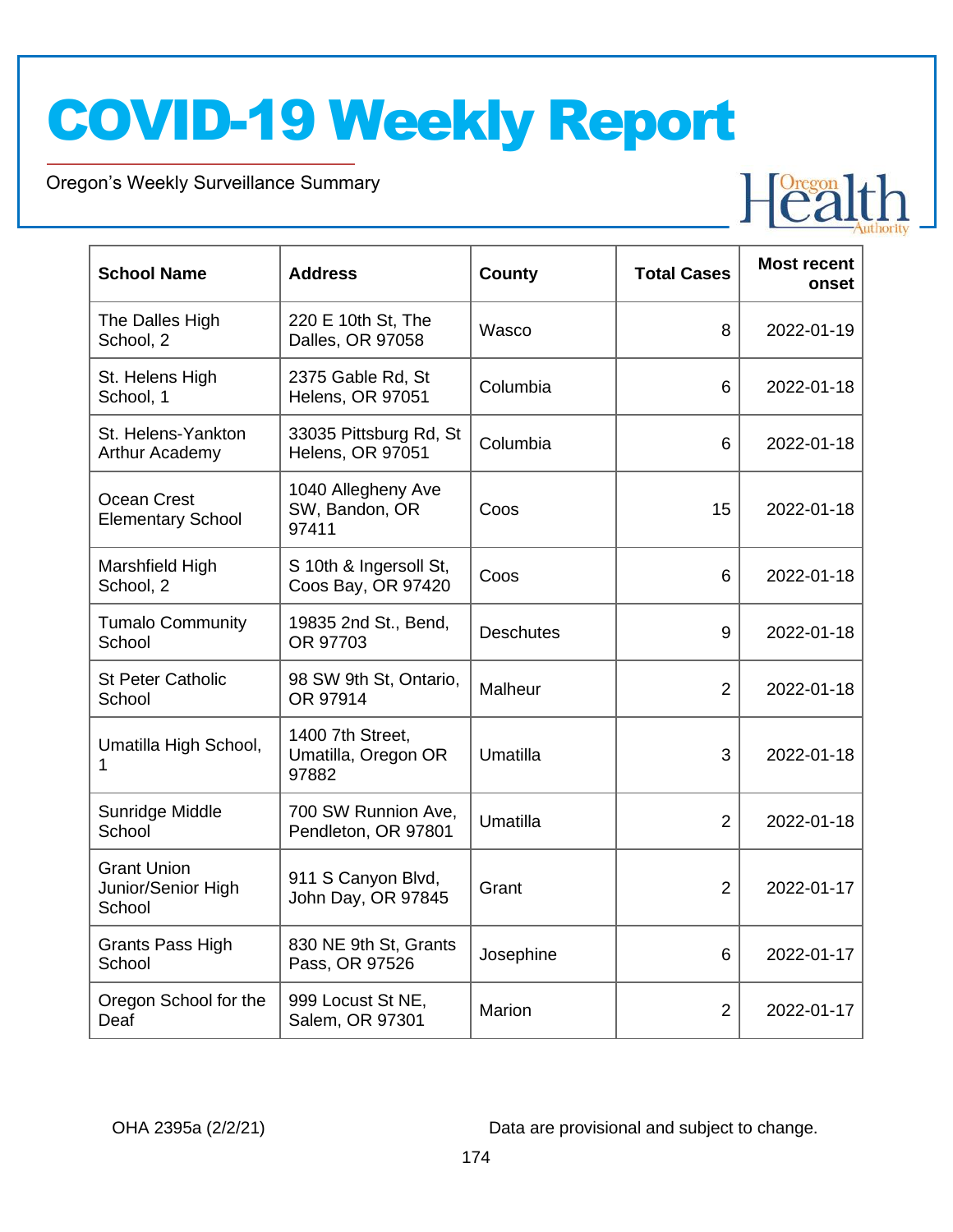| School Name | Address | County | Total Cases | Most recent onset |
|---|---|---|---|---|
| The Dalles High School, 2 | 220 E 10th St, The Dalles, OR 97058 | Wasco | 8 | 2022-01-19 |
| St. Helens High School, 1 | 2375 Gable Rd, St Helens, OR 97051 | Columbia | 6 | 2022-01-18 |
| St. Helens-Yankton Arthur Academy | 33035 Pittsburg Rd, St Helens, OR 97051 | Columbia | 6 | 2022-01-18 |
| Ocean Crest Elementary School | 1040 Allegheny Ave SW, Bandon, OR 97411 | Coos | 15 | 2022-01-18 |
| Marshfield High School, 2 | S 10th & Ingersoll St, Coos Bay, OR 97420 | Coos | 6 | 2022-01-18 |
| Tumalo Community School | 19835 2nd St., Bend, OR 97703 | Deschutes | 9 | 2022-01-18 |
| St Peter Catholic School | 98 SW 9th St, Ontario, OR 97914 | Malheur | 2 | 2022-01-18 |
| Umatilla High School, 1 | 1400 7th Street, Umatilla, Oregon OR 97882 | Umatilla | 3 | 2022-01-18 |
| Sunridge Middle School | 700 SW Runnion Ave, Pendleton, OR 97801 | Umatilla | 2 | 2022-01-18 |
| Grant Union Junior/Senior High School | 911 S Canyon Blvd, John Day, OR 97845 | Grant | 2 | 2022-01-17 |
| Grants Pass High School | 830 NE 9th St, Grants Pass, OR 97526 | Josephine | 6 | 2022-01-17 |
| Oregon School for the Deaf | 999 Locust St NE, Salem, OR 97301 | Marion | 2 | 2022-01-17 |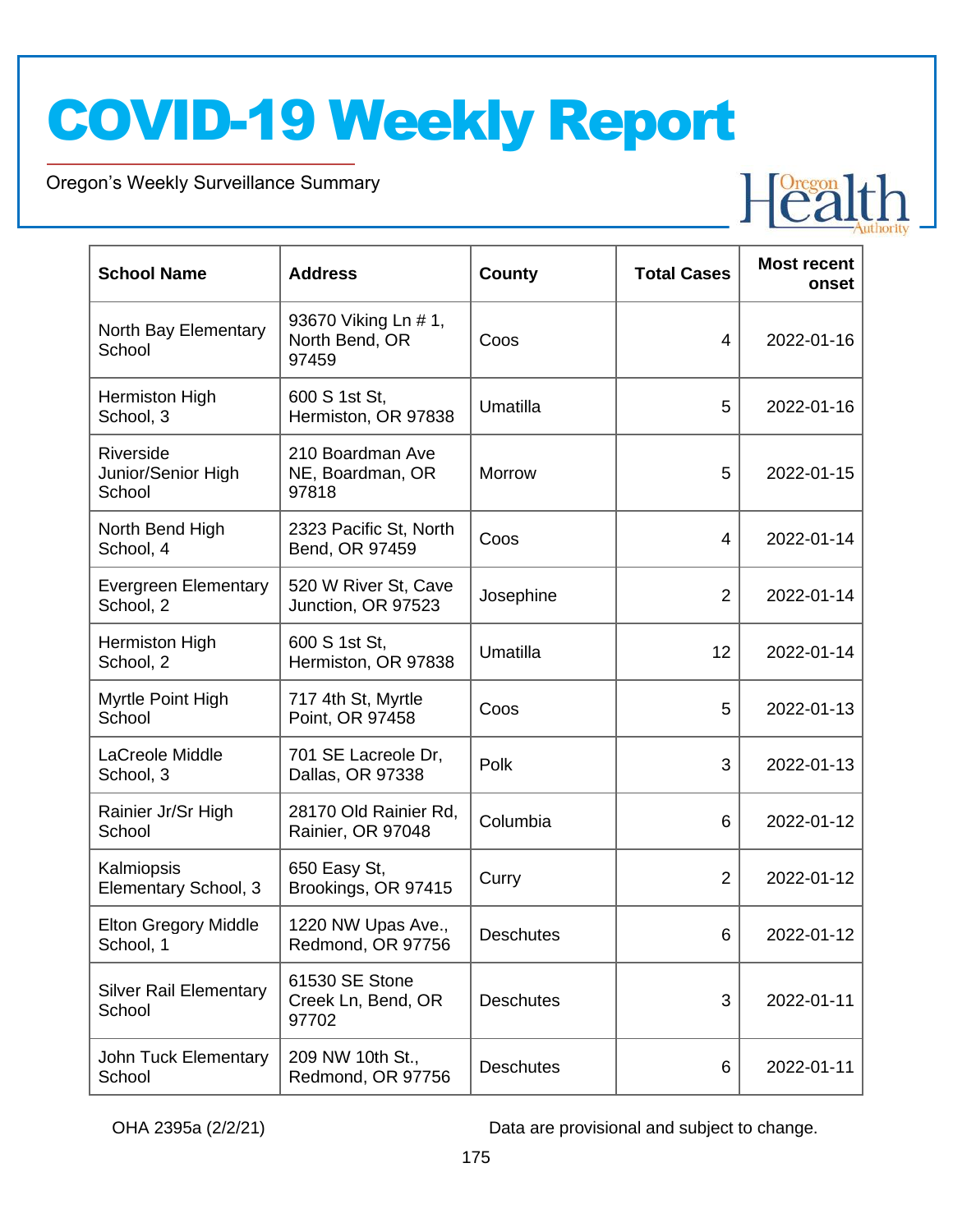# COVID-19 Weekly Report

Oregon's Weekly Surveillance Summary

| School Name | Address | County | Total Cases | Most recent onset |
|---|---|---|---|---|
| North Bay Elementary School | 93670 Viking Ln # 1, North Bend, OR 97459 | Coos | 4 | 2022-01-16 |
| Hermiston High School, 3 | 600 S 1st St, Hermiston, OR 97838 | Umatilla | 5 | 2022-01-16 |
| Riverside Junior/Senior High School | 210 Boardman Ave NE, Boardman, OR 97818 | Morrow | 5 | 2022-01-15 |
| North Bend High School, 4 | 2323 Pacific St, North Bend, OR 97459 | Coos | 4 | 2022-01-14 |
| Evergreen Elementary School, 2 | 520 W River St, Cave Junction, OR 97523 | Josephine | 2 | 2022-01-14 |
| Hermiston High School, 2 | 600 S 1st St, Hermiston, OR 97838 | Umatilla | 12 | 2022-01-14 |
| Myrtle Point High School | 717 4th St, Myrtle Point, OR 97458 | Coos | 5 | 2022-01-13 |
| LaCreole Middle School, 3 | 701 SE Lacreole Dr, Dallas, OR 97338 | Polk | 3 | 2022-01-13 |
| Rainier Jr/Sr High School | 28170 Old Rainier Rd, Rainier, OR 97048 | Columbia | 6 | 2022-01-12 |
| Kalmiopsis Elementary School, 3 | 650 Easy St, Brookings, OR 97415 | Curry | 2 | 2022-01-12 |
| Elton Gregory Middle School, 1 | 1220 NW Upas Ave., Redmond, OR 97756 | Deschutes | 6 | 2022-01-12 |
| Silver Rail Elementary School | 61530 SE Stone Creek Ln, Bend, OR 97702 | Deschutes | 3 | 2022-01-11 |
| John Tuck Elementary School | 209 NW 10th St., Redmond, OR 97756 | Deschutes | 6 | 2022-01-11 |

OHA 2395a (2/2/21)

Data are provisional and subject to change.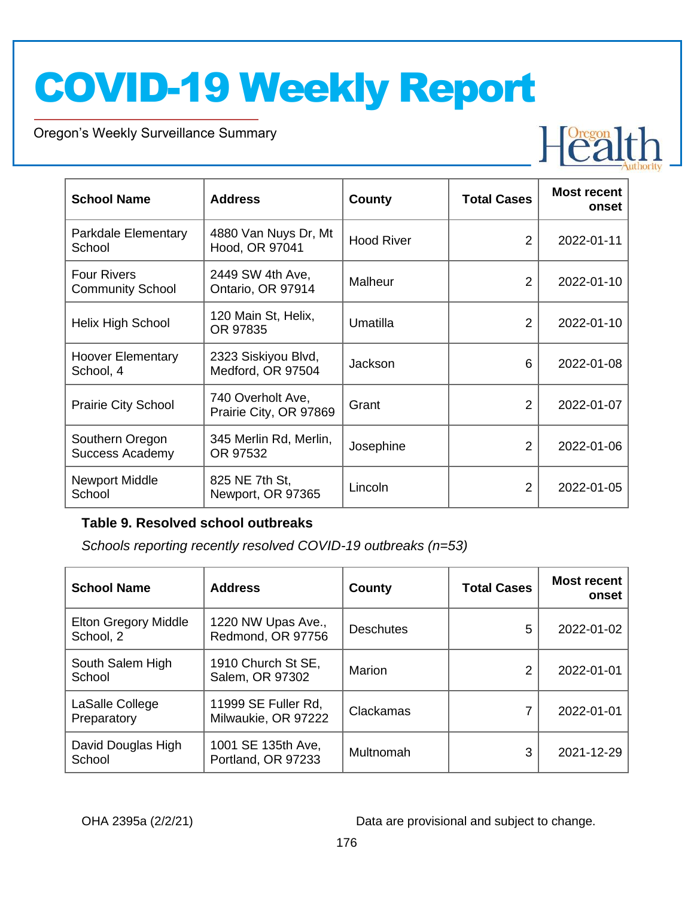| School Name | Address | County | Total Cases | Most recent onset |
|---|---|---|---|---|
| Parkdale Elementary School | 4880 Van Nuys Dr, Mt Hood, OR 97041 | Hood River | 2 | 2022-01-11 |
| Four Rivers Community School | 2449 SW 4th Ave, Ontario, OR 97914 | Malheur | 2 | 2022-01-10 |
| Helix High School | 120 Main St, Helix, OR 97835 | Umatilla | 2 | 2022-01-10 |
| Hoover Elementary School, 4 | 2323 Siskiyou Blvd, Medford, OR 97504 | Jackson | 6 | 2022-01-08 |
| Prairie City School | 740 Overholt Ave, Prairie City, OR 97869 | Grant | 2 | 2022-01-07 |
| Southern Oregon Success Academy | 345 Merlin Rd, Merlin, OR 97532 | Josephine | 2 | 2022-01-06 |
| Newport Middle School | 825 NE 7th St, Newport, OR 97365 | Lincoln | 2 | 2022-01-05 |

**Table 9. Resolved school outbreaks**

*Schools reporting recently resolved COVID-19 outbreaks (n=53)*

| School Name | Address | County | Total Cases | Most recent onset |
|---|---|---|---|---|
| Elton Gregory Middle School, 2 | 1220 NW Upas Ave., Redmond, OR 97756 | Deschutes | 5 | 2022-01-02 |
| South Salem High School | 1910 Church St SE, Salem, OR 97302 | Marion | 2 | 2022-01-01 |
| LaSalle College Preparatory | 11999 SE Fuller Rd, Milwaukie, OR 97222 | Clackamas | 7 | 2022-01-01 |
| David Douglas High School | 1001 SE 135th Ave, Portland, OR 97233 | Multnomah | 3 | 2021-12-29 |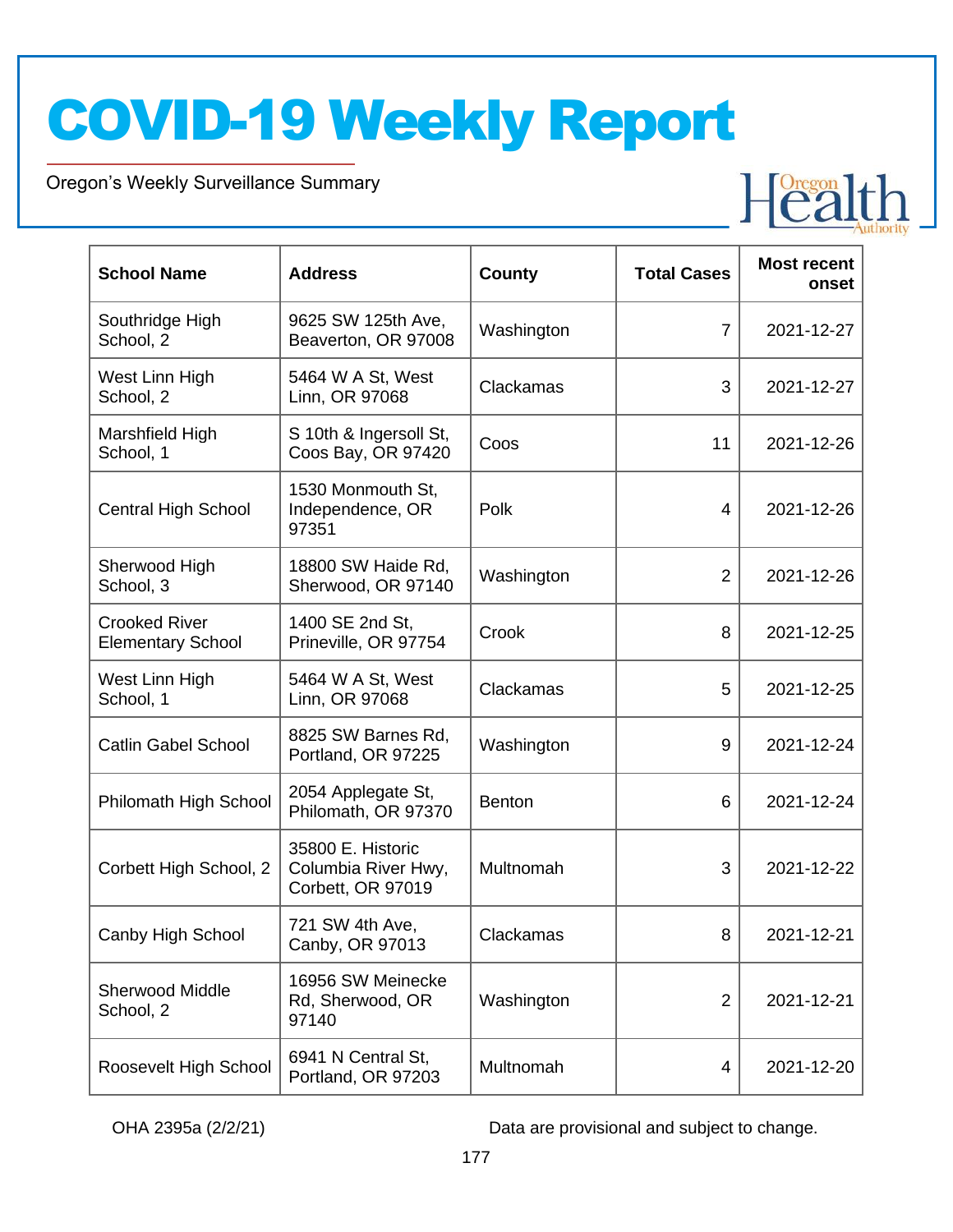# COVID-19 Weekly Report

Oregon's Weekly Surveillance Summary

| School Name | Address | County | Total Cases | Most recent onset |
|---|---|---|---|---|
| Southridge High School, 2 | 9625 SW 125th Ave, Beaverton, OR 97008 | Washington | 7 | 2021-12-27 |
| West Linn High School, 2 | 5464 W A St, West Linn, OR 97068 | Clackamas | 3 | 2021-12-27 |
| Marshfield High School, 1 | S 10th & Ingersoll St, Coos Bay, OR 97420 | Coos | 11 | 2021-12-26 |
| Central High School | 1530 Monmouth St, Independence, OR 97351 | Polk | 4 | 2021-12-26 |
| Sherwood High School, 3 | 18800 SW Haide Rd, Sherwood, OR 97140 | Washington | 2 | 2021-12-26 |
| Crooked River Elementary School | 1400 SE 2nd St, Prineville, OR 97754 | Crook | 8 | 2021-12-25 |
| West Linn High School, 1 | 5464 W A St, West Linn, OR 97068 | Clackamas | 5 | 2021-12-25 |
| Catlin Gabel School | 8825 SW Barnes Rd, Portland, OR 97225 | Washington | 9 | 2021-12-24 |
| Philomath High School | 2054 Applegate St, Philomath, OR 97370 | Benton | 6 | 2021-12-24 |
| Corbett High School, 2 | 35800 E. Historic Columbia River Hwy, Corbett, OR 97019 | Multnomah | 3 | 2021-12-22 |
| Canby High School | 721 SW 4th Ave, Canby, OR 97013 | Clackamas | 8 | 2021-12-21 |
| Sherwood Middle School, 2 | 16956 SW Meinecke Rd, Sherwood, OR 97140 | Washington | 2 | 2021-12-21 |
| Roosevelt High School | 6941 N Central St, Portland, OR 97203 | Multnomah | 4 | 2021-12-20 |

OHA 2395a (2/2/21)

Data are provisional and subject to change.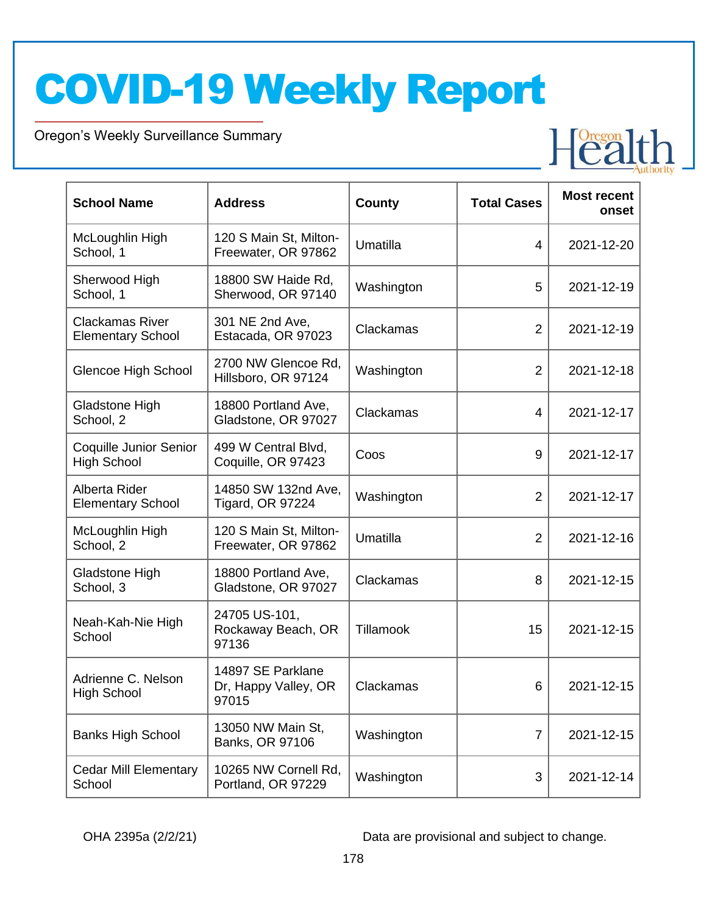| School Name | Address | County | Total Cases | Most recent onset |
| --- | --- | --- | --- | --- |
| McLoughlin High School, 1 | 120 S Main St, Milton-Freewater, OR 97862 | Umatilla | 4 | 2021-12-20 |
| Sherwood High School, 1 | 18800 SW Haide Rd, Sherwood, OR 97140 | Washington | 5 | 2021-12-19 |
| Clackamas River Elementary School | 301 NE 2nd Ave, Estacada, OR 97023 | Clackamas | 2 | 2021-12-19 |
| Glencoe High School | 2700 NW Glencoe Rd, Hillsboro, OR 97124 | Washington | 2 | 2021-12-18 |
| Gladstone High School, 2 | 18800 Portland Ave, Gladstone, OR 97027 | Clackamas | 4 | 2021-12-17 |
| Coquille Junior Senior High School | 499 W Central Blvd, Coquille, OR 97423 | Coos | 9 | 2021-12-17 |
| Alberta Rider Elementary School | 14850 SW 132nd Ave, Tigard, OR 97224 | Washington | 2 | 2021-12-17 |
| McLoughlin High School, 2 | 120 S Main St, Milton-Freewater, OR 97862 | Umatilla | 2 | 2021-12-16 |
| Gladstone High School, 3 | 18800 Portland Ave, Gladstone, OR 97027 | Clackamas | 8 | 2021-12-15 |
| Neah-Kah-Nie High School | 24705 US-101, Rockaway Beach, OR 97136 | Tillamook | 15 | 2021-12-15 |
| Adrienne C. Nelson High School | 14897 SE Parklane Dr, Happy Valley, OR 97015 | Clackamas | 6 | 2021-12-15 |
| Banks High School | 13050 NW Main St, Banks, OR 97106 | Washington | 7 | 2021-12-15 |
| Cedar Mill Elementary School | 10265 NW Cornell Rd, Portland, OR 97229 | Washington | 3 | 2021-12-14 |

OHA 2395a (2/2/21)

Data are provisional and subject to change.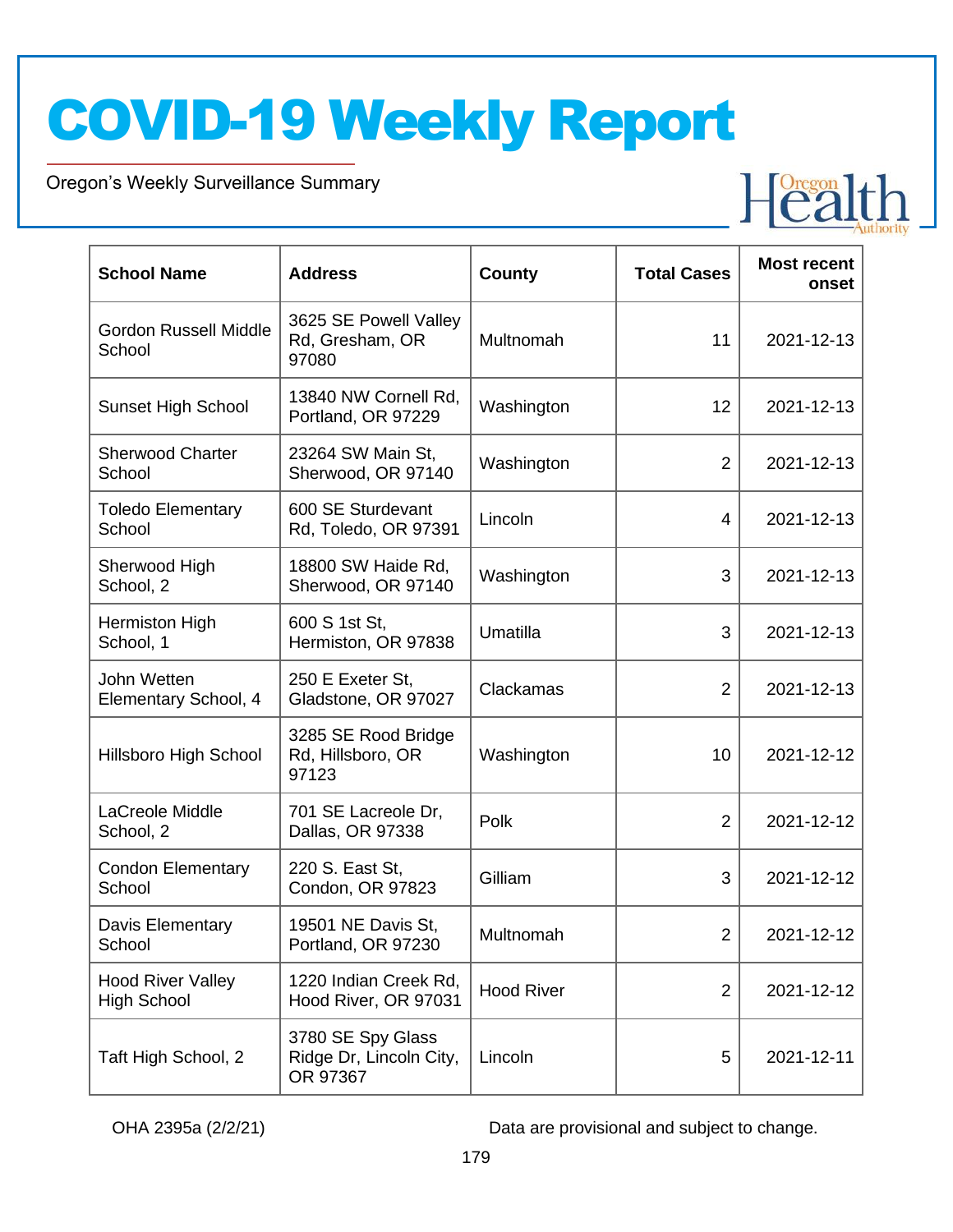| School Name | Address | County | Total Cases | Most recent onset |
|---|---|---|---|---|
| Gordon Russell Middle School | 3625 SE Powell Valley Rd, Gresham, OR 97080 | Multnomah | 11 | 2021-12-13 |
| Sunset High School | 13840 NW Cornell Rd, Portland, OR 97229 | Washington | 12 | 2021-12-13 |
| Sherwood Charter School | 23264 SW Main St, Sherwood, OR 97140 | Washington | 2 | 2021-12-13 |
| Toledo Elementary School | 600 SE Sturdevant Rd, Toledo, OR 97391 | Lincoln | 4 | 2021-12-13 |
| Sherwood High School, 2 | 18800 SW Haide Rd, Sherwood, OR 97140 | Washington | 3 | 2021-12-13 |
| Hermiston High School, 1 | 600 S 1st St, Hermiston, OR 97838 | Umatilla | 3 | 2021-12-13 |
| John Wetten Elementary School, 4 | 250 E Exeter St, Gladstone, OR 97027 | Clackamas | 2 | 2021-12-13 |
| Hillsboro High School | 3285 SE Rood Bridge Rd, Hillsboro, OR 97123 | Washington | 10 | 2021-12-12 |
| LaCreole Middle School, 2 | 701 SE Lacreole Dr, Dallas, OR 97338 | Polk | 2 | 2021-12-12 |
| Condon Elementary School | 220 S. East St, Condon, OR 97823 | Gilliam | 3 | 2021-12-12 |
| Davis Elementary School | 19501 NE Davis St, Portland, OR 97230 | Multnomah | 2 | 2021-12-12 |
| Hood River Valley High School | 1220 Indian Creek Rd, Hood River, OR 97031 | Hood River | 2 | 2021-12-12 |
| Taft High School, 2 | 3780 SE Spy Glass Ridge Dr, Lincoln City, OR 97367 | Lincoln | 5 | 2021-12-11 |

OHA 2395a (2/2/21) Data are provisional and subject to change.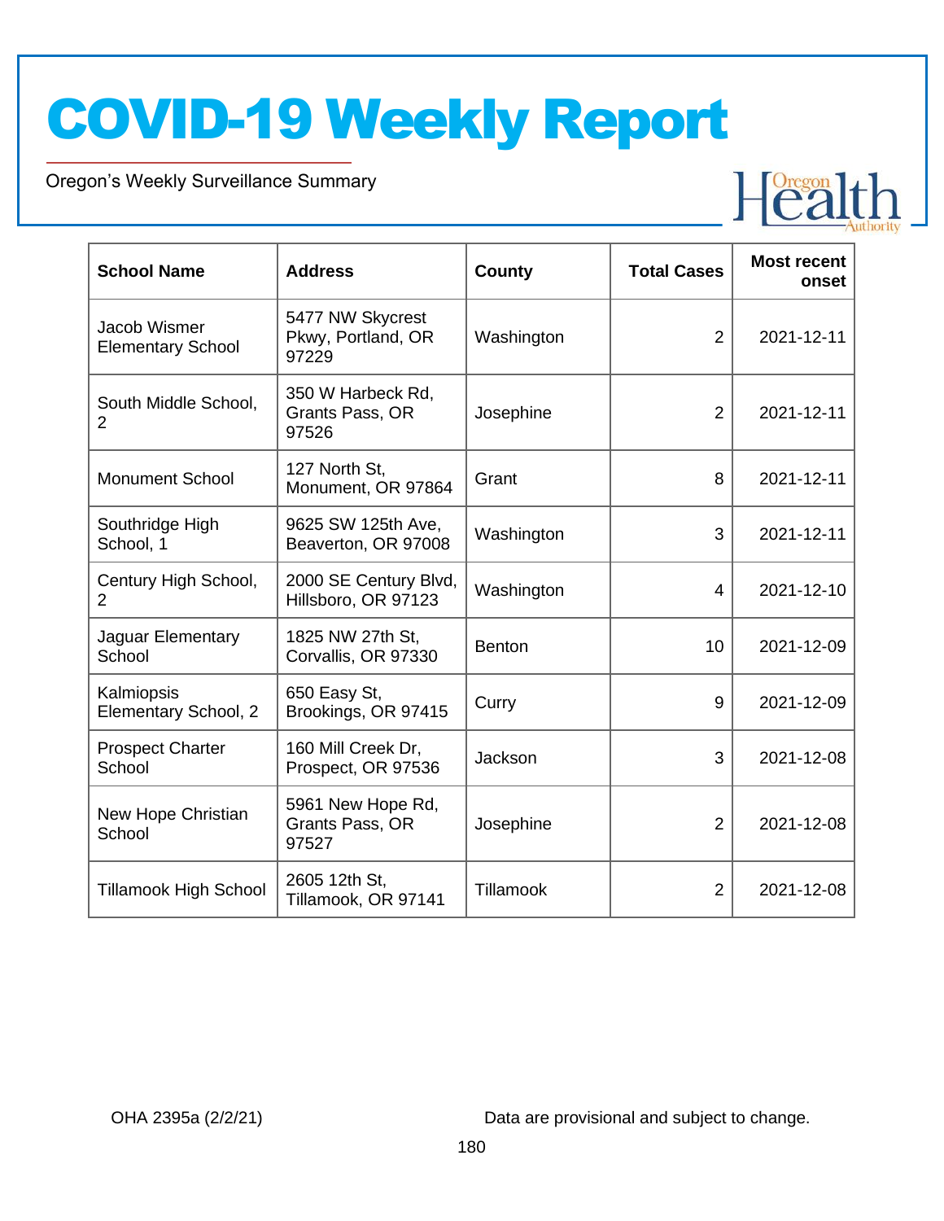# COVID-19 Weekly Report

Oregon's Weekly Surveillance Summary

| School Name | Address | County | Total Cases | Most recent onset |
|---|---|---|---|---|
| Jacob Wismer Elementary School | 5477 NW Skycrest Pkwy, Portland, OR 97229 | Washington | 2 | 2021-12-11 |
| South Middle School, 2 | 350 W Harbeck Rd, Grants Pass, OR 97526 | Josephine | 2 | 2021-12-11 |
| Monument School | 127 North St, Monument, OR 97864 | Grant | 8 | 2021-12-11 |
| Southridge High School, 1 | 9625 SW 125th Ave, Beaverton, OR 97008 | Washington | 3 | 2021-12-11 |
| Century High School, 2 | 2000 SE Century Blvd, Hillsboro, OR 97123 | Washington | 4 | 2021-12-10 |
| Jaguar Elementary School | 1825 NW 27th St, Corvallis, OR 97330 | Benton | 10 | 2021-12-09 |
| Kalmiopsis Elementary School, 2 | 650 Easy St, Brookings, OR 97415 | Curry | 9 | 2021-12-09 |
| Prospect Charter School | 160 Mill Creek Dr, Prospect, OR 97536 | Jackson | 3 | 2021-12-08 |
| New Hope Christian School | 5961 New Hope Rd, Grants Pass, OR 97527 | Josephine | 2 | 2021-12-08 |
| Tillamook High School | 2605 12th St, Tillamook, OR 97141 | Tillamook | 2 | 2021-12-08 |

OHA 2395a (2/2/21)

Data are provisional and subject to change.